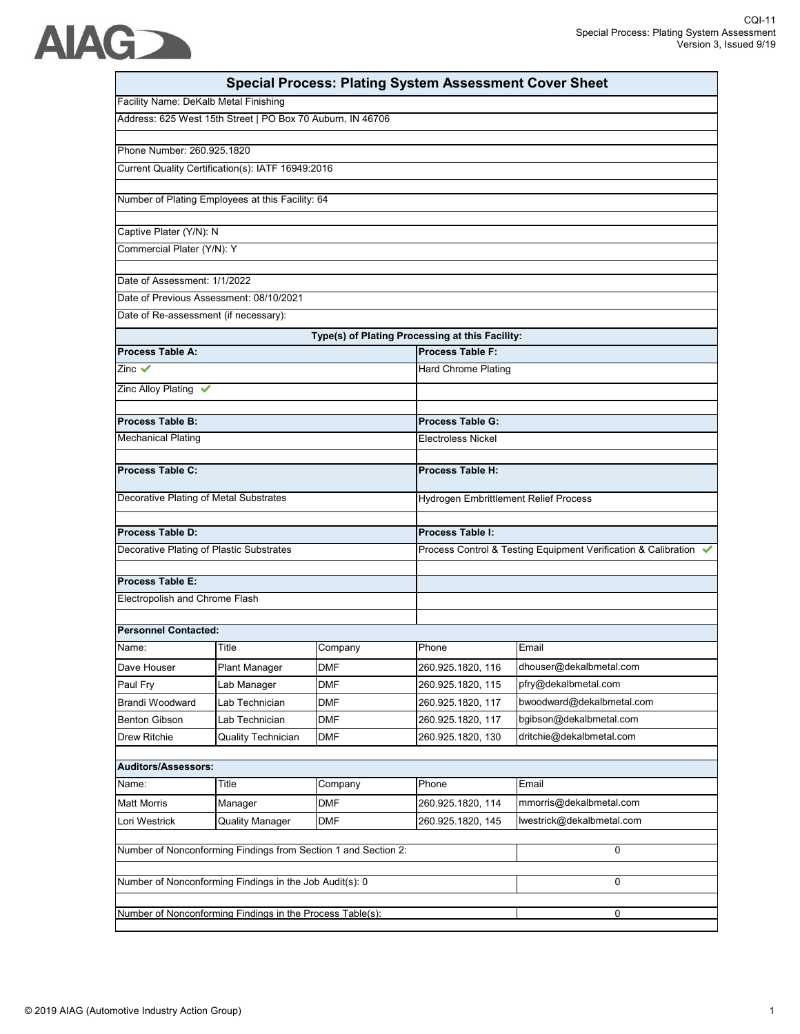# Special Process: Plating System Assessment Cover Sheet

Facility Name: DeKalb Metal Finishing

Address: 625 West 15th Street | PO Box 70 Auburn, IN 46706

Phone Number: 260.925.1820

Current Quality Certification(s): IATF 16949:2016

Number of Plating Employees at this Facility: 64

Captive Plater (Y/N): N

Commercial Plater (Y/N): Y

Date of Assessment: 1/1/2022

Date of Previous Assessment: 08/10/2021

Date of Re-assessment (if necessary):

## Type(s) of Plating Processing at this Facility:

| Process Table A: | Process Table F: |
|---|---|
| Zinc ✔ | Hard Chrome Plating |
| Zinc Alloy Plating ✔ | |
| **Process Table B:** | **Process Table G:** |
| Mechanical Plating | Electroless Nickel |
| **Process Table C:** | **Process Table H:** |
| Decorative Plating of Metal Substrates | Hydrogen Embrittlement Relief Process |
| **Process Table D:** | **Process Table I:** |
| Decorative Plating of Plastic Substrates | Process Control & Testing Equipment Verification & Calibration ✔ |
| **Process Table E:** | |
| Electropolish and Chrome Flash | |

## Personnel Contacted:

| Name: | Title | Company | Phone | Email |
|---|---|---|---|---|
| Dave Houser | Plant Manager | DMF | 260.925.1820, 116 | dhouser@dekalbmetal.com |
| Paul Fry | Lab Manager | DMF | 260.925.1820, 115 | pfry@dekalbmetal.com |
| Brandi Woodward | Lab Technician | DMF | 260.925.1820, 117 | bwoodward@dekalbmetal.com |
| Benton Gibson | Lab Technician | DMF | 260.925.1820, 117 | bgibson@dekalbmetal.com |
| Drew Ritchie | Quality Technician | DMF | 260.925.1820, 130 | dritchie@dekalbmetal.com |

## Auditors/Assessors:

| Name: | Title | Company | Phone | Email |
|---|---|---|---|---|
| Matt Morris | Manager | DMF | 260.925.1820, 114 | mmorris@dekalbmetal.com |
| Lori Westrick | Quality Manager | DMF | 260.925.1820, 145 | lwestrick@dekalbmetal.com |

| | |
|---|---|
| Number of Nonconforming Findings from Section 1 and Section 2: | 0 |
| Number of Nonconforming Findings in the Job Audit(s): 0 | 0 |
| Number of Nonconforming Findings in the Process Table(s): | 0 |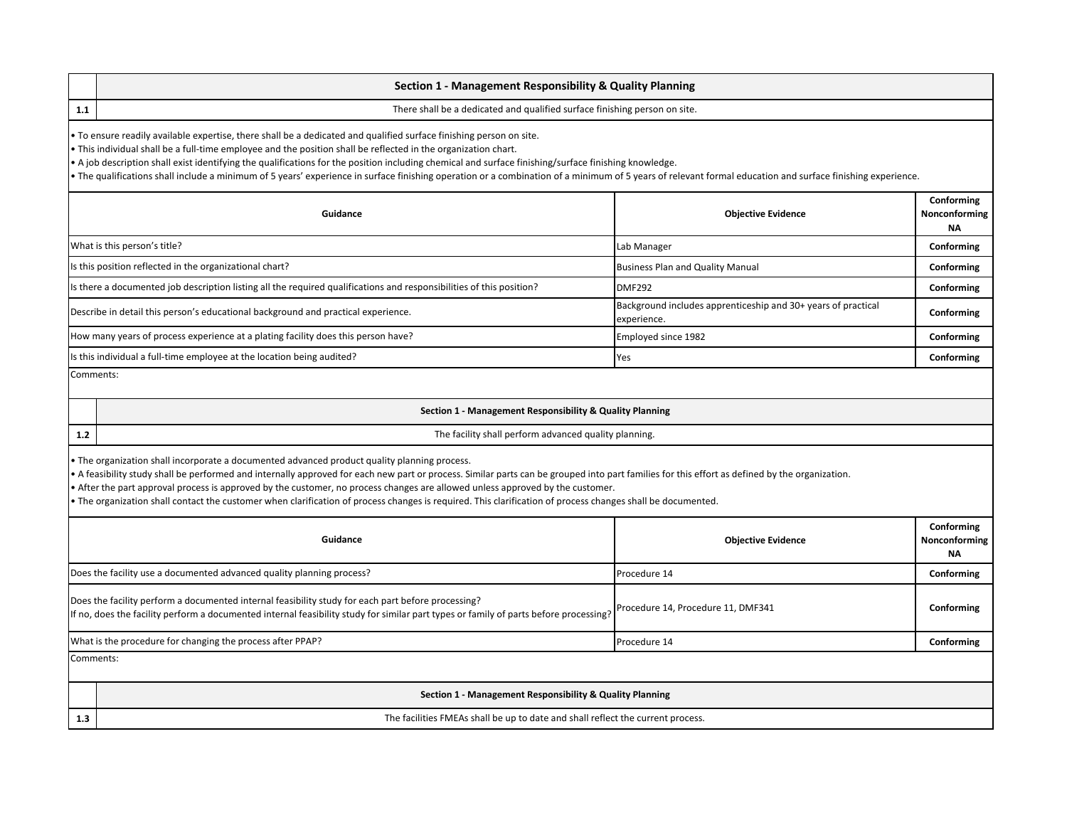## Section 1 - Management Responsibility & Quality Planning

| 1.1 | There shall be a dedicated and qualified surface finishing person on site. |
|---|---|

- To ensure readily available expertise, there shall be a dedicated and qualified surface finishing person on site.
- This individual shall be a full-time employee and the position shall be reflected in the organization chart.
- A job description shall exist identifying the qualifications for the position including chemical and surface finishing/surface finishing knowledge.
- The qualifications shall include a minimum of 5 years' experience in surface finishing operation or a combination of a minimum of 5 years of relevant formal education and surface finishing experience.

| Guidance | Objective Evidence | Conforming Nonconforming NA |
|---|---|---|
| What is this person's title? | Lab Manager | **Conforming** |
| Is this position reflected in the organizational chart? | Business Plan and Quality Manual | **Conforming** |
| Is there a documented job description listing all the required qualifications and responsibilities of this position? | DMF292 | **Conforming** |
| Describe in detail this person's educational background and practical experience. | Background includes apprenticeship and 30+ years of practical experience. | **Conforming** |
| How many years of process experience at a plating facility does this person have? | Employed since 1982 | **Conforming** |
| Is this individual a full-time employee at the location being audited? | Yes | **Conforming** |

Comments:

## Section 1 - Management Responsibility & Quality Planning

| 1.2 | The facility shall perform advanced quality planning. |
|---|---|

- The organization shall incorporate a documented advanced product quality planning process.
- A feasibility study shall be performed and internally approved for each new part or process. Similar parts can be grouped into part families for this effort as defined by the organization.
- After the part approval process is approved by the customer, no process changes are allowed unless approved by the customer.
- The organization shall contact the customer when clarification of process changes is required. This clarification of process changes shall be documented.

| Guidance | Objective Evidence | Conforming Nonconforming NA |
|---|---|---|
| Does the facility use a documented advanced quality planning process? | Procedure 14 | **Conforming** |
| Does the facility perform a documented internal feasibility study for each part before processing? If no, does the facility perform a documented internal feasibility study for similar part types or family of parts before processing? | Procedure 14, Procedure 11, DMF341 | **Conforming** |
| What is the procedure for changing the process after PPAP? | Procedure 14 | **Conforming** |

Comments:

## Section 1 - Management Responsibility & Quality Planning

| 1.3 | The facilities FMEAs shall be up to date and shall reflect the current process. |
|---|---|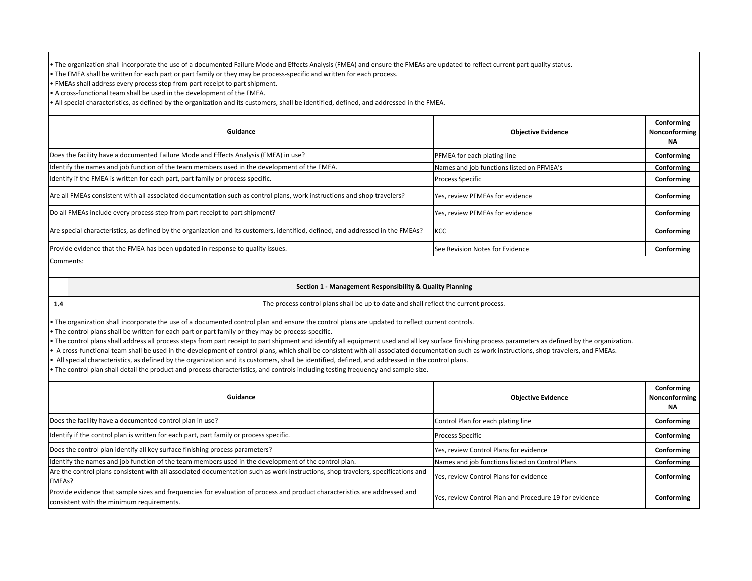- The organization shall incorporate the use of a documented Failure Mode and Effects Analysis (FMEA) and ensure the FMEAs are updated to reflect current part quality status.
- The FMEA shall be written for each part or part family or they may be process-specific and written for each process.
- FMEAs shall address every process step from part receipt to part shipment.
- A cross-functional team shall be used in the development of the FMEA.
- All special characteristics, as defined by the organization and its customers, shall be identified, defined, and addressed in the FMEA.

| Guidance | Objective Evidence | Conforming Nonconforming NA |
|---|---|---|
| Does the facility have a documented Failure Mode and Effects Analysis (FMEA) in use? | PFMEA for each plating line | **Conforming** |
| Identify the names and job function of the team members used in the development of the FMEA. | Names and job functions listed on PFMEA's | **Conforming** |
| Identify if the FMEA is written for each part, part family or process specific. | Process Specific | **Conforming** |
| Are all FMEAs consistent with all associated documentation such as control plans, work instructions and shop travelers? | Yes, review PFMEAs for evidence | **Conforming** |
| Do all FMEAs include every process step from part receipt to part shipment? | Yes, review PFMEAs for evidence | **Conforming** |
| Are special characteristics, as defined by the organization and its customers, identified, defined, and addressed in the FMEAs? | KCC | **Conforming** |
| Provide evidence that the FMEA has been updated in response to quality issues. | See Revision Notes for Evidence | **Conforming** |

Comments:

## Section 1 - Management Responsibility & Quality Planning

**1.4** The process control plans shall be up to date and shall reflect the current process.

- The organization shall incorporate the use of a documented control plan and ensure the control plans are updated to reflect current controls.
- The control plans shall be written for each part or part family or they may be process-specific.
- The control plans shall address all process steps from part receipt to part shipment and identify all equipment used and all key surface finishing process parameters as defined by the organization.
- A cross-functional team shall be used in the development of control plans, which shall be consistent with all associated documentation such as work instructions, shop travelers, and FMEAs.
- All special characteristics, as defined by the organization and its customers, shall be identified, defined, and addressed in the control plans.
- The control plan shall detail the product and process characteristics, and controls including testing frequency and sample size.

| Guidance | Objective Evidence | Conforming Nonconforming NA |
|---|---|---|
| Does the facility have a documented control plan in use? | Control Plan for each plating line | **Conforming** |
| Identify if the control plan is written for each part, part family or process specific. | Process Specific | **Conforming** |
| Does the control plan identify all key surface finishing process parameters? | Yes, review Control Plans for evidence | **Conforming** |
| Identify the names and job function of the team members used in the development of the control plan. | Names and job functions listed on Control Plans | **Conforming** |
| Are the control plans consistent with all associated documentation such as work instructions, shop travelers, specifications and FMEAs? | Yes, review Control Plans for evidence | **Conforming** |
| Provide evidence that sample sizes and frequencies for evaluation of process and product characteristics are addressed and consistent with the minimum requirements. | Yes, review Control Plan and Procedure 19 for evidence | **Conforming** |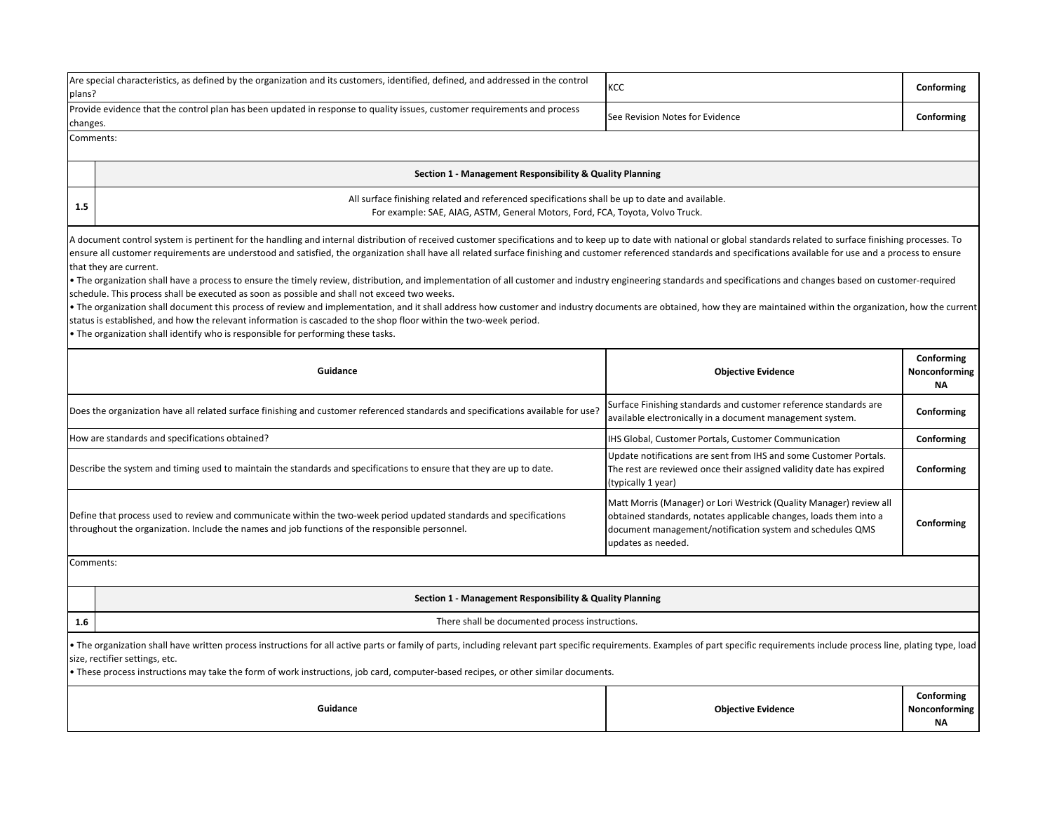| | | |
|---|---|---|
| Are special characteristics, as defined by the organization and its customers, identified, defined, and addressed in the control plans? | KCC | **Conforming** |
| Provide evidence that the control plan has been updated in response to quality issues, customer requirements and process changes. | See Revision Notes for Evidence | **Conforming** |

Comments:

## Section 1 - Management Responsibility & Quality Planning

**1.5** All surface finishing related and referenced specifications shall be up to date and available.
For example: SAE, AIAG, ASTM, General Motors, Ford, FCA, Toyota, Volvo Truck.

A document control system is pertinent for the handling and internal distribution of received customer specifications and to keep up to date with national or global standards related to surface finishing processes. To ensure all customer requirements are understood and satisfied, the organization shall have all related surface finishing and customer referenced standards and specifications available for use and a process to ensure that they are current.

- The organization shall have a process to ensure the timely review, distribution, and implementation of all customer and industry engineering standards and specifications and changes based on customer-required schedule. This process shall be executed as soon as possible and shall not exceed two weeks.
- The organization shall document this process of review and implementation, and it shall address how customer and industry documents are obtained, how they are maintained within the organization, how the current status is established, and how the relevant information is cascaded to the shop floor within the two-week period.
- The organization shall identify who is responsible for performing these tasks.

| Guidance | Objective Evidence | Conforming Nonconforming NA |
|---|---|---|
| Does the organization have all related surface finishing and customer referenced standards and specifications available for use? | Surface Finishing standards and customer reference standards are available electronically in a document management system. | **Conforming** |
| How are standards and specifications obtained? | IHS Global, Customer Portals, Customer Communication | **Conforming** |
| Describe the system and timing used to maintain the standards and specifications to ensure that they are up to date. | Update notifications are sent from IHS and some Customer Portals. The rest are reviewed once their assigned validity date has expired (typically 1 year) | **Conforming** |
| Define that process used to review and communicate within the two-week period updated standards and specifications throughout the organization. Include the names and job functions of the responsible personnel. | Matt Morris (Manager) or Lori Westrick (Quality Manager) review all obtained standards, notates applicable changes, loads them into a document management/notification system and schedules QMS updates as needed. | **Conforming** |

Comments:

## Section 1 - Management Responsibility & Quality Planning

**1.6** There shall be documented process instructions.

- The organization shall have written process instructions for all active parts or family of parts, including relevant part specific requirements. Examples of part specific requirements include process line, plating type, load size, rectifier settings, etc.
- These process instructions may take the form of work instructions, job card, computer-based recipes, or other similar documents.

| Guidance | Objective Evidence | Conforming Nonconforming NA |
|---|---|---|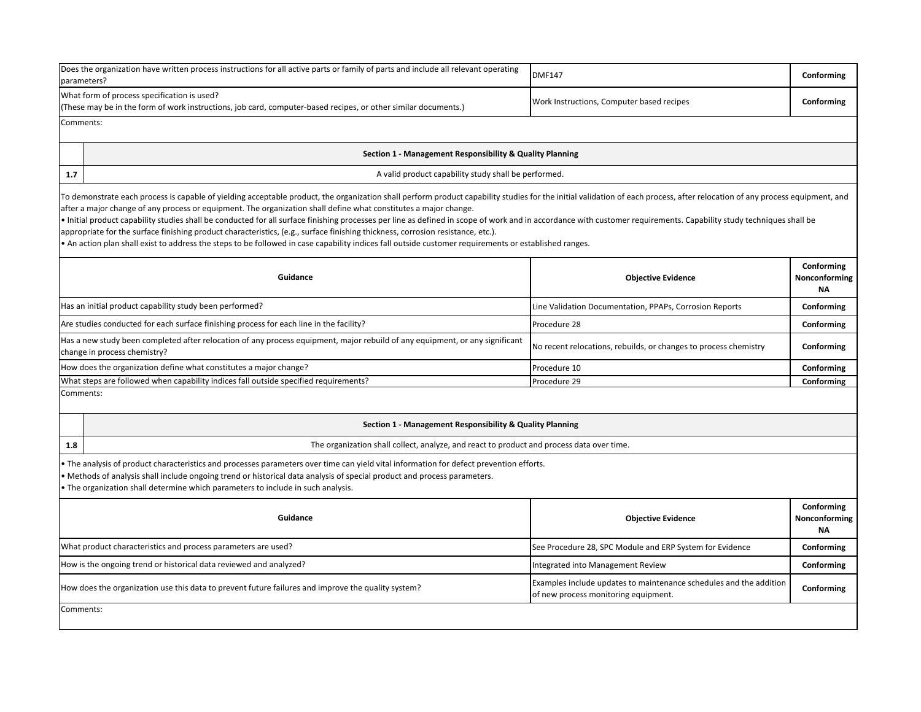| Does the organization have written process instructions for all active parts or family of parts and include all relevant operating parameters? | DMF147 | **Conforming** |
|---|---|---|
| What form of process specification is used?<br>(These may be in the form of work instructions, job card, computer-based recipes, or other similar documents.) | Work Instructions, Computer based recipes | **Conforming** |

Comments:

| | **Section 1 - Management Responsibility & Quality Planning** |
|---|---|
| **1.7** | A valid product capability study shall be performed. |

To demonstrate each process is capable of yielding acceptable product, the organization shall perform product capability studies for the initial validation of each process, after relocation of any process equipment, and after a major change of any process or equipment. The organization shall define what constitutes a major change.

- Initial product capability studies shall be conducted for all surface finishing processes per line as defined in scope of work and in accordance with customer requirements. Capability study techniques shall be appropriate for the surface finishing product characteristics, (e.g., surface finishing thickness, corrosion resistance, etc.).
- An action plan shall exist to address the steps to be followed in case capability indices fall outside customer requirements or established ranges.

| **Guidance** | **Objective Evidence** | **Conforming<br>Nonconforming<br>NA** |
|---|---|---|
| Has an initial product capability study been performed? | Line Validation Documentation, PPAPs, Corrosion Reports | **Conforming** |
| Are studies conducted for each surface finishing process for each line in the facility? | Procedure 28 | **Conforming** |
| Has a new study been completed after relocation of any process equipment, major rebuild of any equipment, or any significant change in process chemistry? | No recent relocations, rebuilds, or changes to process chemistry | **Conforming** |
| How does the organization define what constitutes a major change? | Procedure 10 | **Conforming** |
| What steps are followed when capability indices fall outside specified requirements? | Procedure 29 | **Conforming** |

Comments:

| | **Section 1 - Management Responsibility & Quality Planning** |
|---|---|
| **1.8** | The organization shall collect, analyze, and react to product and process data over time. |

- The analysis of product characteristics and processes parameters over time can yield vital information for defect prevention efforts.
- Methods of analysis shall include ongoing trend or historical data analysis of special product and process parameters.
- The organization shall determine which parameters to include in such analysis.

| **Guidance** | **Objective Evidence** | **Conforming<br>Nonconforming<br>NA** |
|---|---|---|
| What product characteristics and process parameters are used? | See Procedure 28, SPC Module and ERP System for Evidence | **Conforming** |
| How is the ongoing trend or historical data reviewed and analyzed? | Integrated into Management Review | **Conforming** |
| How does the organization use this data to prevent future failures and improve the quality system? | Examples include updates to maintenance schedules and the addition of new process monitoring equipment. | **Conforming** |

Comments: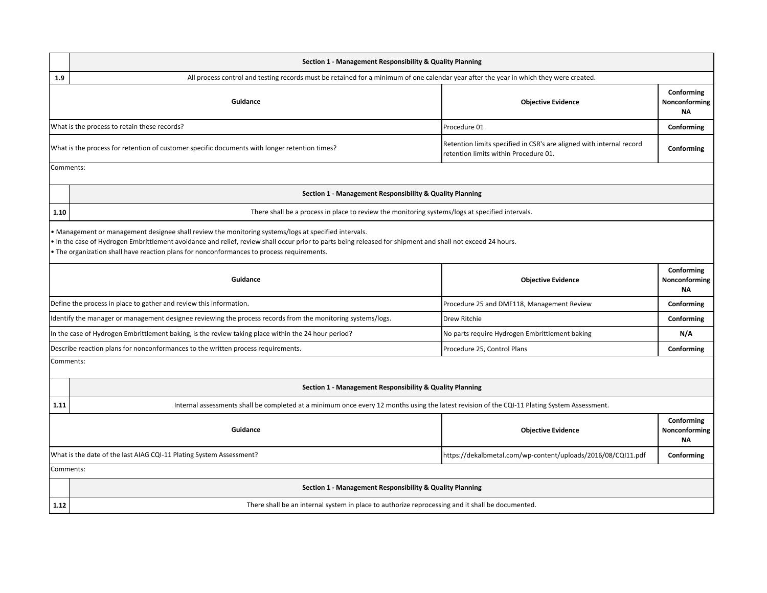| | Section 1 - Management Responsibility & Quality Planning | |
|---|---|---|
| **1.9** | All process control and testing records must be retained for a minimum of one calendar year after the year in which they were created. | |
| **Guidance** | **Objective Evidence** | **Conforming Nonconforming NA** |
| What is the process to retain these records? | Procedure 01 | **Conforming** |
| What is the process for retention of customer specific documents with longer retention times? | Retention limits specified in CSR's are aligned with internal record retention limits within Procedure 01. | **Conforming** |
| Comments: | | |

| | Section 1 - Management Responsibility & Quality Planning | |
|---|---|---|
| **1.10** | There shall be a process in place to review the monitoring systems/logs at specified intervals. | |

- Management or management designee shall review the monitoring systems/logs at specified intervals.
- In the case of Hydrogen Embrittlement avoidance and relief, review shall occur prior to parts being released for shipment and shall not exceed 24 hours.
- The organization shall have reaction plans for nonconformances to process requirements.

| Guidance | Objective Evidence | Conforming Nonconforming NA |
|---|---|---|
| Define the process in place to gather and review this information. | Procedure 25 and DMF118, Management Review | **Conforming** |
| Identify the manager or management designee reviewing the process records from the monitoring systems/logs. | Drew Ritchie | **Conforming** |
| In the case of Hydrogen Embrittlement baking, is the review taking place within the 24 hour period? | No parts require Hydrogen Embrittlement baking | **N/A** |
| Describe reaction plans for nonconformances to the written process requirements. | Procedure 25, Control Plans | **Conforming** |
| Comments: | | |

| | Section 1 - Management Responsibility & Quality Planning | |
|---|---|---|
| **1.11** | Internal assessments shall be completed at a minimum once every 12 months using the latest revision of the CQI-11 Plating System Assessment. | |
| **Guidance** | **Objective Evidence** | **Conforming Nonconforming NA** |
| What is the date of the last AIAG CQI-11 Plating System Assessment? | https://dekalbmetal.com/wp-content/uploads/2016/08/CQI11.pdf | **Conforming** |
| Comments: | | |

| | Section 1 - Management Responsibility & Quality Planning |
|---|---|
| **1.12** | There shall be an internal system in place to authorize reprocessing and it shall be documented. |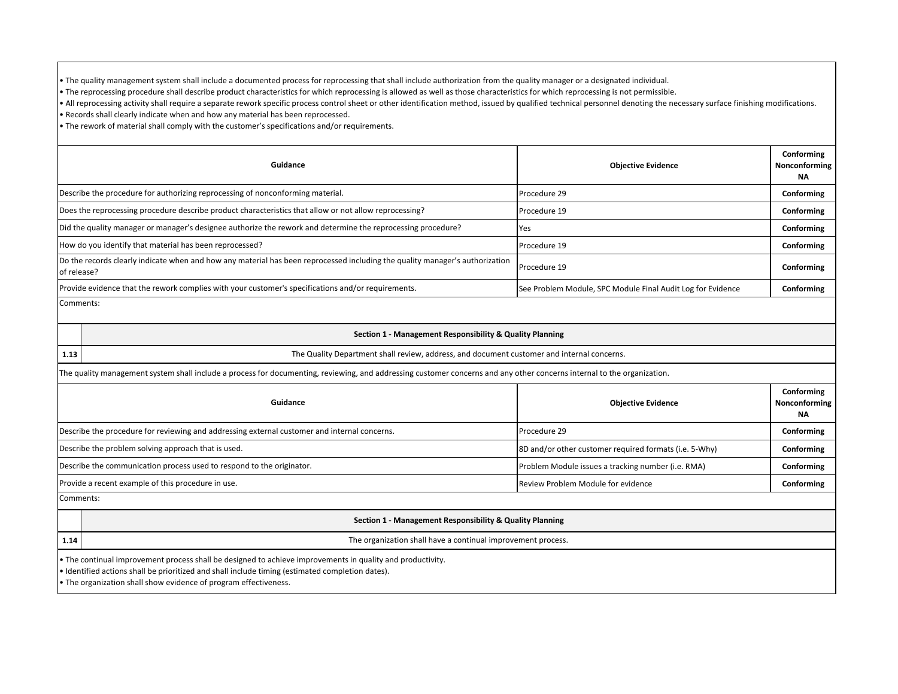- The quality management system shall include a documented process for reprocessing that shall include authorization from the quality manager or a designated individual.
- The reprocessing procedure shall describe product characteristics for which reprocessing is allowed as well as those characteristics for which reprocessing is not permissible.
- All reprocessing activity shall require a separate rework specific process control sheet or other identification method, issued by qualified technical personnel denoting the necessary surface finishing modifications.
- Records shall clearly indicate when and how any material has been reprocessed.
- The rework of material shall comply with the customer's specifications and/or requirements.

| Guidance | Objective Evidence | Conforming Nonconforming NA |
|---|---|---|
| Describe the procedure for authorizing reprocessing of nonconforming material. | Procedure 29 | **Conforming** |
| Does the reprocessing procedure describe product characteristics that allow or not allow reprocessing? | Procedure 19 | **Conforming** |
| Did the quality manager or manager's designee authorize the rework and determine the reprocessing procedure? | Yes | **Conforming** |
| How do you identify that material has been reprocessed? | Procedure 19 | **Conforming** |
| Do the records clearly indicate when and how any material has been reprocessed including the quality manager's authorization of release? | Procedure 19 | **Conforming** |
| Provide evidence that the rework complies with your customer's specifications and/or requirements. | See Problem Module, SPC Module Final Audit Log for Evidence | **Conforming** |

Comments:

| | **Section 1 - Management Responsibility & Quality Planning** |
|---|---|
| **1.13** | The Quality Department shall review, address, and document customer and internal concerns. |

The quality management system shall include a process for documenting, reviewing, and addressing customer concerns and any other concerns internal to the organization.

| Guidance | Objective Evidence | Conforming Nonconforming NA |
|---|---|---|
| Describe the procedure for reviewing and addressing external customer and internal concerns. | Procedure 29 | **Conforming** |
| Describe the problem solving approach that is used. | 8D and/or other customer required formats (i.e. 5-Why) | **Conforming** |
| Describe the communication process used to respond to the originator. | Problem Module issues a tracking number (i.e. RMA) | **Conforming** |
| Provide a recent example of this procedure in use. | Review Problem Module for evidence | **Conforming** |

Comments:

| | **Section 1 - Management Responsibility & Quality Planning** |
|---|---|
| **1.14** | The organization shall have a continual improvement process. |

- The continual improvement process shall be designed to achieve improvements in quality and productivity.
- Identified actions shall be prioritized and shall include timing (estimated completion dates).
- The organization shall show evidence of program effectiveness.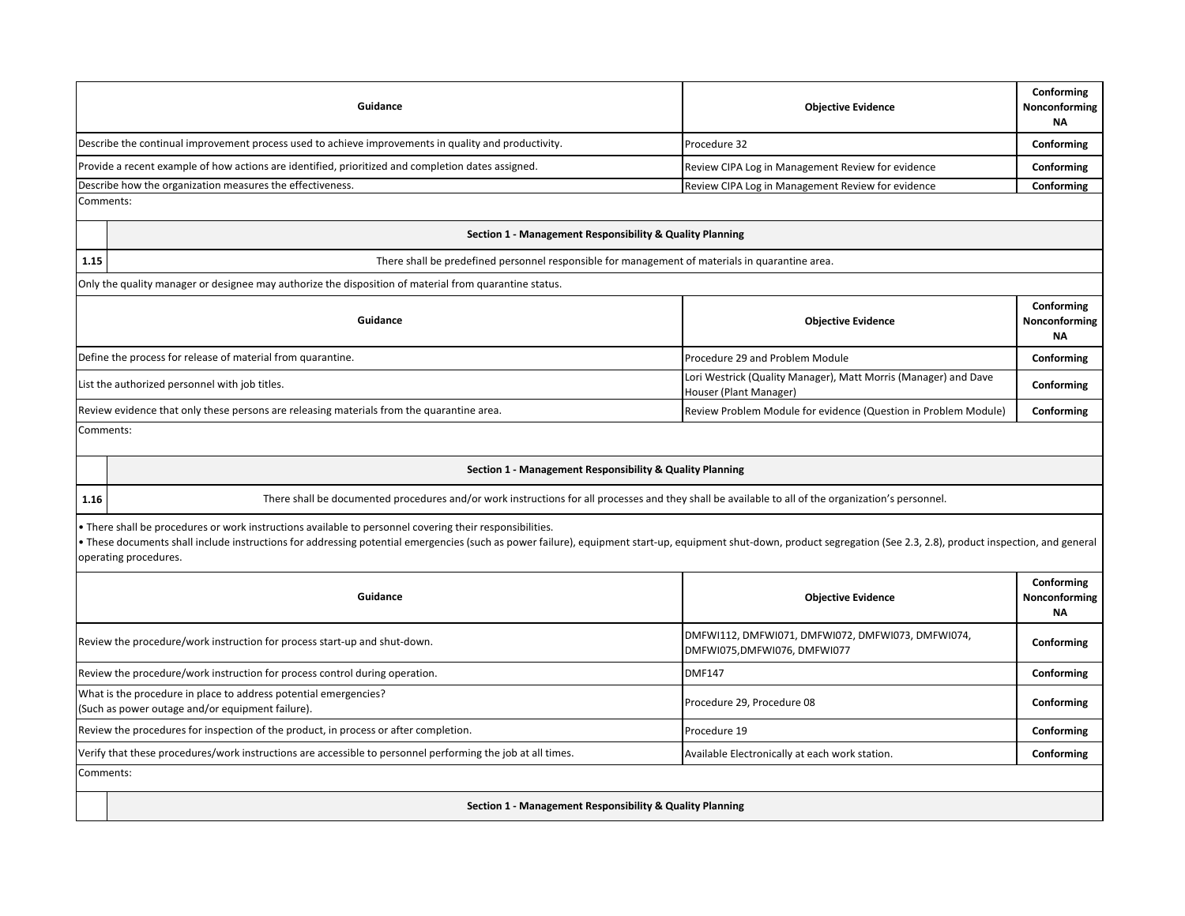| Guidance | Objective Evidence | Conforming Nonconforming NA |
| --- | --- | --- |
| Describe the continual improvement process used to achieve improvements in quality and productivity. | Procedure 32 | **Conforming** |
| Provide a recent example of how actions are identified, prioritized and completion dates assigned. | Review CIPA Log in Management Review for evidence | **Conforming** |
| Describe how the organization measures the effectiveness. | Review CIPA Log in Management Review for evidence | **Conforming** |

Comments:

**Section 1 - Management Responsibility & Quality Planning**

**1.15** There shall be predefined personnel responsible for management of materials in quarantine area.

Only the quality manager or designee may authorize the disposition of material from quarantine status.

| Guidance | Objective Evidence | Conforming Nonconforming NA |
| --- | --- | --- |
| Define the process for release of material from quarantine. | Procedure 29 and Problem Module | **Conforming** |
| List the authorized personnel with job titles. | Lori Westrick (Quality Manager), Matt Morris (Manager) and Dave Houser (Plant Manager) | **Conforming** |
| Review evidence that only these persons are releasing materials from the quarantine area. | Review Problem Module for evidence (Question in Problem Module) | **Conforming** |

Comments:

**Section 1 - Management Responsibility & Quality Planning**

**1.16** There shall be documented procedures and/or work instructions for all processes and they shall be available to all of the organization's personnel.

- There shall be procedures or work instructions available to personnel covering their responsibilities.
- These documents shall include instructions for addressing potential emergencies (such as power failure), equipment start-up, equipment shut-down, product segregation (See 2.3, 2.8), product inspection, and general operating procedures.

| Guidance | Objective Evidence | Conforming Nonconforming NA |
| --- | --- | --- |
| Review the procedure/work instruction for process start-up and shut-down. | DMFWI112, DMFWI071, DMFWI072, DMFWI073, DMFWI074, DMFWI075,DMFWI076, DMFWI077 | **Conforming** |
| Review the procedure/work instruction for process control during operation. | DMF147 | **Conforming** |
| What is the procedure in place to address potential emergencies? (Such as power outage and/or equipment failure). | Procedure 29, Procedure 08 | **Conforming** |
| Review the procedures for inspection of the product, in process or after completion. | Procedure 19 | **Conforming** |
| Verify that these procedures/work instructions are accessible to personnel performing the job at all times. | Available Electronically at each work station. | **Conforming** |

Comments:

**Section 1 - Management Responsibility & Quality Planning**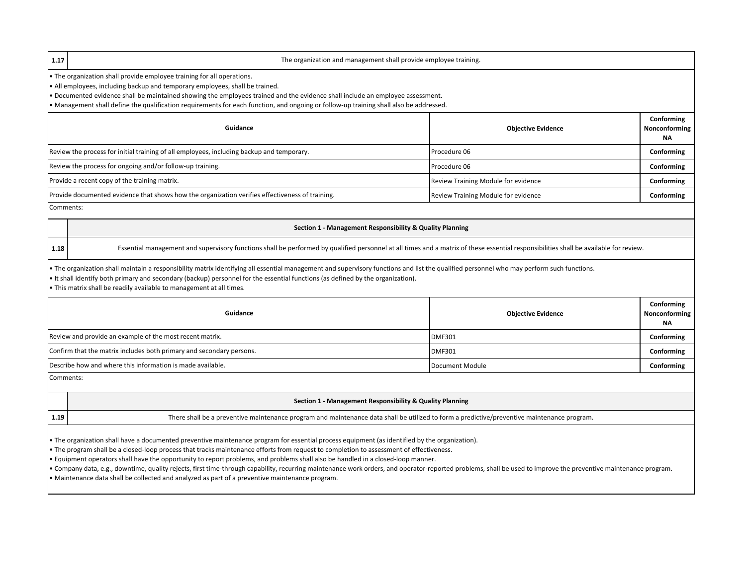**1.17** The organization and management shall provide employee training.

- The organization shall provide employee training for all operations.
- All employees, including backup and temporary employees, shall be trained.
- Documented evidence shall be maintained showing the employees trained and the evidence shall include an employee assessment.
- Management shall define the qualification requirements for each function, and ongoing or follow-up training shall also be addressed.

| Guidance | Objective Evidence | Conforming Nonconforming NA |
|---|---|---|
| Review the process for initial training of all employees, including backup and temporary. | Procedure 06 | **Conforming** |
| Review the process for ongoing and/or follow-up training. | Procedure 06 | **Conforming** |
| Provide a recent copy of the training matrix. | Review Training Module for evidence | **Conforming** |
| Provide documented evidence that shows how the organization verifies effectiveness of training. | Review Training Module for evidence | **Conforming** |

Comments:

## Section 1 - Management Responsibility & Quality Planning

**1.18** Essential management and supervisory functions shall be performed by qualified personnel at all times and a matrix of these essential responsibilities shall be available for review.

- The organization shall maintain a responsibility matrix identifying all essential management and supervisory functions and list the qualified personnel who may perform such functions.
- It shall identify both primary and secondary (backup) personnel for the essential functions (as defined by the organization).
- This matrix shall be readily available to management at all times.

| Guidance | Objective Evidence | Conforming Nonconforming NA |
|---|---|---|
| Review and provide an example of the most recent matrix. | DMF301 | **Conforming** |
| Confirm that the matrix includes both primary and secondary persons. | DMF301 | **Conforming** |
| Describe how and where this information is made available. | Document Module | **Conforming** |

Comments:

## Section 1 - Management Responsibility & Quality Planning

**1.19** There shall be a preventive maintenance program and maintenance data shall be utilized to form a predictive/preventive maintenance program.

- The organization shall have a documented preventive maintenance program for essential process equipment (as identified by the organization).
- The program shall be a closed-loop process that tracks maintenance efforts from request to completion to assessment of effectiveness.
- Equipment operators shall have the opportunity to report problems, and problems shall also be handled in a closed-loop manner.
- Company data, e.g., downtime, quality rejects, first time-through capability, recurring maintenance work orders, and operator-reported problems, shall be used to improve the preventive maintenance program.
- Maintenance data shall be collected and analyzed as part of a preventive maintenance program.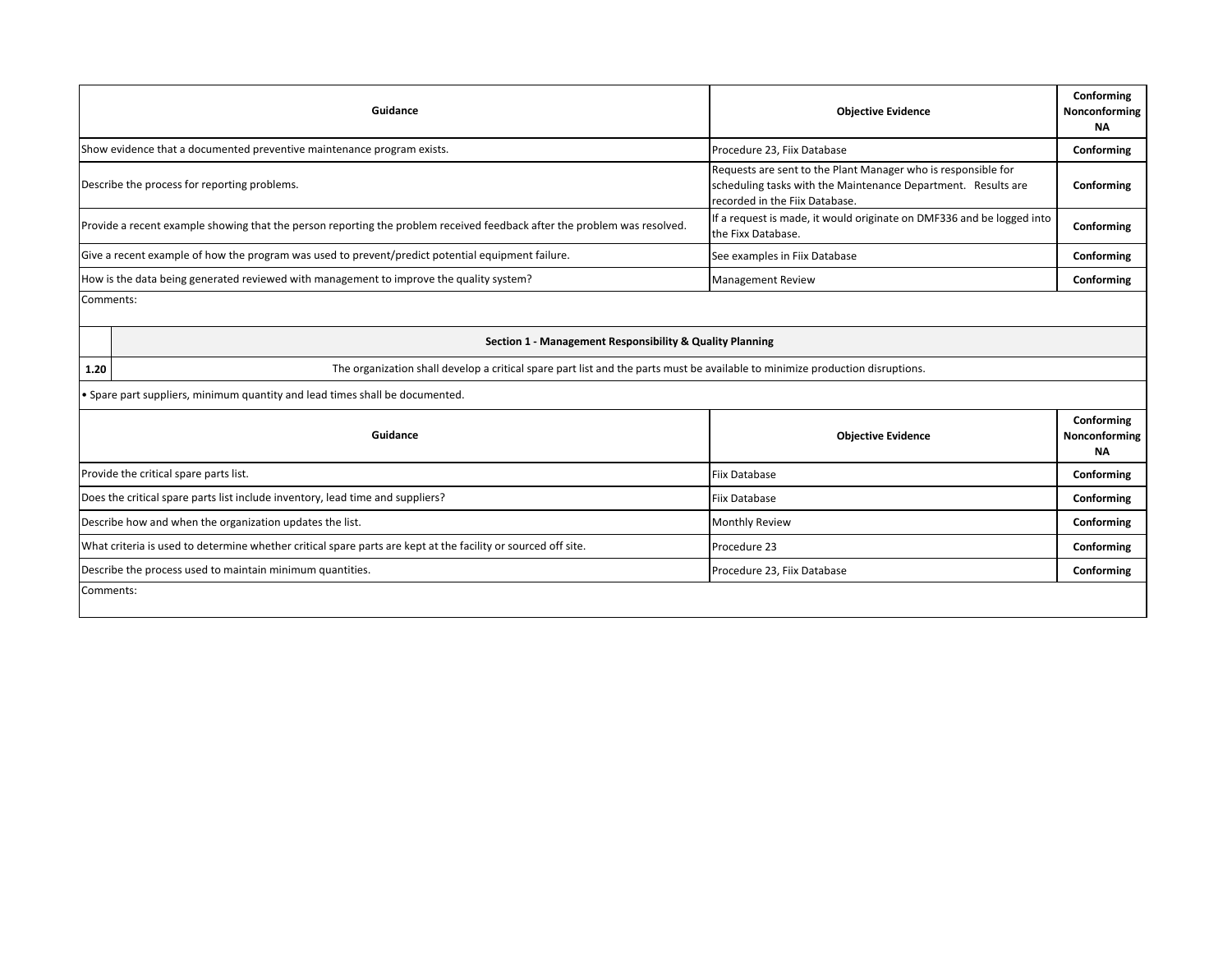| Guidance | Objective Evidence | Conforming Nonconforming NA |
|---|---|---|
| Show evidence that a documented preventive maintenance program exists. | Procedure 23, Fiix Database | **Conforming** |
| Describe the process for reporting problems. | Requests are sent to the Plant Manager who is responsible for scheduling tasks with the Maintenance Department. Results are recorded in the Fiix Database. | **Conforming** |
| Provide a recent example showing that the person reporting the problem received feedback after the problem was resolved. | If a request is made, it would originate on DMF336 and be logged into the Fixx Database. | **Conforming** |
| Give a recent example of how the program was used to prevent/predict potential equipment failure. | See examples in Fiix Database | **Conforming** |
| How is the data being generated reviewed with management to improve the quality system? | Management Review | **Conforming** |

Comments:

**Section 1 - Management Responsibility & Quality Planning**

| | |
|---|---|
| **1.20** | The organization shall develop a critical spare part list and the parts must be available to minimize production disruptions. |

- Spare part suppliers, minimum quantity and lead times shall be documented.

| Guidance | Objective Evidence | Conforming Nonconforming NA |
|---|---|---|
| Provide the critical spare parts list. | Fiix Database | **Conforming** |
| Does the critical spare parts list include inventory, lead time and suppliers? | Fiix Database | **Conforming** |
| Describe how and when the organization updates the list. | Monthly Review | **Conforming** |
| What criteria is used to determine whether critical spare parts are kept at the facility or sourced off site. | Procedure 23 | **Conforming** |
| Describe the process used to maintain minimum quantities. | Procedure 23, Fiix Database | **Conforming** |

Comments: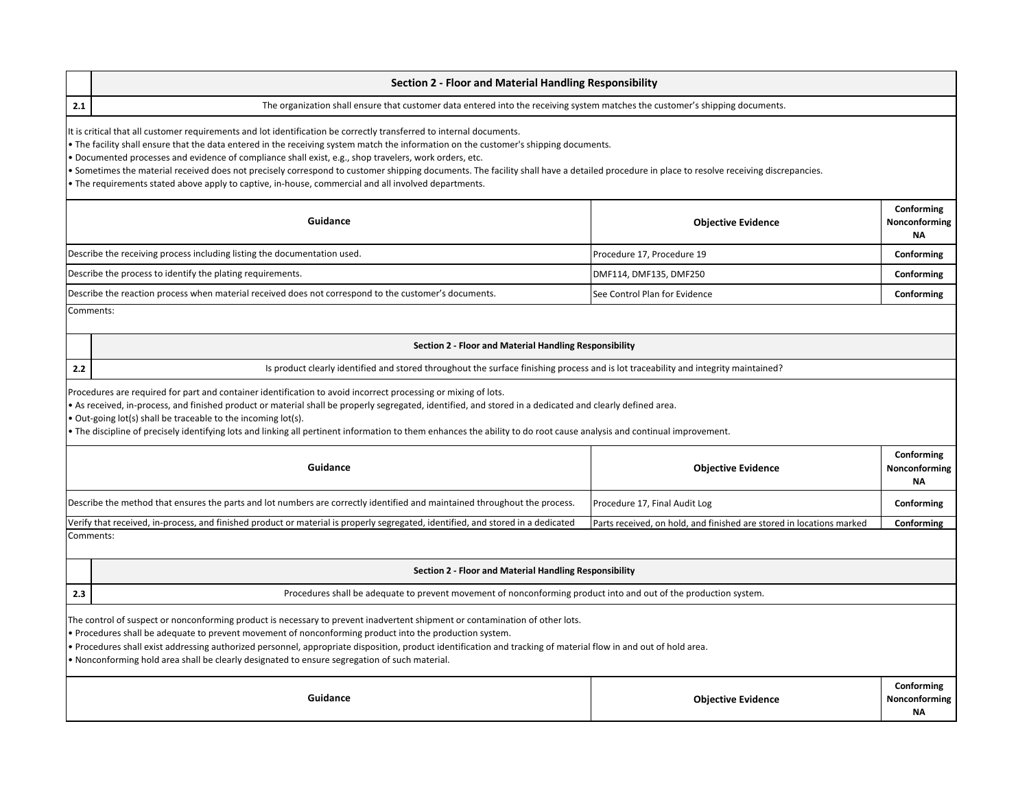## Section 2 - Floor and Material Handling Responsibility

**2.1** The organization shall ensure that customer data entered into the receiving system matches the customer's shipping documents.

It is critical that all customer requirements and lot identification be correctly transferred to internal documents.
- The facility shall ensure that the data entered in the receiving system match the information on the customer's shipping documents.
- Documented processes and evidence of compliance shall exist, e.g., shop travelers, work orders, etc.
- Sometimes the material received does not precisely correspond to customer shipping documents. The facility shall have a detailed procedure in place to resolve receiving discrepancies.
- The requirements stated above apply to captive, in-house, commercial and all involved departments.

| Guidance | Objective Evidence | Conforming Nonconforming NA |
|---|---|---|
| Describe the receiving process including listing the documentation used. | Procedure 17, Procedure 19 | **Conforming** |
| Describe the process to identify the plating requirements. | DMF114, DMF135, DMF250 | **Conforming** |
| Describe the reaction process when material received does not correspond to the customer's documents. | See Control Plan for Evidence | **Conforming** |

Comments:

## Section 2 - Floor and Material Handling Responsibility

**2.2** Is product clearly identified and stored throughout the surface finishing process and is lot traceability and integrity maintained?

Procedures are required for part and container identification to avoid incorrect processing or mixing of lots.
- As received, in-process, and finished product or material shall be properly segregated, identified, and stored in a dedicated and clearly defined area.
- Out-going lot(s) shall be traceable to the incoming lot(s).
- The discipline of precisely identifying lots and linking all pertinent information to them enhances the ability to do root cause analysis and continual improvement.

| Guidance | Objective Evidence | Conforming Nonconforming NA |
|---|---|---|
| Describe the method that ensures the parts and lot numbers are correctly identified and maintained throughout the process. | Procedure 17, Final Audit Log | **Conforming** |
| Verify that received, in-process, and finished product or material is properly segregated, identified, and stored in a dedicated | Parts received, on hold, and finished are stored in locations marked | **Conforming** |

Comments:

## Section 2 - Floor and Material Handling Responsibility

**2.3** Procedures shall be adequate to prevent movement of nonconforming product into and out of the production system.

The control of suspect or nonconforming product is necessary to prevent inadvertent shipment or contamination of other lots.
- Procedures shall be adequate to prevent movement of nonconforming product into the production system.
- Procedures shall exist addressing authorized personnel, appropriate disposition, product identification and tracking of material flow in and out of hold area.
- Nonconforming hold area shall be clearly designated to ensure segregation of such material.

| Guidance | Objective Evidence | Conforming Nonconforming NA |
|---|---|---|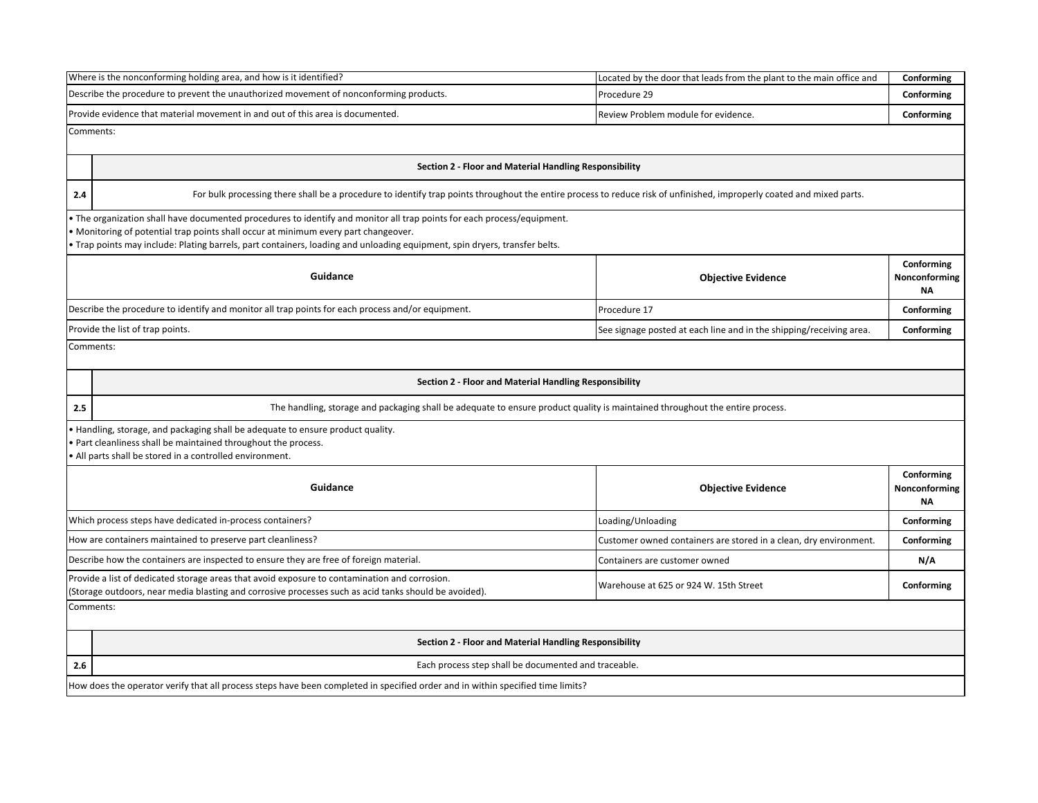| | | |
|---|---|---|
| Where is the nonconforming holding area, and how is it identified? | Located by the door that leads from the plant to the main office and | **Conforming** |
| Describe the procedure to prevent the unauthorized movement of nonconforming products. | Procedure 29 | **Conforming** |
| Provide evidence that material movement in and out of this area is documented. | Review Problem module for evidence. | **Conforming** |

Comments:

**Section 2 - Floor and Material Handling Responsibility**

| | |
|---|---|
| **2.4** | For bulk processing there shall be a procedure to identify trap points throughout the entire process to reduce risk of unfinished, improperly coated and mixed parts. |

- The organization shall have documented procedures to identify and monitor all trap points for each process/equipment.
- Monitoring of potential trap points shall occur at minimum every part changeover.
- Trap points may include: Plating barrels, part containers, loading and unloading equipment, spin dryers, transfer belts.

| Guidance | Objective Evidence | Conforming Nonconforming NA |
|---|---|---|
| Describe the procedure to identify and monitor all trap points for each process and/or equipment. | Procedure 17 | **Conforming** |
| Provide the list of trap points. | See signage posted at each line and in the shipping/receiving area. | **Conforming** |

Comments:

**Section 2 - Floor and Material Handling Responsibility**

| | |
|---|---|
| **2.5** | The handling, storage and packaging shall be adequate to ensure product quality is maintained throughout the entire process. |

- Handling, storage, and packaging shall be adequate to ensure product quality.
- Part cleanliness shall be maintained throughout the process.
- All parts shall be stored in a controlled environment.

| Guidance | Objective Evidence | Conforming Nonconforming NA |
|---|---|---|
| Which process steps have dedicated in-process containers? | Loading/Unloading | **Conforming** |
| How are containers maintained to preserve part cleanliness? | Customer owned containers are stored in a clean, dry environment. | **Conforming** |
| Describe how the containers are inspected to ensure they are free of foreign material. | Containers are customer owned | **N/A** |
| Provide a list of dedicated storage areas that avoid exposure to contamination and corrosion. (Storage outdoors, near media blasting and corrosive processes such as acid tanks should be avoided). | Warehouse at 625 or 924 W. 15th Street | **Conforming** |

Comments:

**Section 2 - Floor and Material Handling Responsibility**

| | |
|---|---|
| **2.6** | Each process step shall be documented and traceable. |

How does the operator verify that all process steps have been completed in specified order and in within specified time limits?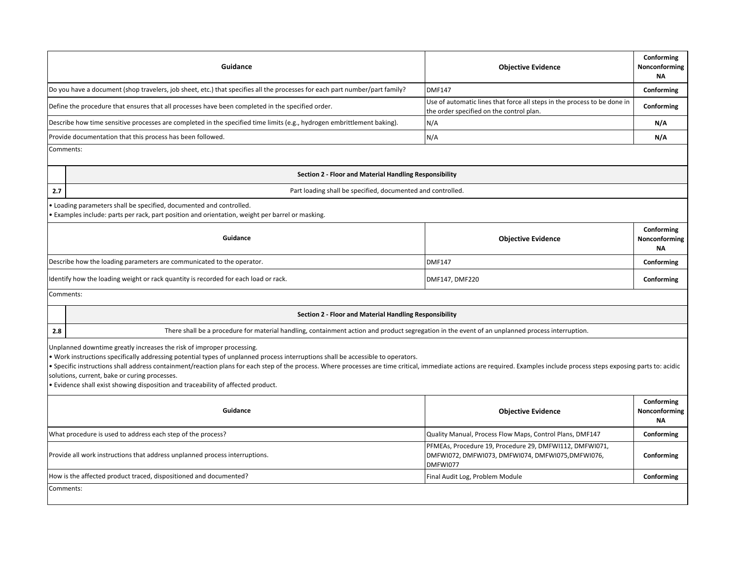| Guidance | Objective Evidence | Conforming Nonconforming NA |
|---|---|---|
| Do you have a document (shop travelers, job sheet, etc.) that specifies all the processes for each part number/part family? | DMF147 | **Conforming** |
| Define the procedure that ensures that all processes have been completed in the specified order. | Use of automatic lines that force all steps in the process to be done in the order specified on the control plan. | **Conforming** |
| Describe how time sensitive processes are completed in the specified time limits (e.g., hydrogen embrittlement baking). | N/A | **N/A** |
| Provide documentation that this process has been followed. | N/A | **N/A** |

Comments:

**Section 2 - Floor and Material Handling Responsibility**

**2.7** Part loading shall be specified, documented and controlled.

- Loading parameters shall be specified, documented and controlled.
- Examples include: parts per rack, part position and orientation, weight per barrel or masking.

| Guidance | Objective Evidence | Conforming Nonconforming NA |
|---|---|---|
| Describe how the loading parameters are communicated to the operator. | DMF147 | **Conforming** |
| Identify how the loading weight or rack quantity is recorded for each load or rack. | DMF147, DMF220 | **Conforming** |

Comments:

**Section 2 - Floor and Material Handling Responsibility**

**2.8** There shall be a procedure for material handling, containment action and product segregation in the event of an unplanned process interruption.

Unplanned downtime greatly increases the risk of improper processing.

- Work instructions specifically addressing potential types of unplanned process interruptions shall be accessible to operators.
- Specific instructions shall address containment/reaction plans for each step of the process. Where processes are time critical, immediate actions are required. Examples include process steps exposing parts to: acidic solutions, current, bake or curing processes.
- Evidence shall exist showing disposition and traceability of affected product.

| Guidance | Objective Evidence | Conforming Nonconforming NA |
|---|---|---|
| What procedure is used to address each step of the process? | Quality Manual, Process Flow Maps, Control Plans, DMF147 | **Conforming** |
| Provide all work instructions that address unplanned process interruptions. | PFMEAs, Procedure 19, Procedure 29, DMFWI112, DMFWI071, DMFWI072, DMFWI073, DMFWI074, DMFWI075,DMFWI076, DMFWI077 | **Conforming** |
| How is the affected product traced, dispositioned and documented? | Final Audit Log, Problem Module | **Conforming** |

Comments: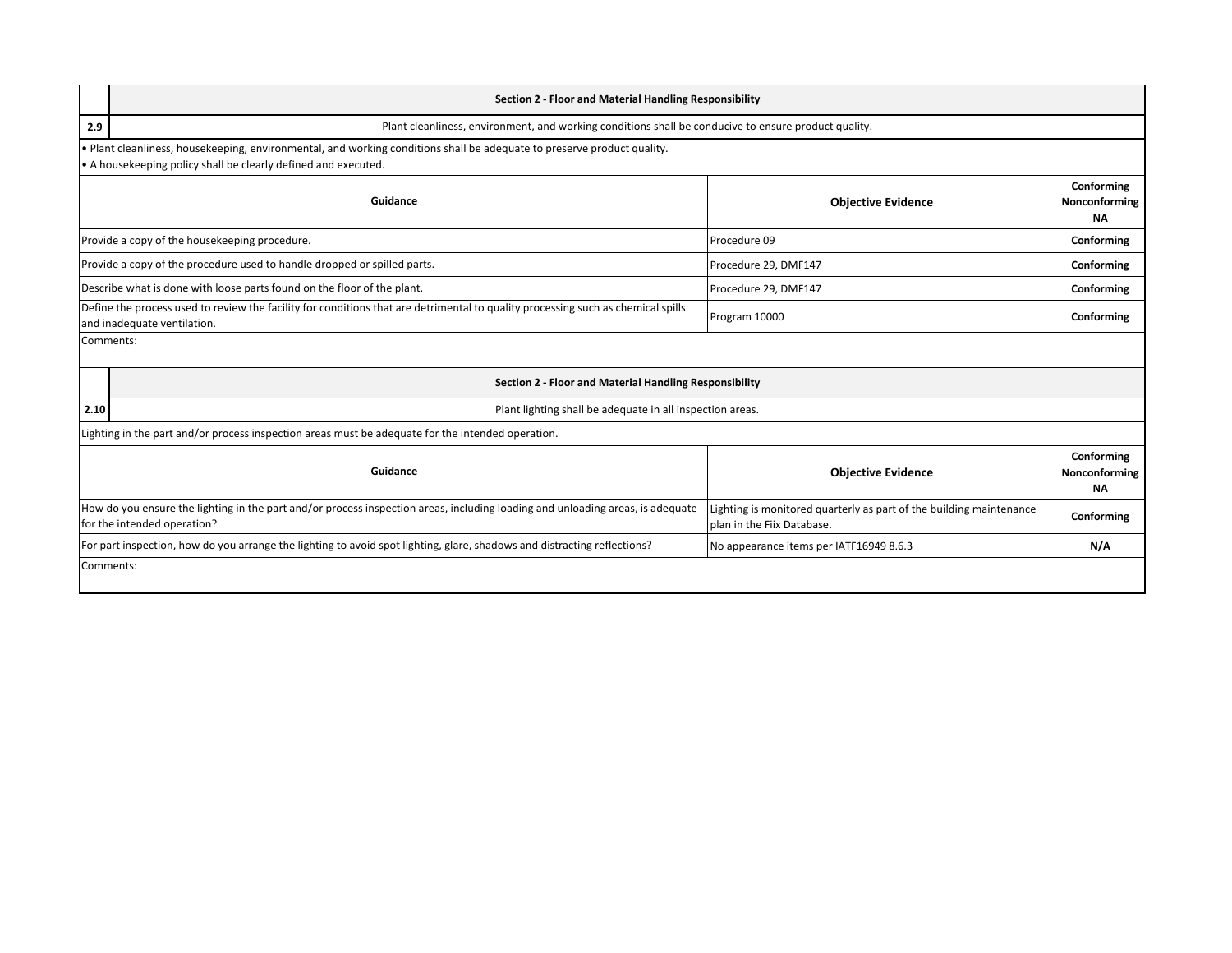| | Section 2 - Floor and Material Handling Responsibility | | |
|---|---|---|---|
| 2.9 | Plant cleanliness, environment, and working conditions shall be conducive to ensure product quality. | | |

• Plant cleanliness, housekeeping, environmental, and working conditions shall be adequate to preserve product quality.
• A housekeeping policy shall be clearly defined and executed.

| Guidance | Objective Evidence | Conforming Nonconforming NA |
|---|---|---|
| Provide a copy of the housekeeping procedure. | Procedure 09 | **Conforming** |
| Provide a copy of the procedure used to handle dropped or spilled parts. | Procedure 29, DMF147 | **Conforming** |
| Describe what is done with loose parts found on the floor of the plant. | Procedure 29, DMF147 | **Conforming** |
| Define the process used to review the facility for conditions that are detrimental to quality processing such as chemical spills and inadequate ventilation. | Program 10000 | **Conforming** |

Comments:

| | Section 2 - Floor and Material Handling Responsibility | | |
|---|---|---|---|
| 2.10 | Plant lighting shall be adequate in all inspection areas. | | |

Lighting in the part and/or process inspection areas must be adequate for the intended operation.

| Guidance | Objective Evidence | Conforming Nonconforming NA |
|---|---|---|
| How do you ensure the lighting in the part and/or process inspection areas, including loading and unloading areas, is adequate for the intended operation? | Lighting is monitored quarterly as part of the building maintenance plan in the Fiix Database. | **Conforming** |
| For part inspection, how do you arrange the lighting to avoid spot lighting, glare, shadows and distracting reflections? | No appearance items per IATF16949 8.6.3 | **N/A** |

Comments: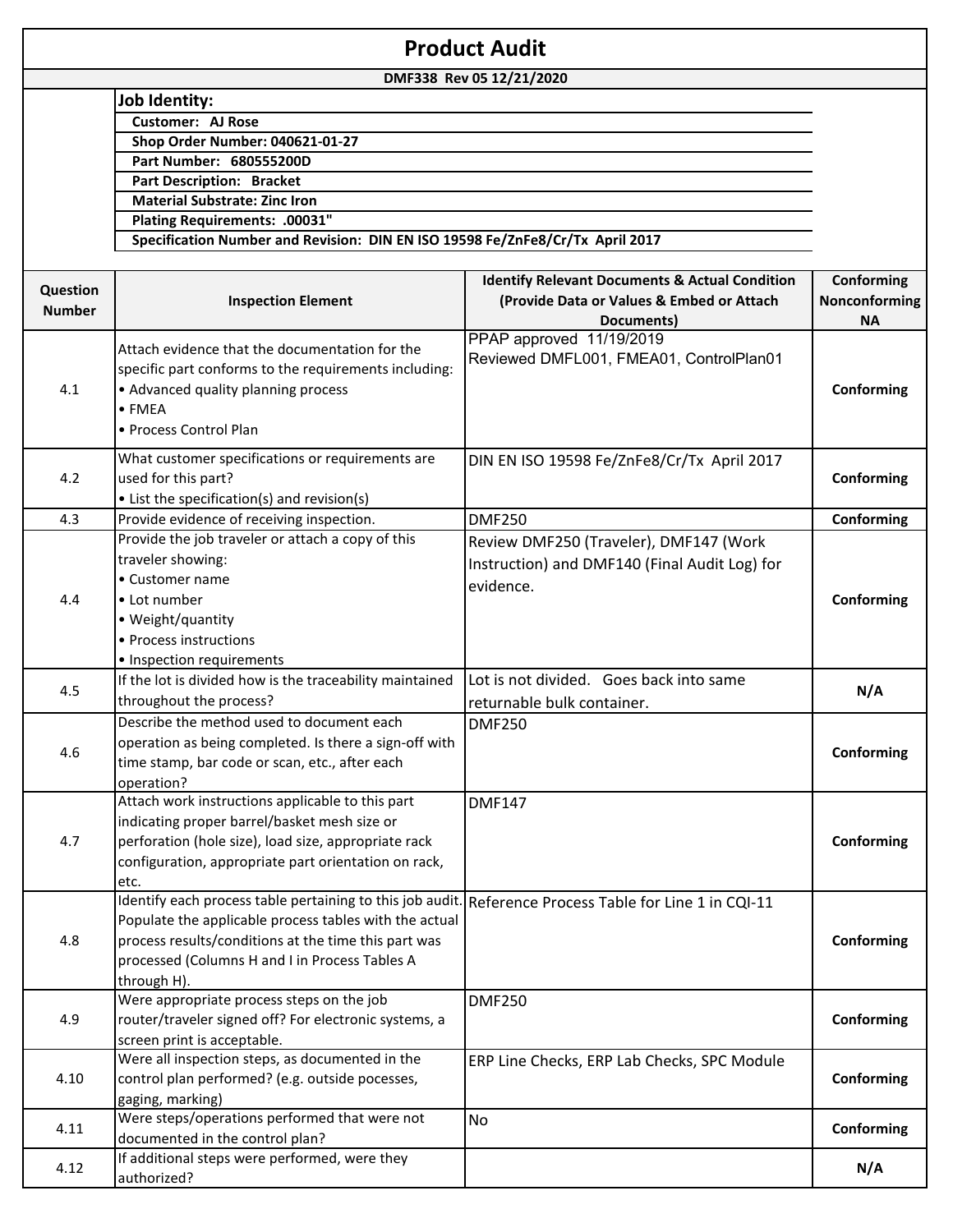# Product Audit

**DMF338 Rev 05 12/21/2020**

**Job Identity:**

- **Customer: AJ Rose**
- **Shop Order Number: 040621-01-27**
- **Part Number: 680555200D**
- **Part Description: Bracket**
- **Material Substrate: Zinc Iron**
- **Plating Requirements: .00031"**
- **Specification Number and Revision: DIN EN ISO 19598 Fe/ZnFe8/Cr/Tx April 2017**

| Question Number | Inspection Element | Identify Relevant Documents & Actual Condition (Provide Data or Values & Embed or Attach Documents) | Conforming Nonconforming NA |
|---|---|---|---|
| 4.1 | Attach evidence that the documentation for the specific part conforms to the requirements including:<br>• Advanced quality planning process<br>• FMEA<br>• Process Control Plan | PPAP approved 11/19/2019<br>Reviewed DMFL001, FMEA01, ControlPlan01 | **Conforming** |
| 4.2 | What customer specifications or requirements are used for this part?<br>• List the specification(s) and revision(s) | DIN EN ISO 19598 Fe/ZnFe8/Cr/Tx April 2017 | **Conforming** |
| 4.3 | Provide evidence of receiving inspection. | DMF250 | **Conforming** |
| 4.4 | Provide the job traveler or attach a copy of this traveler showing:<br>• Customer name<br>• Lot number<br>• Weight/quantity<br>• Process instructions<br>• Inspection requirements | Review DMF250 (Traveler), DMF147 (Work Instruction) and DMF140 (Final Audit Log) for evidence. | **Conforming** |
| 4.5 | If the lot is divided how is the traceability maintained throughout the process? | Lot is not divided. Goes back into same returnable bulk container. | **N/A** |
| 4.6 | Describe the method used to document each operation as being completed. Is there a sign-off with time stamp, bar code or scan, etc., after each operation? | DMF250 | **Conforming** |
| 4.7 | Attach work instructions applicable to this part indicating proper barrel/basket mesh size or perforation (hole size), load size, appropriate rack configuration, appropriate part orientation on rack, etc. | DMF147 | **Conforming** |
| 4.8 | Identify each process table pertaining to this job audit. Populate the applicable process tables with the actual process results/conditions at the time this part was processed (Columns H and I in Process Tables A through H). | Reference Process Table for Line 1 in CQI-11 | **Conforming** |
| 4.9 | Were appropriate process steps on the job router/traveler signed off? For electronic systems, a screen print is acceptable. | DMF250 | **Conforming** |
| 4.10 | Were all inspection steps, as documented in the control plan performed? (e.g. outside pocesses, gaging, marking) | ERP Line Checks, ERP Lab Checks, SPC Module | **Conforming** |
| 4.11 | Were steps/operations performed that were not documented in the control plan? | No | **Conforming** |
| 4.12 | If additional steps were performed, were they authorized? | | **N/A** |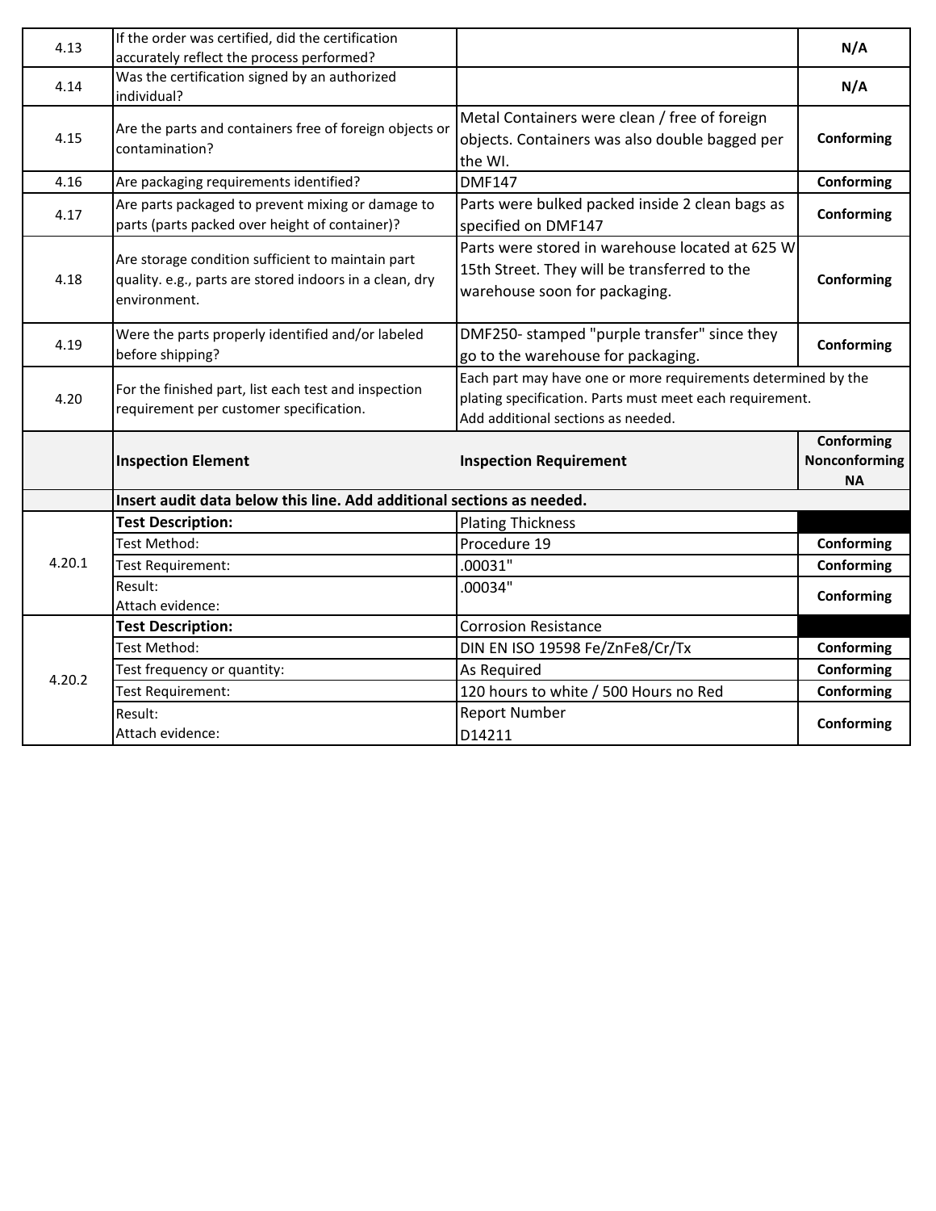| | | | |
|---|---|---|---|
| 4.13 | If the order was certified, did the certification accurately reflect the process performed? | | **N/A** |
| 4.14 | Was the certification signed by an authorized individual? | | **N/A** |
| 4.15 | Are the parts and containers free of foreign objects or contamination? | Metal Containers were clean / free of foreign objects. Containers was also double bagged per the WI. | **Conforming** |
| 4.16 | Are packaging requirements identified? | DMF147 | **Conforming** |
| 4.17 | Are parts packaged to prevent mixing or damage to parts (parts packed over height of container)? | Parts were bulked packed inside 2 clean bags as specified on DMF147 | **Conforming** |
| 4.18 | Are storage condition sufficient to maintain part quality. e.g., parts are stored indoors in a clean, dry environment. | Parts were stored in warehouse located at 625 W 15th Street. They will be transferred to the warehouse soon for packaging. | **Conforming** |
| 4.19 | Were the parts properly identified and/or labeled before shipping? | DMF250- stamped "purple transfer" since they go to the warehouse for packaging. | **Conforming** |
| 4.20 | For the finished part, list each test and inspection requirement per customer specification. | Each part may have one or more requirements determined by the plating specification. Parts must meet each requirement. Add additional sections as needed. | |
| | **Inspection Element** | **Inspection Requirement** | **Conforming Nonconforming NA** |
| | **Insert audit data below this line. Add additional sections as needed.** | | |
| 4.20.1 | **Test Description:** | Plating Thickness | |
| | Test Method: | Procedure 19 | **Conforming** |
| | Test Requirement: | .00031" | **Conforming** |
| | Result: Attach evidence: | .00034" | **Conforming** |
| 4.20.2 | **Test Description:** | Corrosion Resistance | |
| | Test Method: | DIN EN ISO 19598 Fe/ZnFe8/Cr/Tx | **Conforming** |
| | Test frequency or quantity: | As Required | **Conforming** |
| | Test Requirement: | 120 hours to white / 500 Hours no Red | **Conforming** |
| | Result: Attach evidence: | Report Number D14211 | **Conforming** |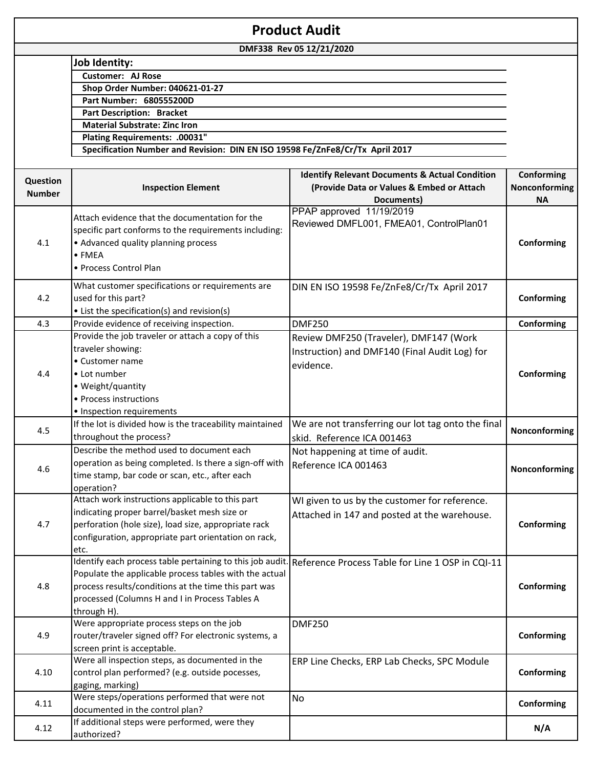# Product Audit

**DMF338 Rev 05 12/21/2020**

**Job Identity:**

- **Customer: AJ Rose**
- **Shop Order Number: 040621-01-27**
- **Part Number: 680555200D**
- **Part Description: Bracket**
- **Material Substrate: Zinc Iron**
- **Plating Requirements: .00031"**
- **Specification Number and Revision: DIN EN ISO 19598 Fe/ZnFe8/Cr/Tx April 2017**

| Question Number | Inspection Element | Identify Relevant Documents & Actual Condition (Provide Data or Values & Embed or Attach Documents) | Conforming Nonconforming NA |
|---|---|---|---|
| 4.1 | Attach evidence that the documentation for the specific part conforms to the requirements including:<br>• Advanced quality planning process<br>• FMEA<br>• Process Control Plan | PPAP approved 11/19/2019<br>Reviewed DMFL001, FMEA01, ControlPlan01 | **Conforming** |
| 4.2 | What customer specifications or requirements are used for this part?<br>• List the specification(s) and revision(s) | DIN EN ISO 19598 Fe/ZnFe8/Cr/Tx April 2017 | **Conforming** |
| 4.3 | Provide evidence of receiving inspection. | DMF250 | **Conforming** |
| 4.4 | Provide the job traveler or attach a copy of this traveler showing:<br>• Customer name<br>• Lot number<br>• Weight/quantity<br>• Process instructions<br>• Inspection requirements | Review DMF250 (Traveler), DMF147 (Work Instruction) and DMF140 (Final Audit Log) for evidence. | **Conforming** |
| 4.5 | If the lot is divided how is the traceability maintained throughout the process? | We are not transferring our lot tag onto the final skid. Reference ICA 001463 | **Nonconforming** |
| 4.6 | Describe the method used to document each operation as being completed. Is there a sign-off with time stamp, bar code or scan, etc., after each operation? | Not happening at time of audit.<br>Reference ICA 001463 | **Nonconforming** |
| 4.7 | Attach work instructions applicable to this part indicating proper barrel/basket mesh size or perforation (hole size), load size, appropriate rack configuration, appropriate part orientation on rack, etc. | WI given to us by the customer for reference. Attached in 147 and posted at the warehouse. | **Conforming** |
| 4.8 | Identify each process table pertaining to this job audit. Populate the applicable process tables with the actual process results/conditions at the time this part was processed (Columns H and I in Process Tables A through H). | Reference Process Table for Line 1 OSP in CQI-11 | **Conforming** |
| 4.9 | Were appropriate process steps on the job router/traveler signed off? For electronic systems, a screen print is acceptable. | DMF250 | **Conforming** |
| 4.10 | Were all inspection steps, as documented in the control plan performed? (e.g. outside pocesses, gaging, marking) | ERP Line Checks, ERP Lab Checks, SPC Module | **Conforming** |
| 4.11 | Were steps/operations performed that were not documented in the control plan? | No | **Conforming** |
| 4.12 | If additional steps were performed, were they authorized? | | **N/A** |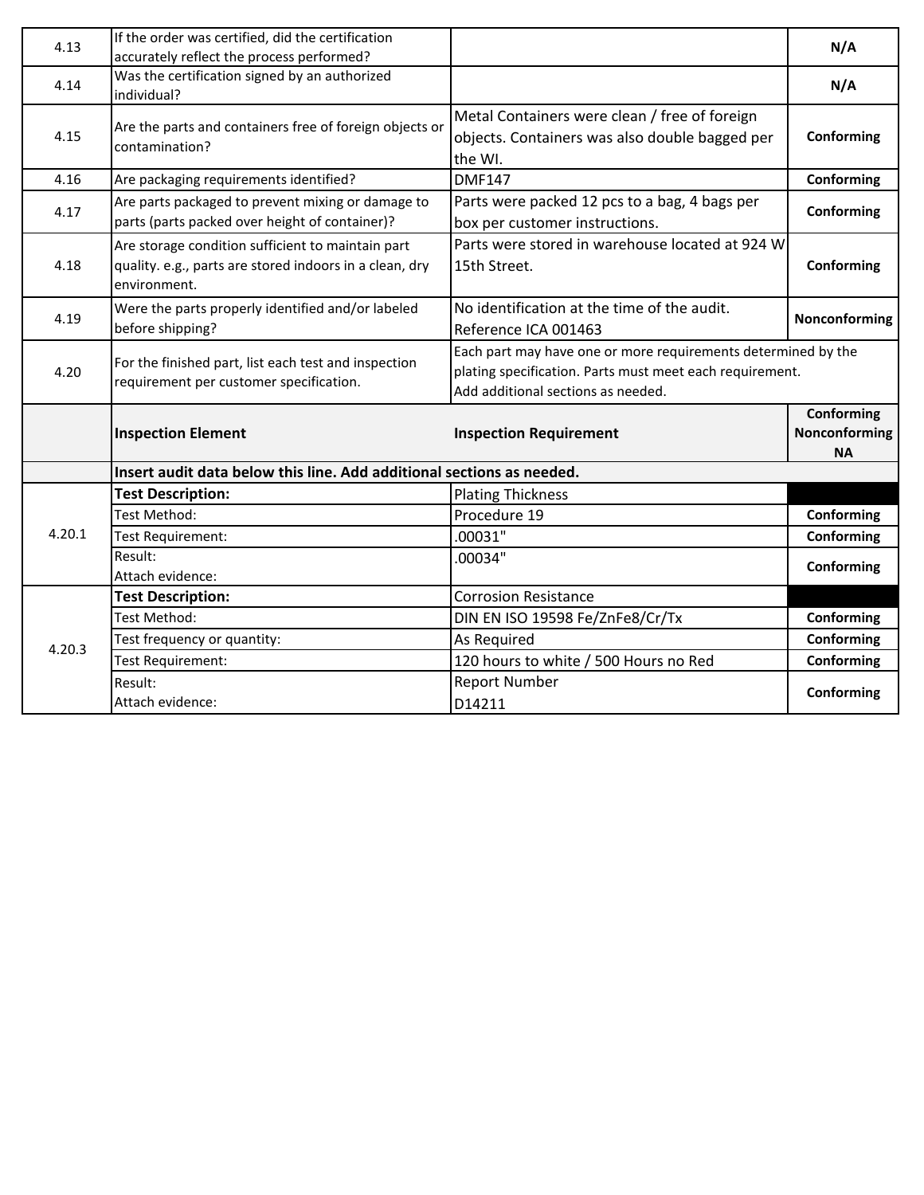| | | | |
|---|---|---|---|
| 4.13 | If the order was certified, did the certification accurately reflect the process performed? | | **N/A** |
| 4.14 | Was the certification signed by an authorized individual? | | **N/A** |
| 4.15 | Are the parts and containers free of foreign objects or contamination? | Metal Containers were clean / free of foreign objects. Containers was also double bagged per the WI. | **Conforming** |
| 4.16 | Are packaging requirements identified? | DMF147 | **Conforming** |
| 4.17 | Are parts packaged to prevent mixing or damage to parts (parts packed over height of container)? | Parts were packed 12 pcs to a bag, 4 bags per box per customer instructions. | **Conforming** |
| 4.18 | Are storage condition sufficient to maintain part quality. e.g., parts are stored indoors in a clean, dry environment. | Parts were stored in warehouse located at 924 W 15th Street. | **Conforming** |
| 4.19 | Were the parts properly identified and/or labeled before shipping? | No identification at the time of the audit. Reference ICA 001463 | **Nonconforming** |
| 4.20 | For the finished part, list each test and inspection requirement per customer specification. | Each part may have one or more requirements determined by the plating specification. Parts must meet each requirement. Add additional sections as needed. | |
| | **Inspection Element** | **Inspection Requirement** | **Conforming Nonconforming NA** |
| | **Insert audit data below this line. Add additional sections as needed.** | | |
| 4.20.1 | **Test Description:** | Plating Thickness | |
| | Test Method: | Procedure 19 | **Conforming** |
| | Test Requirement: | .00031" | **Conforming** |
| | Result: Attach evidence: | .00034" | **Conforming** |
| 4.20.3 | **Test Description:** | Corrosion Resistance | |
| | Test Method: | DIN EN ISO 19598 Fe/ZnFe8/Cr/Tx | **Conforming** |
| | Test frequency or quantity: | As Required | **Conforming** |
| | Test Requirement: | 120 hours to white / 500 Hours no Red | **Conforming** |
| | Result: Attach evidence: | Report Number D14211 | **Conforming** |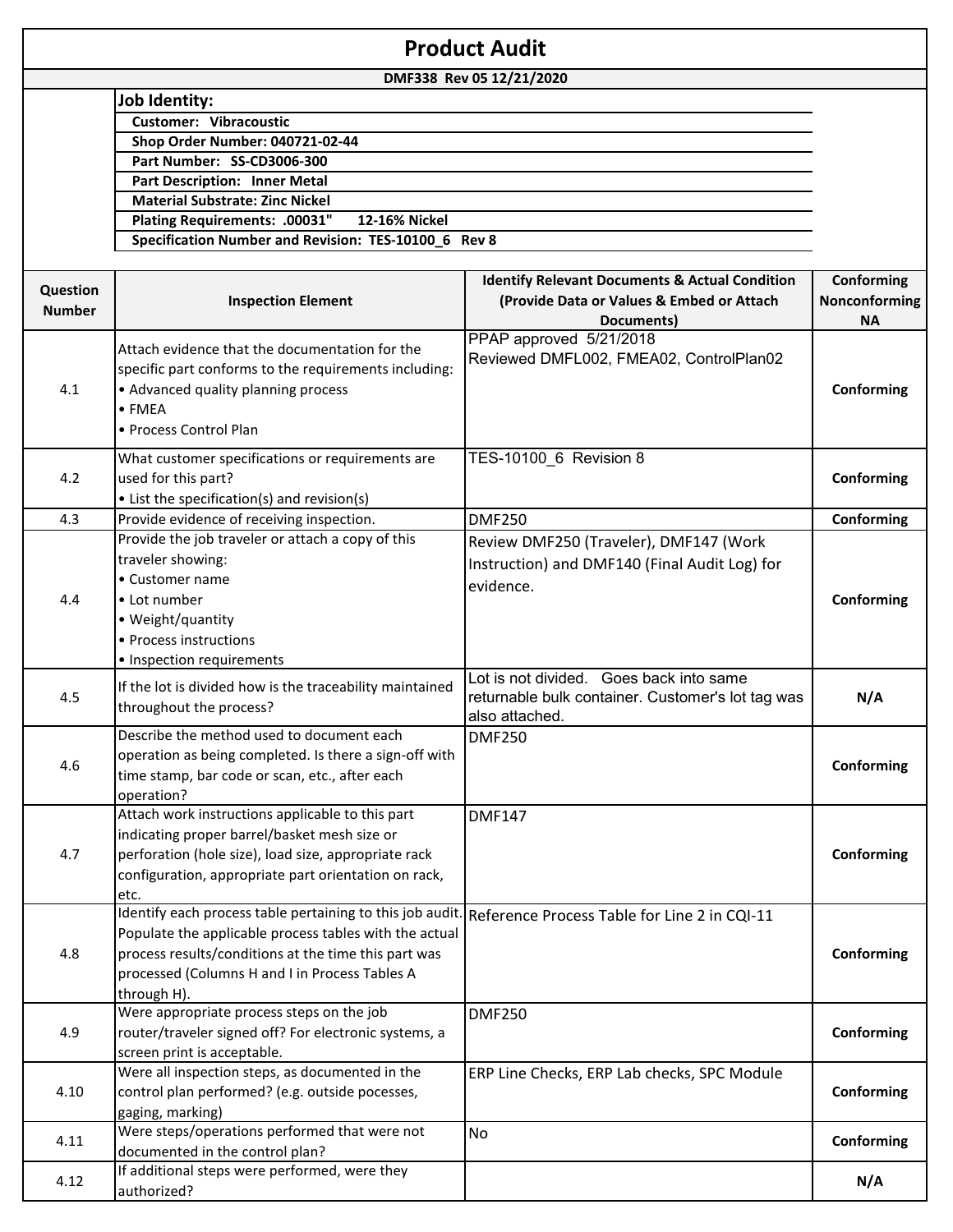# Product Audit

**DMF338 Rev 05 12/21/2020**

**Job Identity:**

- **Customer: Vibracoustic**
- **Shop Order Number: 040721-02-44**
- **Part Number: SS-CD3006-300**
- **Part Description: Inner Metal**
- **Material Substrate: Zinc Nickel**
- **Plating Requirements: .00031" 12-16% Nickel**
- **Specification Number and Revision: TES-10100_6 Rev 8**

| Question Number | Inspection Element | Identify Relevant Documents & Actual Condition (Provide Data or Values & Embed or Attach Documents) | Conforming Nonconforming NA |
|---|---|---|---|
| 4.1 | Attach evidence that the documentation for the specific part conforms to the requirements including: • Advanced quality planning process • FMEA • Process Control Plan | PPAP approved 5/21/2018 Reviewed DMFL002, FMEA02, ControlPlan02 | **Conforming** |
| 4.2 | What customer specifications or requirements are used for this part? • List the specification(s) and revision(s) | TES-10100_6 Revision 8 | **Conforming** |
| 4.3 | Provide evidence of receiving inspection. | DMF250 | **Conforming** |
| 4.4 | Provide the job traveler or attach a copy of this traveler showing: • Customer name • Lot number • Weight/quantity • Process instructions • Inspection requirements | Review DMF250 (Traveler), DMF147 (Work Instruction) and DMF140 (Final Audit Log) for evidence. | **Conforming** |
| 4.5 | If the lot is divided how is the traceability maintained throughout the process? | Lot is not divided. Goes back into same returnable bulk container. Customer's lot tag was also attached. | **N/A** |
| 4.6 | Describe the method used to document each operation as being completed. Is there a sign-off with time stamp, bar code or scan, etc., after each operation? | DMF250 | **Conforming** |
| 4.7 | Attach work instructions applicable to this part indicating proper barrel/basket mesh size or perforation (hole size), load size, appropriate rack configuration, appropriate part orientation on rack, etc. | DMF147 | **Conforming** |
| 4.8 | Identify each process table pertaining to this job audit. Populate the applicable process tables with the actual process results/conditions at the time this part was processed (Columns H and I in Process Tables A through H). | Reference Process Table for Line 2 in CQI-11 | **Conforming** |
| 4.9 | Were appropriate process steps on the job router/traveler signed off? For electronic systems, a screen print is acceptable. | DMF250 | **Conforming** |
| 4.10 | Were all inspection steps, as documented in the control plan performed? (e.g. outside pocesses, gaging, marking) | ERP Line Checks, ERP Lab checks, SPC Module | **Conforming** |
| 4.11 | Were steps/operations performed that were not documented in the control plan? | No | **Conforming** |
| 4.12 | If additional steps were performed, were they authorized? | | **N/A** |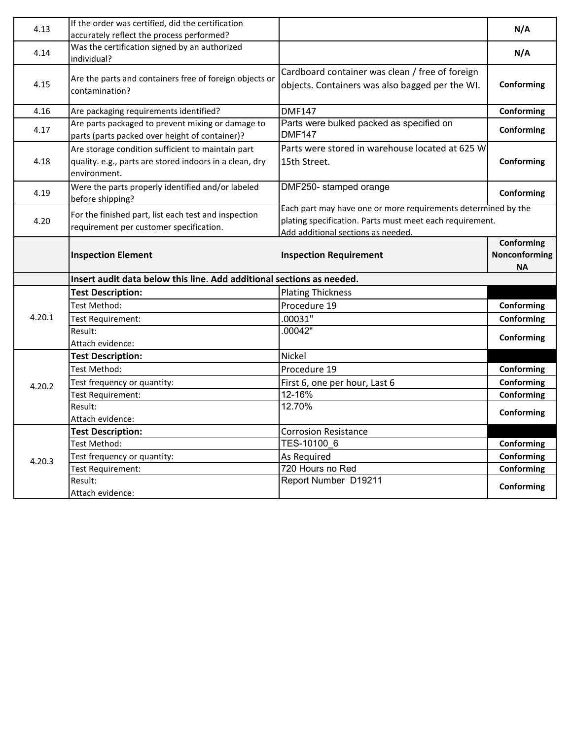| | | | |
|---|---|---|---|
| 4.13 | If the order was certified, did the certification accurately reflect the process performed? | | **N/A** |
| 4.14 | Was the certification signed by an authorized individual? | | **N/A** |
| 4.15 | Are the parts and containers free of foreign objects or contamination? | Cardboard container was clean / free of foreign objects. Containers was also bagged per the WI. | **Conforming** |
| 4.16 | Are packaging requirements identified? | DMF147 | **Conforming** |
| 4.17 | Are parts packaged to prevent mixing or damage to parts (parts packed over height of container)? | Parts were bulked packed as specified on DMF147 | **Conforming** |
| 4.18 | Are storage condition sufficient to maintain part quality. e.g., parts are stored indoors in a clean, dry environment. | Parts were stored in warehouse located at 625 W 15th Street. | **Conforming** |
| 4.19 | Were the parts properly identified and/or labeled before shipping? | DMF250- stamped orange | **Conforming** |
| 4.20 | For the finished part, list each test and inspection requirement per customer specification. | Each part may have one or more requirements determined by the plating specification. Parts must meet each requirement. Add additional sections as needed. | |
| | **Inspection Element** | **Inspection Requirement** | **Conforming Nonconforming NA** |
| | **Insert audit data below this line. Add additional sections as needed.** | | |
| 4.20.1 | **Test Description:** | Plating Thickness | |
| | Test Method: | Procedure 19 | **Conforming** |
| | Test Requirement: | .00031" | **Conforming** |
| | Result: Attach evidence: | .00042" | **Conforming** |
| 4.20.2 | **Test Description:** | Nickel | |
| | Test Method: | Procedure 19 | **Conforming** |
| | Test frequency or quantity: | First 6, one per hour, Last 6 | **Conforming** |
| | Test Requirement: | 12-16% | **Conforming** |
| | Result: Attach evidence: | 12.70% | **Conforming** |
| 4.20.3 | **Test Description:** | Corrosion Resistance | |
| | Test Method: | TES-10100_6 | **Conforming** |
| | Test frequency or quantity: | As Required | **Conforming** |
| | Test Requirement: | 720 Hours no Red | **Conforming** |
| | Result: Attach evidence: | Report Number D19211 | **Conforming** |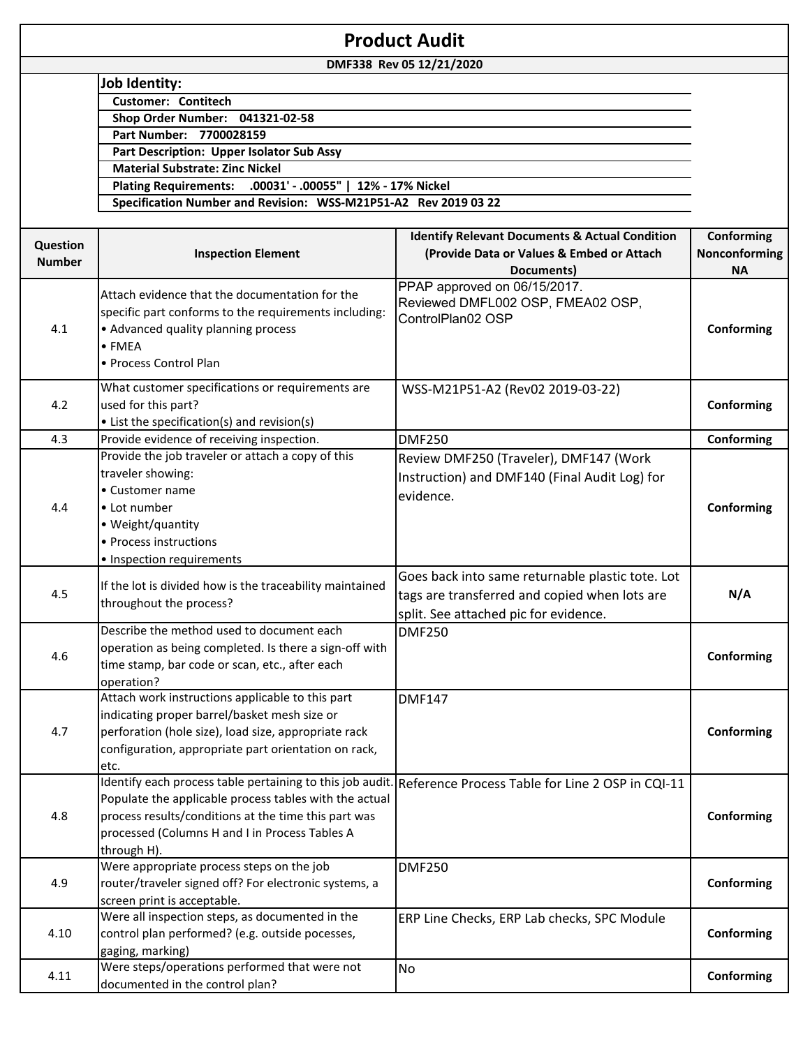# Product Audit

**DMF338 Rev 05 12/21/2020**

**Job Identity:**

- **Customer:** Contitech
- **Shop Order Number:** 041321-02-58
- **Part Number:** 7700028159
- **Part Description:** Upper Isolator Sub Assy
- **Material Substrate:** Zinc Nickel
- **Plating Requirements:** .00031' - .00055" | 12% - 17% Nickel
- **Specification Number and Revision:** WSS-M21P51-A2 Rev 2019 03 22

| Question Number | Inspection Element | Identify Relevant Documents & Actual Condition (Provide Data or Values & Embed or Attach Documents) | Conforming Nonconforming NA |
|---|---|---|---|
| 4.1 | Attach evidence that the documentation for the specific part conforms to the requirements including:<br>• Advanced quality planning process<br>• FMEA<br>• Process Control Plan | PPAP approved on 06/15/2017.<br>Reviewed DMFL002 OSP, FMEA02 OSP, ControlPlan02 OSP | **Conforming** |
| 4.2 | What customer specifications or requirements are used for this part?<br>• List the specification(s) and revision(s) | WSS-M21P51-A2 (Rev02 2019-03-22) | **Conforming** |
| 4.3 | Provide evidence of receiving inspection. | DMF250 | **Conforming** |
| 4.4 | Provide the job traveler or attach a copy of this traveler showing:<br>• Customer name<br>• Lot number<br>• Weight/quantity<br>• Process instructions<br>• Inspection requirements | Review DMF250 (Traveler), DMF147 (Work Instruction) and DMF140 (Final Audit Log) for evidence. | **Conforming** |
| 4.5 | If the lot is divided how is the traceability maintained throughout the process? | Goes back into same returnable plastic tote. Lot tags are transferred and copied when lots are split. See attached pic for evidence. | **N/A** |
| 4.6 | Describe the method used to document each operation as being completed. Is there a sign-off with time stamp, bar code or scan, etc., after each operation? | DMF250 | **Conforming** |
| 4.7 | Attach work instructions applicable to this part indicating proper barrel/basket mesh size or perforation (hole size), load size, appropriate rack configuration, appropriate part orientation on rack, etc. | DMF147 | **Conforming** |
| 4.8 | Identify each process table pertaining to this job audit. Populate the applicable process tables with the actual process results/conditions at the time this part was processed (Columns H and I in Process Tables A through H). | Reference Process Table for Line 2 OSP in CQI-11 | **Conforming** |
| 4.9 | Were appropriate process steps on the job router/traveler signed off? For electronic systems, a screen print is acceptable. | DMF250 | **Conforming** |
| 4.10 | Were all inspection steps, as documented in the control plan performed? (e.g. outside pocesses, gaging, marking) | ERP Line Checks, ERP Lab checks, SPC Module | **Conforming** |
| 4.11 | Were steps/operations performed that were not documented in the control plan? | No | **Conforming** |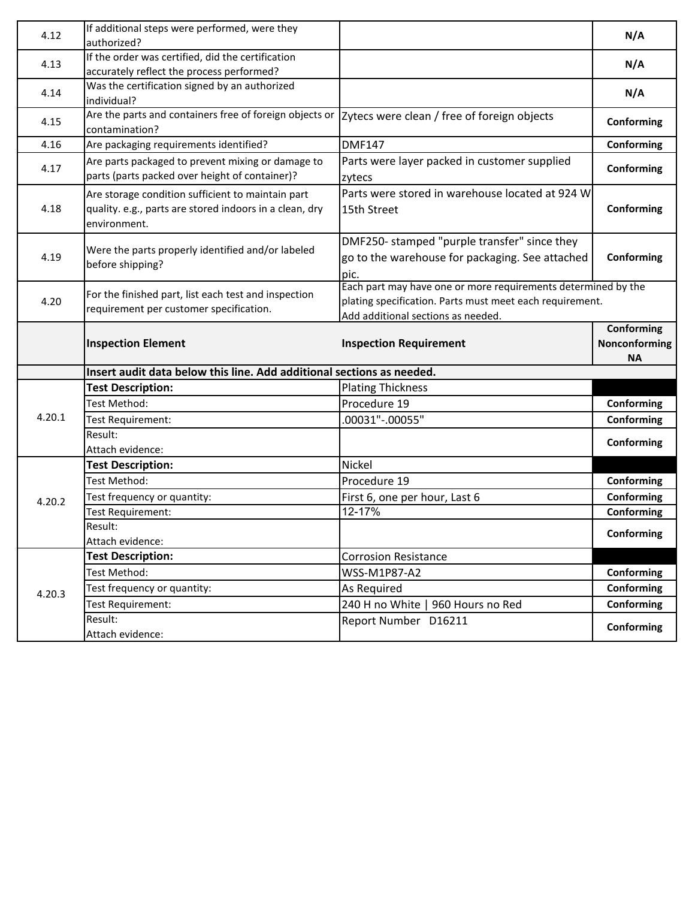| | | | |
|---|---|---|---|
| 4.12 | If additional steps were performed, were they authorized? | | N/A |
| 4.13 | If the order was certified, did the certification accurately reflect the process performed? | | N/A |
| 4.14 | Was the certification signed by an authorized individual? | | N/A |
| 4.15 | Are the parts and containers free of foreign objects or contamination? | Zytecs were clean / free of foreign objects | Conforming |
| 4.16 | Are packaging requirements identified? | DMF147 | Conforming |
| 4.17 | Are parts packaged to prevent mixing or damage to parts (parts packed over height of container)? | Parts were layer packed in customer supplied zytecs | Conforming |
| 4.18 | Are storage condition sufficient to maintain part quality. e.g., parts are stored indoors in a clean, dry environment. | Parts were stored in warehouse located at 924 W 15th Street | Conforming |
| 4.19 | Were the parts properly identified and/or labeled before shipping? | DMF250- stamped "purple transfer" since they go to the warehouse for packaging. See attached pic. | Conforming |
| 4.20 | For the finished part, list each test and inspection requirement per customer specification. | Each part may have one or more requirements determined by the plating specification. Parts must meet each requirement. Add additional sections as needed. | |
| | **Inspection Element** | **Inspection Requirement** | **Conforming Nonconforming NA** |
| | **Insert audit data below this line. Add additional sections as needed.** | | |
| 4.20.1 | **Test Description:** | Plating Thickness | |
| | Test Method: | Procedure 19 | Conforming |
| | Test Requirement: | .00031"-.00055" | Conforming |
| | Result: Attach evidence: | | Conforming |
| 4.20.2 | **Test Description:** | Nickel | |
| | Test Method: | Procedure 19 | Conforming |
| | Test frequency or quantity: | First 6, one per hour, Last 6 | Conforming |
| | Test Requirement: | 12-17% | Conforming |
| | Result: Attach evidence: | | Conforming |
| 4.20.3 | **Test Description:** | Corrosion Resistance | |
| | Test Method: | WSS-M1P87-A2 | Conforming |
| | Test frequency or quantity: | As Required | Conforming |
| | Test Requirement: | 240 H no White \| 960 Hours no Red | Conforming |
| | Result: Attach evidence: | Report Number D16211 | Conforming |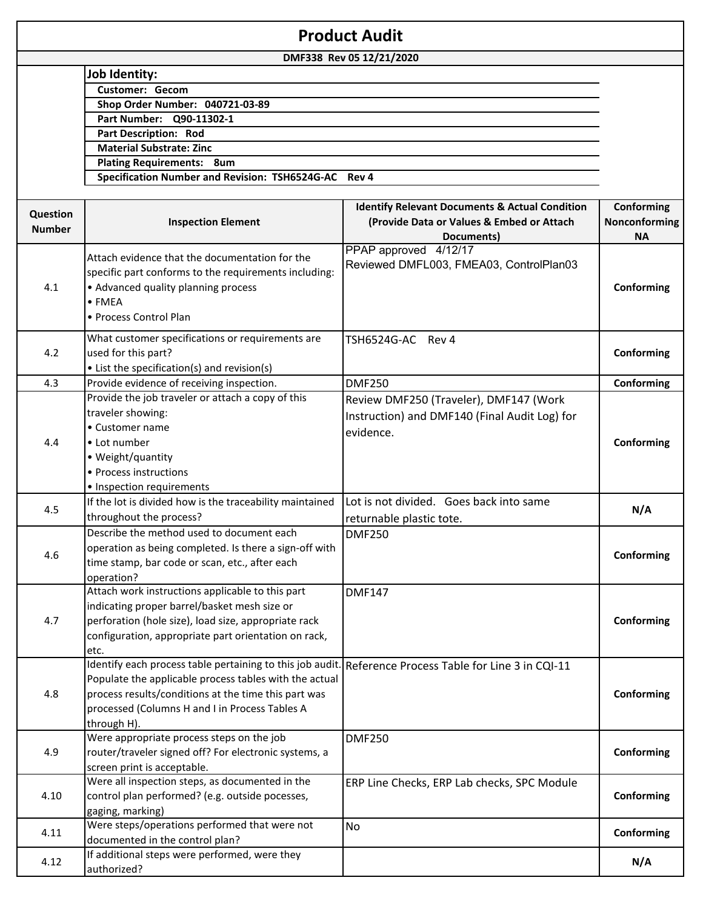# Product Audit

**DMF338 Rev 05 12/21/2020**

**Job Identity:**

- **Customer: Gecom**
- **Shop Order Number: 040721-03-89**
- **Part Number: Q90-11302-1**
- **Part Description: Rod**
- **Material Substrate: Zinc**
- **Plating Requirements: 8um**
- **Specification Number and Revision: TSH6524G-AC Rev 4**

| Question Number | Inspection Element | Identify Relevant Documents & Actual Condition (Provide Data or Values & Embed or Attach Documents) | Conforming Nonconforming NA |
|---|---|---|---|
| 4.1 | Attach evidence that the documentation for the specific part conforms to the requirements including:<br>• Advanced quality planning process<br>• FMEA<br>• Process Control Plan | PPAP approved 4/12/17<br>Reviewed DMFL003, FMEA03, ControlPlan03 | **Conforming** |
| 4.2 | What customer specifications or requirements are used for this part?<br>• List the specification(s) and revision(s) | TSH6524G-AC Rev 4 | **Conforming** |
| 4.3 | Provide evidence of receiving inspection. | DMF250 | **Conforming** |
| 4.4 | Provide the job traveler or attach a copy of this traveler showing:<br>• Customer name<br>• Lot number<br>• Weight/quantity<br>• Process instructions<br>• Inspection requirements | Review DMF250 (Traveler), DMF147 (Work Instruction) and DMF140 (Final Audit Log) for evidence. | **Conforming** |
| 4.5 | If the lot is divided how is the traceability maintained throughout the process? | Lot is not divided. Goes back into same returnable plastic tote. | **N/A** |
| 4.6 | Describe the method used to document each operation as being completed. Is there a sign-off with time stamp, bar code or scan, etc., after each operation? | DMF250 | **Conforming** |
| 4.7 | Attach work instructions applicable to this part indicating proper barrel/basket mesh size or perforation (hole size), load size, appropriate rack configuration, appropriate part orientation on rack, etc. | DMF147 | **Conforming** |
| 4.8 | Identify each process table pertaining to this job audit. Populate the applicable process tables with the actual process results/conditions at the time this part was processed (Columns H and I in Process Tables A through H). | Reference Process Table for Line 3 in CQI-11 | **Conforming** |
| 4.9 | Were appropriate process steps on the job router/traveler signed off? For electronic systems, a screen print is acceptable. | DMF250 | **Conforming** |
| 4.10 | Were all inspection steps, as documented in the control plan performed? (e.g. outside pocesses, gaging, marking) | ERP Line Checks, ERP Lab checks, SPC Module | **Conforming** |
| 4.11 | Were steps/operations performed that were not documented in the control plan? | No | **Conforming** |
| 4.12 | If additional steps were performed, were they authorized? | | **N/A** |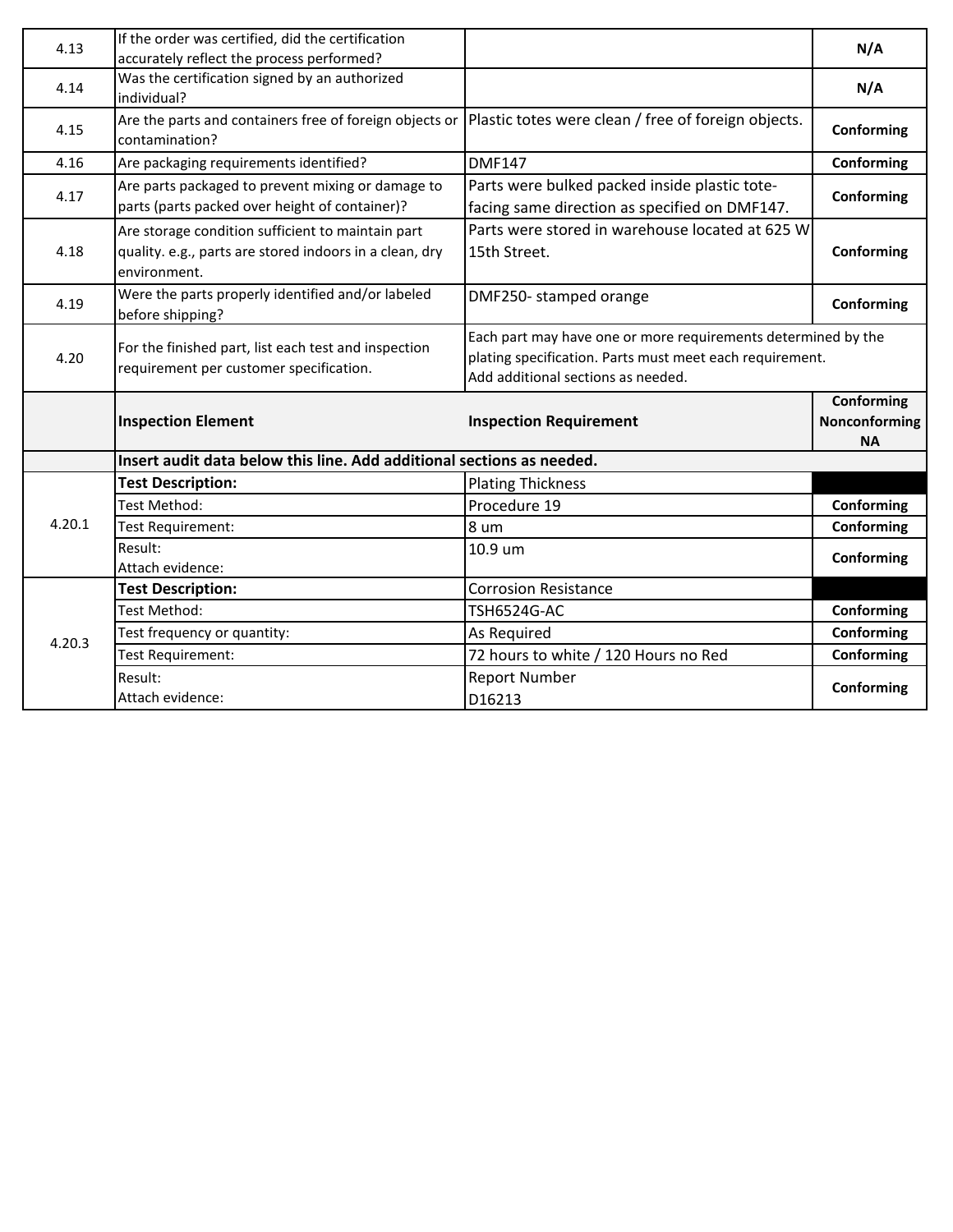| | | | |
|---|---|---|---|
| 4.13 | If the order was certified, did the certification accurately reflect the process performed? | | **N/A** |
| 4.14 | Was the certification signed by an authorized individual? | | **N/A** |
| 4.15 | Are the parts and containers free of foreign objects or contamination? | Plastic totes were clean / free of foreign objects. | **Conforming** |
| 4.16 | Are packaging requirements identified? | DMF147 | **Conforming** |
| 4.17 | Are parts packaged to prevent mixing or damage to parts (parts packed over height of container)? | Parts were bulked packed inside plastic tote- facing same direction as specified on DMF147. | **Conforming** |
| 4.18 | Are storage condition sufficient to maintain part quality. e.g., parts are stored indoors in a clean, dry environment. | Parts were stored in warehouse located at 625 W 15th Street. | **Conforming** |
| 4.19 | Were the parts properly identified and/or labeled before shipping? | DMF250- stamped orange | **Conforming** |
| 4.20 | For the finished part, list each test and inspection requirement per customer specification. | Each part may have one or more requirements determined by the plating specification. Parts must meet each requirement. Add additional sections as needed. | |
| | **Inspection Element** | **Inspection Requirement** | **Conforming Nonconforming NA** |
| | **Insert audit data below this line. Add additional sections as needed.** | | |
| 4.20.1 | **Test Description:** | Plating Thickness | |
| | Test Method: | Procedure 19 | **Conforming** |
| | Test Requirement: | 8 um | **Conforming** |
| | Result:<br>Attach evidence: | 10.9 um | **Conforming** |
| 4.20.3 | **Test Description:** | Corrosion Resistance | |
| | Test Method: | TSH6524G-AC | **Conforming** |
| | Test frequency or quantity: | As Required | **Conforming** |
| | Test Requirement: | 72 hours to white / 120 Hours no Red | **Conforming** |
| | Result:<br>Attach evidence: | Report Number<br>D16213 | **Conforming** |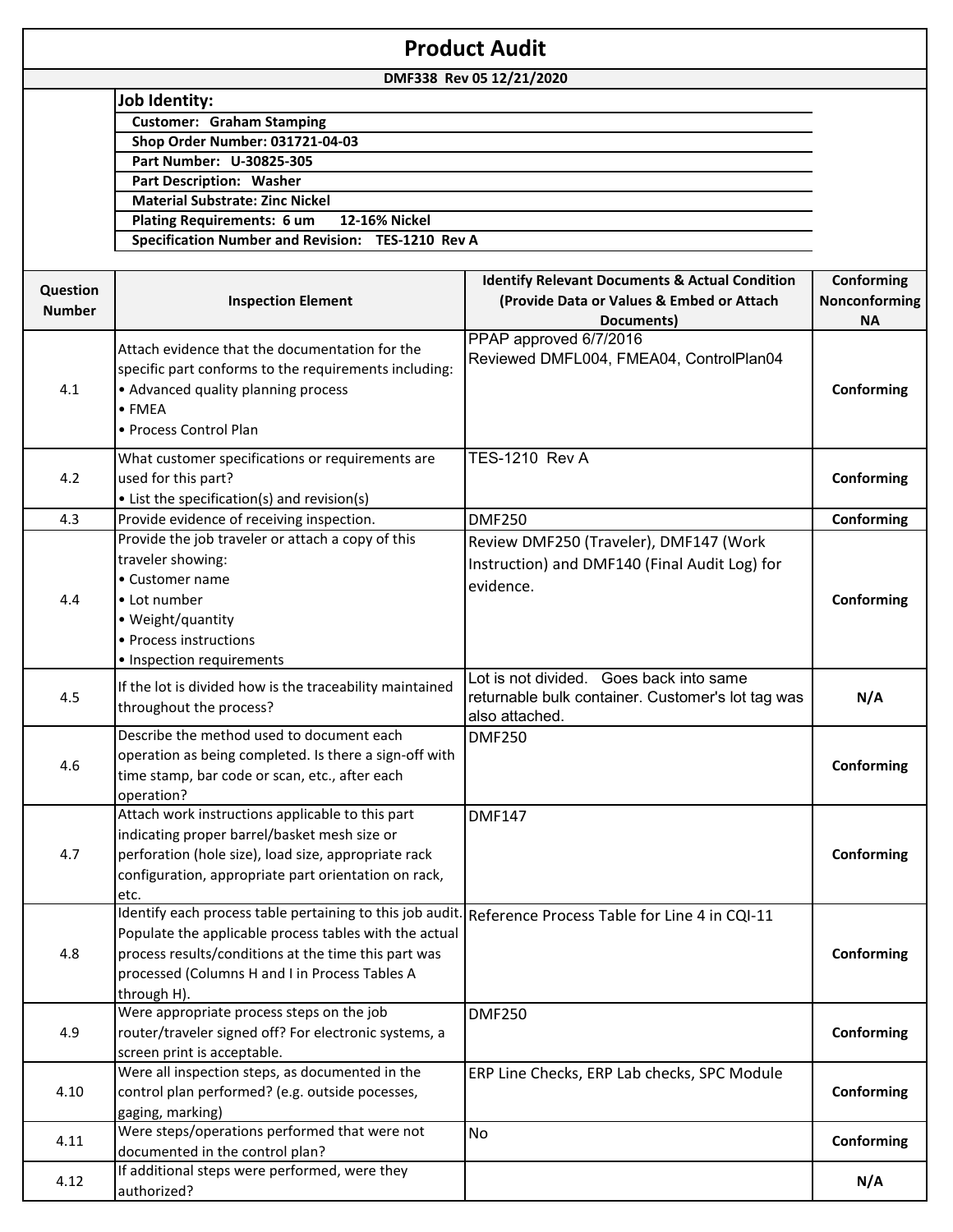# Product Audit

**DMF338 Rev 05 12/21/2020**

**Job Identity:**

- **Customer: Graham Stamping**
- **Shop Order Number: 031721-04-03**
- **Part Number: U-30825-305**
- **Part Description: Washer**
- **Material Substrate: Zinc Nickel**
- **Plating Requirements: 6 um 12-16% Nickel**
- **Specification Number and Revision: TES-1210 Rev A**

| Question Number | Inspection Element | Identify Relevant Documents & Actual Condition (Provide Data or Values & Embed or Attach Documents) | Conforming Nonconforming NA |
|---|---|---|---|
| 4.1 | Attach evidence that the documentation for the specific part conforms to the requirements including:<br>• Advanced quality planning process<br>• FMEA<br>• Process Control Plan | PPAP approved 6/7/2016<br>Reviewed DMFL004, FMEA04, ControlPlan04 | **Conforming** |
| 4.2 | What customer specifications or requirements are used for this part?<br>• List the specification(s) and revision(s) | TES-1210 Rev A | **Conforming** |
| 4.3 | Provide evidence of receiving inspection. | DMF250 | **Conforming** |
| 4.4 | Provide the job traveler or attach a copy of this traveler showing:<br>• Customer name<br>• Lot number<br>• Weight/quantity<br>• Process instructions<br>• Inspection requirements | Review DMF250 (Traveler), DMF147 (Work Instruction) and DMF140 (Final Audit Log) for evidence. | **Conforming** |
| 4.5 | If the lot is divided how is the traceability maintained throughout the process? | Lot is not divided. Goes back into same returnable bulk container. Customer's lot tag was also attached. | **N/A** |
| 4.6 | Describe the method used to document each operation as being completed. Is there a sign-off with time stamp, bar code or scan, etc., after each operation? | DMF250 | **Conforming** |
| 4.7 | Attach work instructions applicable to this part indicating proper barrel/basket mesh size or perforation (hole size), load size, appropriate rack configuration, appropriate part orientation on rack, etc. | DMF147 | **Conforming** |
| 4.8 | Identify each process table pertaining to this job audit. Populate the applicable process tables with the actual process results/conditions at the time this part was processed (Columns H and I in Process Tables A through H). | Reference Process Table for Line 4 in CQI-11 | **Conforming** |
| 4.9 | Were appropriate process steps on the job router/traveler signed off? For electronic systems, a screen print is acceptable. | DMF250 | **Conforming** |
| 4.10 | Were all inspection steps, as documented in the control plan performed? (e.g. outside pocesses, gaging, marking) | ERP Line Checks, ERP Lab checks, SPC Module | **Conforming** |
| 4.11 | Were steps/operations performed that were not documented in the control plan? | No | **Conforming** |
| 4.12 | If additional steps were performed, were they authorized? | | **N/A** |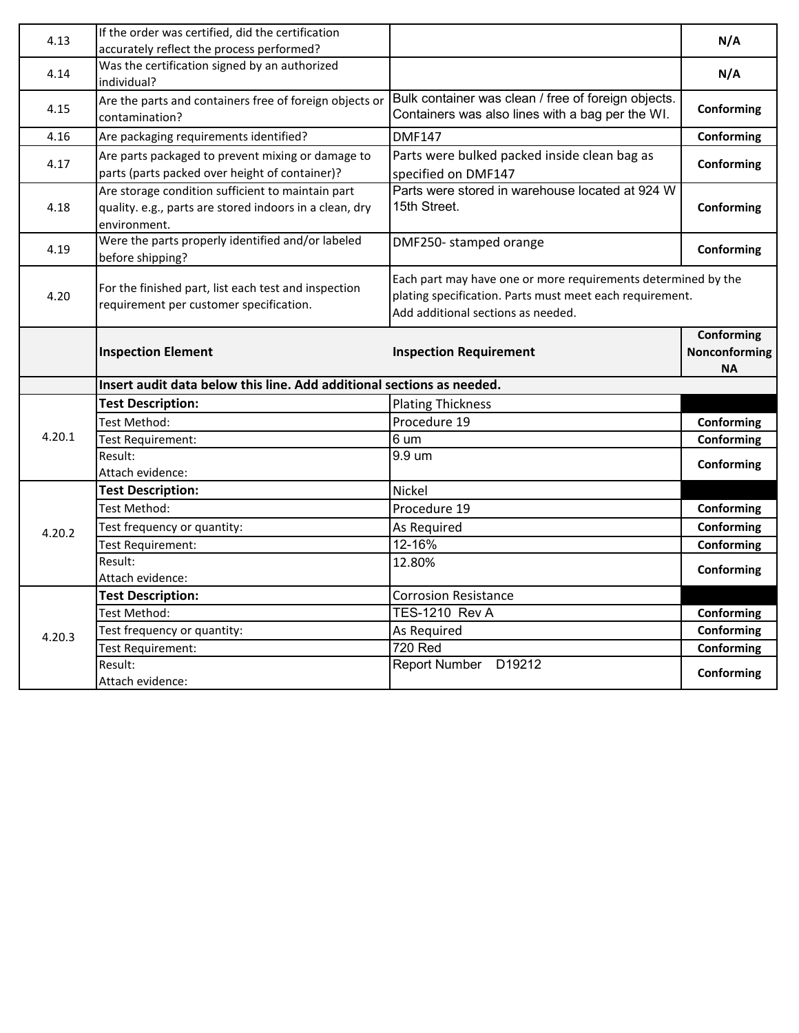| | | | |
|---|---|---|---|
| 4.13 | If the order was certified, did the certification accurately reflect the process performed? | | N/A |
| 4.14 | Was the certification signed by an authorized individual? | | N/A |
| 4.15 | Are the parts and containers free of foreign objects or contamination? | Bulk container was clean / free of foreign objects. Containers was also lines with a bag per the WI. | Conforming |
| 4.16 | Are packaging requirements identified? | DMF147 | Conforming |
| 4.17 | Are parts packaged to prevent mixing or damage to parts (parts packed over height of container)? | Parts were bulked packed inside clean bag as specified on DMF147 | Conforming |
| 4.18 | Are storage condition sufficient to maintain part quality. e.g., parts are stored indoors in a clean, dry environment. | Parts were stored in warehouse located at 924 W 15th Street. | Conforming |
| 4.19 | Were the parts properly identified and/or labeled before shipping? | DMF250- stamped orange | Conforming |
| 4.20 | For the finished part, list each test and inspection requirement per customer specification. | Each part may have one or more requirements determined by the plating specification. Parts must meet each requirement. Add additional sections as needed. | |
| | **Inspection Element** | **Inspection Requirement** | **Conforming Nonconforming NA** |
| | **Insert audit data below this line. Add additional sections as needed.** | | |
| 4.20.1 | **Test Description:** | Plating Thickness | |
| | Test Method: | Procedure 19 | Conforming |
| | Test Requirement: | 6 um | Conforming |
| | Result: Attach evidence: | 9.9 um | Conforming |
| 4.20.2 | **Test Description:** | Nickel | |
| | Test Method: | Procedure 19 | Conforming |
| | Test frequency or quantity: | As Required | Conforming |
| | Test Requirement: | 12-16% | Conforming |
| | Result: Attach evidence: | 12.80% | Conforming |
| 4.20.3 | **Test Description:** | Corrosion Resistance | |
| | Test Method: | TES-1210 Rev A | Conforming |
| | Test frequency or quantity: | As Required | Conforming |
| | Test Requirement: | 720 Red | Conforming |
| | Result: Attach evidence: | Report Number D19212 | Conforming |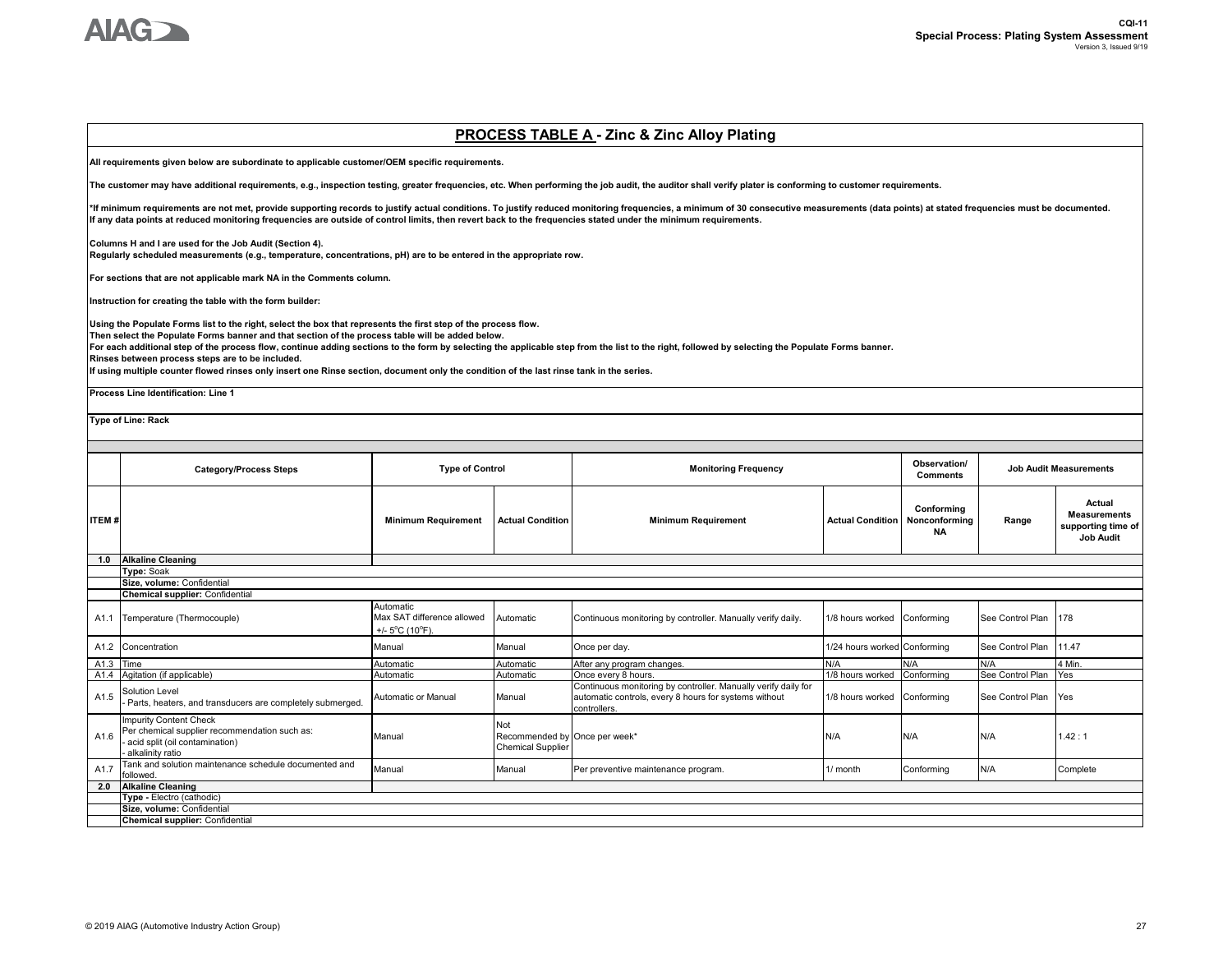## PROCESS TABLE A - Zinc & Zinc Alloy Plating

**All requirements given below are subordinate to applicable customer/OEM specific requirements.**

**The customer may have additional requirements, e.g., inspection testing, greater frequencies, etc. When performing the job audit, the auditor shall verify plater is conforming to customer requirements.**

**\*If minimum requirements are not met, provide supporting records to justify actual conditions. To justify reduced monitoring frequencies, a minimum of 30 consecutive measurements (data points) at stated frequencies must be documented. If any data points at reduced monitoring frequencies are outside of control limits, then revert back to the frequencies stated under the minimum requirements.**

**Columns H and I are used for the Job Audit (Section 4).**
**Regularly scheduled measurements (e.g., temperature, concentrations, pH) are to be entered in the appropriate row.**

**For sections that are not applicable mark NA in the Comments column.**

**Instruction for creating the table with the form builder:**

**Using the Populate Forms list to the right, select the box that represents the first step of the process flow.**
**Then select the Populate Forms banner and that section of the process table will be added below.**
**For each additional step of the process flow, continue adding sections to the form by selecting the applicable step from the list to the right, followed by selecting the Populate Forms banner.**
**Rinses between process steps are to be included.**
**If using multiple counter flowed rinses only insert one Rinse section, document only the condition of the last rinse tank in the series.**

**Process Line Identification: Line 1**

**Type of Line: Rack**

| ITEM # | Category/Process Steps | Type of Control | | Monitoring Frequency | | Observation/ Comments | Job Audit Measurements | |
|---|---|---|---|---|---|---|---|---|
| | | Minimum Requirement | Actual Condition | Minimum Requirement | Actual Condition | Conforming Nonconforming NA | Range | Actual Measurements supporting time of Job Audit |
| **1.0** | **Alkaline Cleaning** | | | | | | | |
| | **Type:** Soak | | | | | | | |
| | **Size, volume:** Confidential | | | | | | | |
| | **Chemical supplier:** Confidential | | | | | | | |
| A1.1 | Temperature (Thermocouple) | Automatic Max SAT difference allowed +/- 5°C (10°F). | Automatic | Continuous monitoring by controller. Manually verify daily. | 1/8 hours worked | Conforming | See Control Plan | 178 |
| A1.2 | Concentration | Manual | Manual | Once per day. | 1/24 hours worked | Conforming | See Control Plan | 11.47 |
| A1.3 | Time | Automatic | Automatic | After any program changes. | N/A | N/A | N/A | 4 Min. |
| A1.4 | Agitation (if applicable) | Automatic | Automatic | Once every 8 hours. | 1/8 hours worked | Conforming | See Control Plan | Yes |
| A1.5 | Solution Level - Parts, heaters, and transducers are completely submerged. | Automatic or Manual | Manual | Continuous monitoring by controller. Manually verify daily for automatic controls, every 8 hours for systems without controllers. | 1/8 hours worked | Conforming | See Control Plan | Yes |
| A1.6 | Impurity Content Check Per chemical supplier recommendation such as: - acid split (oil contamination) - alkalinity ratio | Manual | Not Recommended by Chemical Supplier | Once per week* | N/A | N/A | N/A | 1.42 : 1 |
| A1.7 | Tank and solution maintenance schedule documented and followed. | Manual | Manual | Per preventive maintenance program. | 1/ month | Conforming | N/A | Complete |
| **2.0** | **Alkaline Cleaning** | | | | | | | |
| | **Type -** Electro (cathodic) | | | | | | | |
| | **Size, volume:** Confidential | | | | | | | |
| | **Chemical supplier:** Confidential | | | | | | | |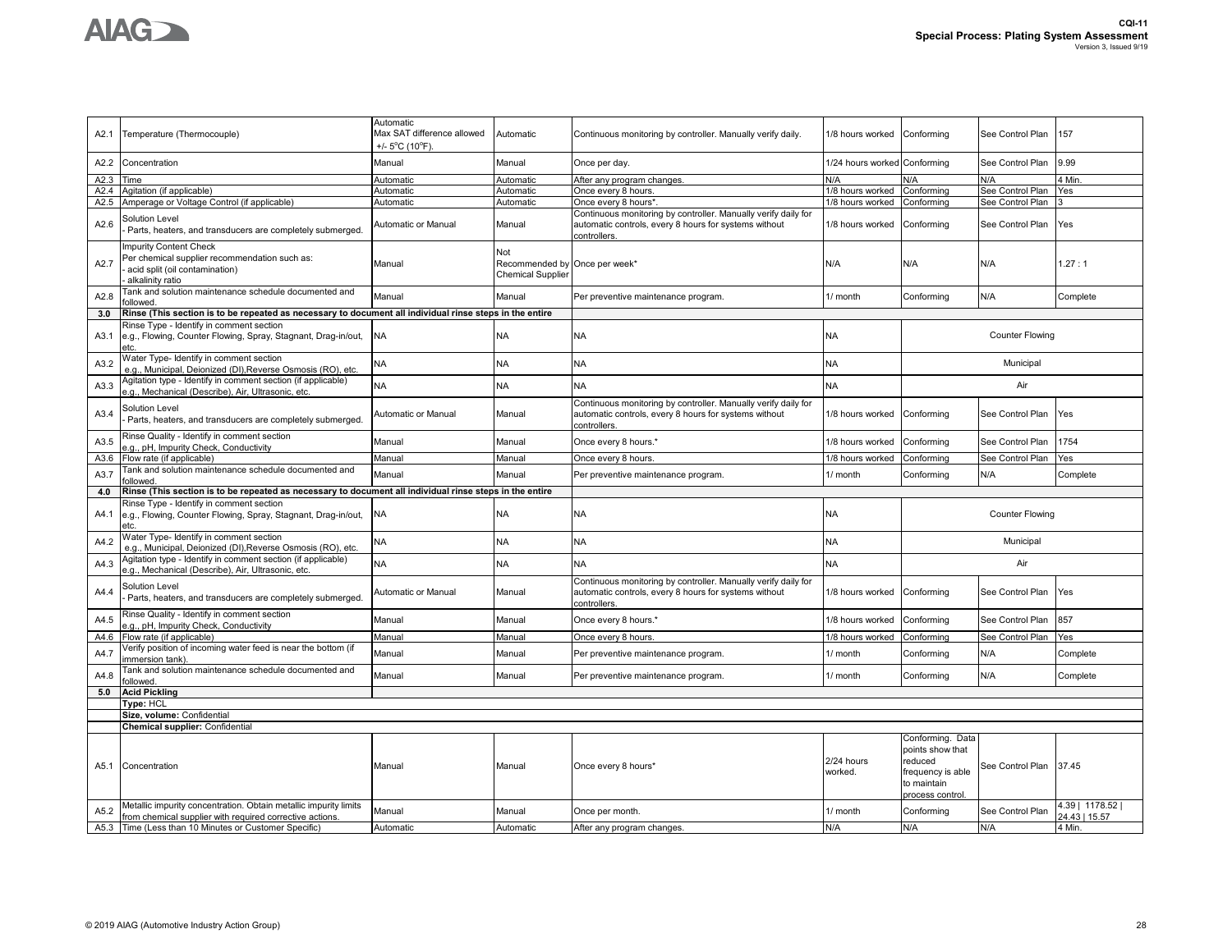| | | | | | | | | |
|---|---|---|---|---|---|---|---|---|
| A2.1 | Temperature (Thermocouple) | Automatic Max SAT difference allowed +/- 5°C (10°F). | Automatic | Continuous monitoring by controller. Manually verify daily. | 1/8 hours worked | Conforming | See Control Plan | 157 |
| A2.2 | Concentration | Manual | Manual | Once per day. | 1/24 hours worked | Conforming | See Control Plan | 9.99 |
| A2.3 | Time | Automatic | Automatic | After any program changes. | N/A | N/A | N/A | 4 Min. |
| A2.4 | Agitation (if applicable) | Automatic | Automatic | Once every 8 hours. | 1/8 hours worked | Conforming | See Control Plan | Yes |
| A2.5 | Amperage or Voltage Control (if applicable) | Automatic | Automatic | Once every 8 hours*. | 1/8 hours worked | Conforming | See Control Plan | 3 |
| A2.6 | Solution Level - Parts, heaters, and transducers are completely submerged. | Automatic or Manual | Manual | Continuous monitoring by controller. Manually verify daily for automatic controls, every 8 hours for systems without controllers. | 1/8 hours worked | Conforming | See Control Plan | Yes |
| A2.7 | Impurity Content Check Per chemical supplier recommendation such as: - acid split (oil contamination) - alkalinity ratio | Manual | Not Recommended by Chemical Supplier | Once per week* | N/A | N/A | N/A | 1.27 : 1 |
| A2.8 | Tank and solution maintenance schedule documented and followed. | Manual | Manual | Per preventive maintenance program. | 1/ month | Conforming | N/A | Complete |
| **3.0** | **Rinse (This section is to be repeated as necessary to document all individual rinse steps in the entire** | | | | | | | |
| A3.1 | Rinse Type - Identify in comment section e.g., Flowing, Counter Flowing, Spray, Stagnant, Drag-in/out, etc. | NA | NA | NA | NA | Counter Flowing | | |
| A3.2 | Water Type- Identify in comment section e.g., Municipal, Deionized (DI),Reverse Osmosis (RO), etc. | NA | NA | NA | NA | Municipal | | |
| A3.3 | Agitation type - Identify in comment section (if applicable) e.g., Mechanical (Describe), Air, Ultrasonic, etc. | NA | NA | NA | NA | Air | | |
| A3.4 | Solution Level - Parts, heaters, and transducers are completely submerged. | Automatic or Manual | Manual | Continuous monitoring by controller. Manually verify daily for automatic controls, every 8 hours for systems without controllers. | 1/8 hours worked | Conforming | See Control Plan | Yes |
| A3.5 | Rinse Quality - Identify in comment section e.g., pH, Impurity Check, Conductivity | Manual | Manual | Once every 8 hours.* | 1/8 hours worked | Conforming | See Control Plan | 1754 |
| A3.6 | Flow rate (if applicable) | Manual | Manual | Once every 8 hours. | 1/8 hours worked | Conforming | See Control Plan | Yes |
| A3.7 | Tank and solution maintenance schedule documented and followed. | Manual | Manual | Per preventive maintenance program. | 1/ month | Conforming | N/A | Complete |
| **4.0** | **Rinse (This section is to be repeated as necessary to document all individual rinse steps in the entire** | | | | | | | |
| A4.1 | Rinse Type - Identify in comment section e.g., Flowing, Counter Flowing, Spray, Stagnant, Drag-in/out, etc. | NA | NA | NA | NA | Counter Flowing | | |
| A4.2 | Water Type- Identify in comment section e.g., Municipal, Deionized (DI),Reverse Osmosis (RO), etc. | NA | NA | NA | NA | Municipal | | |
| A4.3 | Agitation type - Identify in comment section (if applicable) e.g., Mechanical (Describe), Air, Ultrasonic, etc. | NA | NA | NA | NA | Air | | |
| A4.4 | Solution Level - Parts, heaters, and transducers are completely submerged. | Automatic or Manual | Manual | Continuous monitoring by controller. Manually verify daily for automatic controls, every 8 hours for systems without controllers. | 1/8 hours worked | Conforming | See Control Plan | Yes |
| A4.5 | Rinse Quality - Identify in comment section e.g., pH, Impurity Check, Conductivity | Manual | Manual | Once every 8 hours.* | 1/8 hours worked | Conforming | See Control Plan | 857 |
| A4.6 | Flow rate (if applicable) | Manual | Manual | Once every 8 hours. | 1/8 hours worked | Conforming | See Control Plan | Yes |
| A4.7 | Verify position of incoming water feed is near the bottom (if immersion tank). | Manual | Manual | Per preventive maintenance program. | 1/ month | Conforming | N/A | Complete |
| A4.8 | Tank and solution maintenance schedule documented and followed. | Manual | Manual | Per preventive maintenance program. | 1/ month | Conforming | N/A | Complete |
| **5.0** | **Acid Pickling** | | | | | | | |
| | **Type:** HCL | | | | | | | |
| | **Size, volume:** Confidential | | | | | | | |
| | **Chemical supplier:** Confidential | | | | | | | |
| A5.1 | Concentration | Manual | Manual | Once every 8 hours* | 2/24 hours worked. | Conforming. Data points show that reduced frequency is able to maintain process control. | See Control Plan | 37.45 |
| A5.2 | Metallic impurity concentration. Obtain metallic impurity limits from chemical supplier with required corrective actions. | Manual | Manual | Once per month. | 1/ month | Conforming | See Control Plan | 4.39 \| 1178.52 \| 24.43 \| 15.57 |
| A5.3 | Time (Less than 10 Minutes or Customer Specific) | Automatic | Automatic | After any program changes. | N/A | N/A | N/A | 4 Min. |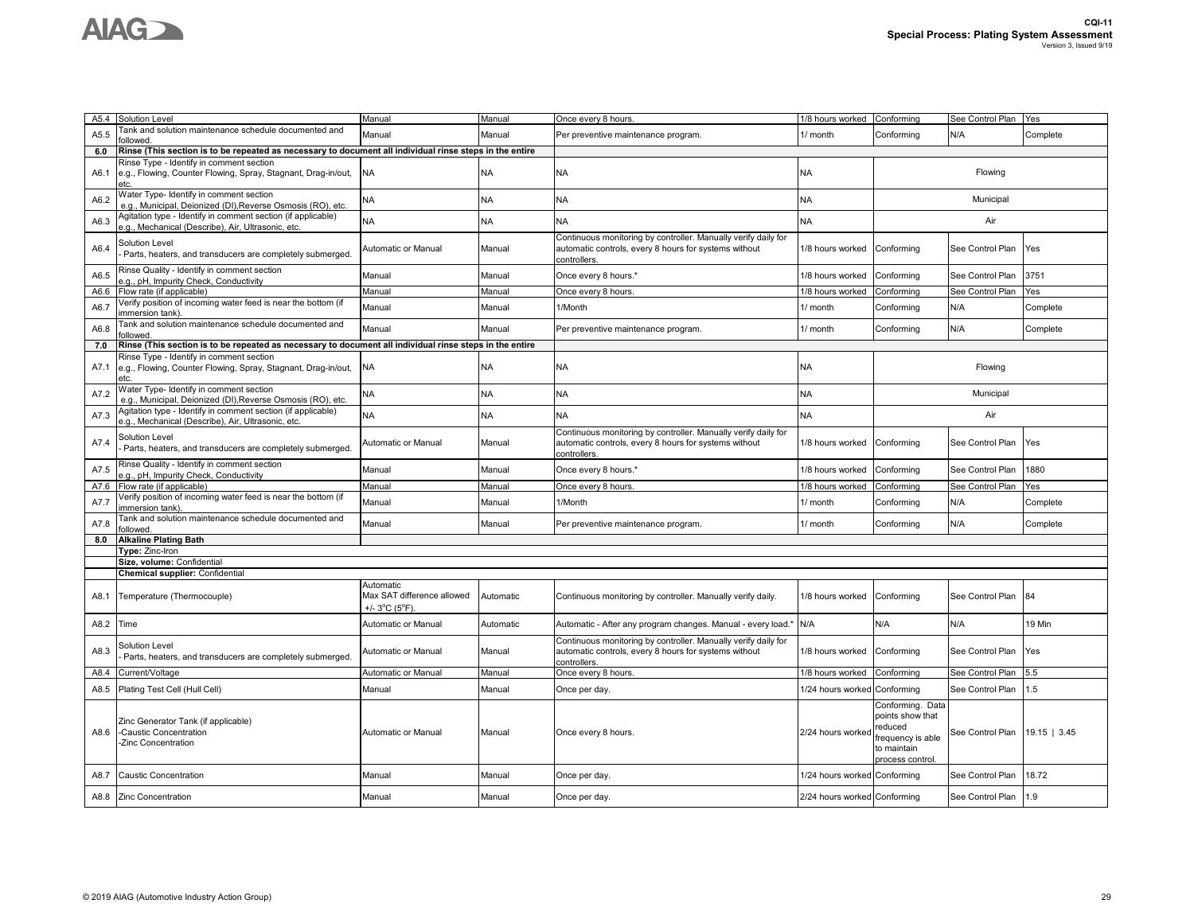| | | | | | | | | |
|---|---|---|---|---|---|---|---|---|
| A5.4 | Solution Level | Manual | Manual | Once every 8 hours. | 1/8 hours worked | Conforming | See Control Plan | Yes |
| A5.5 | Tank and solution maintenance schedule documented and followed. | Manual | Manual | Per preventive maintenance program. | 1/ month | Conforming | N/A | Complete |
| **6.0** | **Rinse (This section is to be repeated as necessary to document all individual rinse steps in the entire** | | | | | | | |
| A6.1 | Rinse Type - Identify in comment section e.g., Flowing, Counter Flowing, Spray, Stagnant, Drag-in/out, etc. | NA | NA | NA | NA | Flowing | | |
| A6.2 | Water Type- Identify in comment section e.g., Municipal, Deionized (DI),Reverse Osmosis (RO), etc. | NA | NA | NA | NA | Municipal | | |
| A6.3 | Agitation type - Identify in comment section (if applicable) e.g., Mechanical (Describe), Air, Ultrasonic, etc. | NA | NA | NA | NA | Air | | |
| A6.4 | Solution Level - Parts, heaters, and transducers are completely submerged. | Automatic or Manual | Manual | Continuous monitoring by controller. Manually verify daily for automatic controls, every 8 hours for systems without controllers. | 1/8 hours worked | Conforming | See Control Plan | Yes |
| A6.5 | Rinse Quality - Identify in comment section e.g., pH, Impurity Check, Conductivity | Manual | Manual | Once every 8 hours.* | 1/8 hours worked | Conforming | See Control Plan | 3751 |
| A6.6 | Flow rate (if applicable) | Manual | Manual | Once every 8 hours. | 1/8 hours worked | Conforming | See Control Plan | Yes |
| A6.7 | Verify position of incoming water feed is near the bottom (if immersion tank). | Manual | Manual | 1/Month | 1/ month | Conforming | N/A | Complete |
| A6.8 | Tank and solution maintenance schedule documented and followed. | Manual | Manual | Per preventive maintenance program. | 1/ month | Conforming | N/A | Complete |
| **7.0** | **Rinse (This section is to be repeated as necessary to document all individual rinse steps in the entire** | | | | | | | |
| A7.1 | Rinse Type - Identify in comment section e.g., Flowing, Counter Flowing, Spray, Stagnant, Drag-in/out, etc. | NA | NA | NA | NA | Flowing | | |
| A7.2 | Water Type- Identify in comment section e.g., Municipal, Deionized (DI),Reverse Osmosis (RO), etc. | NA | NA | NA | NA | Municipal | | |
| A7.3 | Agitation type - Identify in comment section (if applicable) e.g., Mechanical (Describe), Air, Ultrasonic, etc. | NA | NA | NA | NA | Air | | |
| A7.4 | Solution Level - Parts, heaters, and transducers are completely submerged. | Automatic or Manual | Manual | Continuous monitoring by controller. Manually verify daily for automatic controls, every 8 hours for systems without controllers. | 1/8 hours worked | Conforming | See Control Plan | Yes |
| A7.5 | Rinse Quality - Identify in comment section e.g., pH, Impurity Check, Conductivity | Manual | Manual | Once every 8 hours.* | 1/8 hours worked | Conforming | See Control Plan | 1880 |
| A7.6 | Flow rate (if applicable) | Manual | Manual | Once every 8 hours. | 1/8 hours worked | Conforming | See Control Plan | Yes |
| A7.7 | Verify position of incoming water feed is near the bottom (if immersion tank). | Manual | Manual | 1/Month | 1/ month | Conforming | N/A | Complete |
| A7.8 | Tank and solution maintenance schedule documented and followed. | Manual | Manual | Per preventive maintenance program. | 1/ month | Conforming | N/A | Complete |
| **8.0** | **Alkaline Plating Bath** | | | | | | | |
| | **Type:** Zinc-Iron | | | | | | | |
| | **Size, volume:** Confidential | | | | | | | |
| | **Chemical supplier:** Confidential | | | | | | | |
| A8.1 | Temperature (Thermocouple) | Automatic Max SAT difference allowed +/- 3°C (5°F). | Automatic | Continuous monitoring by controller. Manually verify daily. | 1/8 hours worked | Conforming | See Control Plan | 84 |
| A8.2 | Time | Automatic or Manual | Automatic | Automatic - After any program changes. Manual - every load.* | N/A | N/A | N/A | 19 Min |
| A8.3 | Solution Level - Parts, heaters, and transducers are completely submerged. | Automatic or Manual | Manual | Continuous monitoring by controller. Manually verify daily for automatic controls, every 8 hours for systems without controllers. | 1/8 hours worked | Conforming | See Control Plan | Yes |
| A8.4 | Current/Voltage | Automatic or Manual | Manual | Once every 8 hours. | 1/8 hours worked | Conforming | See Control Plan | 5.5 |
| A8.5 | Plating Test Cell (Hull Cell) | Manual | Manual | Once per day. | 1/24 hours worked | Conforming | See Control Plan | 1.5 |
| A8.6 | Zinc Generator Tank (if applicable) -Caustic Concentration -Zinc Concentration | Automatic or Manual | Manual | Once every 8 hours. | 2/24 hours worked | Conforming. Data points show that reduced frequency is able to maintain process control. | See Control Plan | 19.15 \| 3.45 |
| A8.7 | Caustic Concentration | Manual | Manual | Once per day. | 1/24 hours worked | Conforming | See Control Plan | 18.72 |
| A8.8 | Zinc Concentration | Manual | Manual | Once per day. | 2/24 hours worked | Conforming | See Control Plan | 1.9 |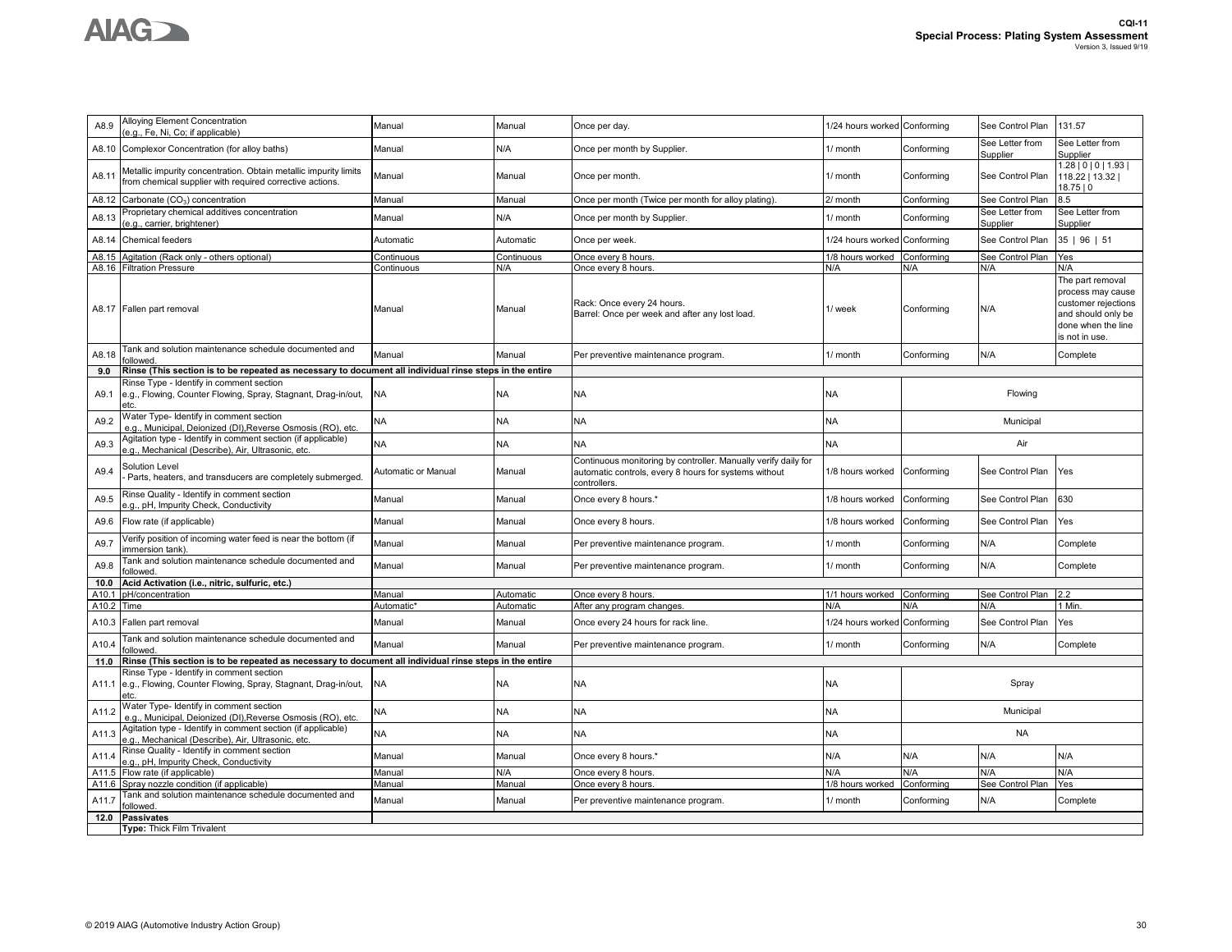| | | | | | | | | |
|---|---|---|---|---|---|---|---|---|
| A8.9 | Alloying Element Concentration (e.g., Fe, Ni, Co; if applicable) | Manual | Manual | Once per day. | 1/24 hours worked | Conforming | See Control Plan | 131.57 |
| A8.10 | Complexor Concentration (for alloy baths) | Manual | N/A | Once per month by Supplier. | 1/ month | Conforming | See Letter from Supplier | See Letter from Supplier |
| A8.11 | Metallic impurity concentration. Obtain metallic impurity limits from chemical supplier with required corrective actions. | Manual | Manual | Once per month. | 1/ month | Conforming | See Control Plan | 1.28 \| 0 \| 0 \| 1.93 \| 118.22 \| 13.32 \| 18.75 \| 0 |
| A8.12 | Carbonate ($CO_3$) concentration | Manual | Manual | Once per month (Twice per month for alloy plating). | 2/ month | Conforming | See Control Plan | 8.5 |
| A8.13 | Proprietary chemical additives concentration (e.g., carrier, brightener) | Manual | N/A | Once per month by Supplier. | 1/ month | Conforming | See Letter from Supplier | See Letter from Supplier |
| A8.14 | Chemical feeders | Automatic | Automatic | Once per week. | 1/24 hours worked | Conforming | See Control Plan | 35 \| 96 \| 51 |
| A8.15 | Agitation (Rack only - others optional) | Continuous | Continuous | Once every 8 hours. | 1/8 hours worked | Conforming | See Control Plan | Yes |
| A8.16 | Filtration Pressure | Continuous | N/A | Once every 8 hours. | N/A | N/A | N/A | N/A |
| A8.17 | Fallen part removal | Manual | Manual | Rack: Once every 24 hours. Barrel: Once per week and after any lost load. | 1/ week | Conforming | N/A | The part removal process may cause customer rejections and should only be done when the line is not in use. |
| A8.18 | Tank and solution maintenance schedule documented and followed. | Manual | Manual | Per preventive maintenance program. | 1/ month | Conforming | N/A | Complete |
| **9.0** | **Rinse (This section is to be repeated as necessary to document all individual rinse steps in the entire** | | | | | | | |
| A9.1 | Rinse Type - Identify in comment section e.g., Flowing, Counter Flowing, Spray, Stagnant, Drag-in/out, etc. | NA | NA | NA | NA | Flowing | | |
| A9.2 | Water Type- Identify in comment section e.g., Municipal, Deionized (DI),Reverse Osmosis (RO), etc. | NA | NA | NA | NA | Municipal | | |
| A9.3 | Agitation type - Identify in comment section (if applicable) e.g., Mechanical (Describe), Air, Ultrasonic, etc. | NA | NA | NA | NA | Air | | |
| A9.4 | Solution Level - Parts, heaters, and transducers are completely submerged. | Automatic or Manual | Manual | Continuous monitoring by controller. Manually verify daily for automatic controls, every 8 hours for systems without controllers. | 1/8 hours worked | Conforming | See Control Plan | Yes |
| A9.5 | Rinse Quality - Identify in comment section e.g., pH, Impurity Check, Conductivity | Manual | Manual | Once every 8 hours.* | 1/8 hours worked | Conforming | See Control Plan | 630 |
| A9.6 | Flow rate (if applicable) | Manual | Manual | Once every 8 hours. | 1/8 hours worked | Conforming | See Control Plan | Yes |
| A9.7 | Verify position of incoming water feed is near the bottom (if immersion tank). | Manual | Manual | Per preventive maintenance program. | 1/ month | Conforming | N/A | Complete |
| A9.8 | Tank and solution maintenance schedule documented and followed. | Manual | Manual | Per preventive maintenance program. | 1/ month | Conforming | N/A | Complete |
| **10.0** | **Acid Activation (i.e., nitric, sulfuric, etc.)** | | | | | | | |
| A10.1 | pH/concentration | Manual | Automatic | Once every 8 hours. | 1/1 hours worked | Conforming | See Control Plan | 2.2 |
| A10.2 | Time | Automatic* | Automatic | After any program changes. | N/A | N/A | N/A | 1 Min. |
| A10.3 | Fallen part removal | Manual | Manual | Once every 24 hours for rack line. | 1/24 hours worked | Conforming | See Control Plan | Yes |
| A10.4 | Tank and solution maintenance schedule documented and followed. | Manual | Manual | Per preventive maintenance program. | 1/ month | Conforming | N/A | Complete |
| **11.0** | **Rinse (This section is to be repeated as necessary to document all individual rinse steps in the entire** | | | | | | | |
| A11.1 | Rinse Type - Identify in comment section e.g., Flowing, Counter Flowing, Spray, Stagnant, Drag-in/out, etc. | NA | NA | NA | NA | Spray | | |
| A11.2 | Water Type- Identify in comment section e.g., Municipal, Deionized (DI),Reverse Osmosis (RO), etc. | NA | NA | NA | NA | Municipal | | |
| A11.3 | Agitation type - Identify in comment section (if applicable) e.g., Mechanical (Describe), Air, Ultrasonic, etc. | NA | NA | NA | NA | NA | | |
| A11.4 | Rinse Quality - Identify in comment section e.g., pH, Impurity Check, Conductivity | Manual | Manual | Once every 8 hours.* | N/A | N/A | N/A | N/A |
| A11.5 | Flow rate (if applicable) | Manual | N/A | Once every 8 hours. | N/A | N/A | N/A | N/A |
| A11.6 | Spray nozzle condition (if applicable) | Manual | Manual | Once every 8 hours. | 1/8 hours worked | Conforming | See Control Plan | Yes |
| A11.7 | Tank and solution maintenance schedule documented and followed. | Manual | Manual | Per preventive maintenance program. | 1/ month | Conforming | N/A | Complete |
| **12.0** | **Passivates** | | | | | | | |
| | **Type:** Thick Film Trivalent | | | | | | | |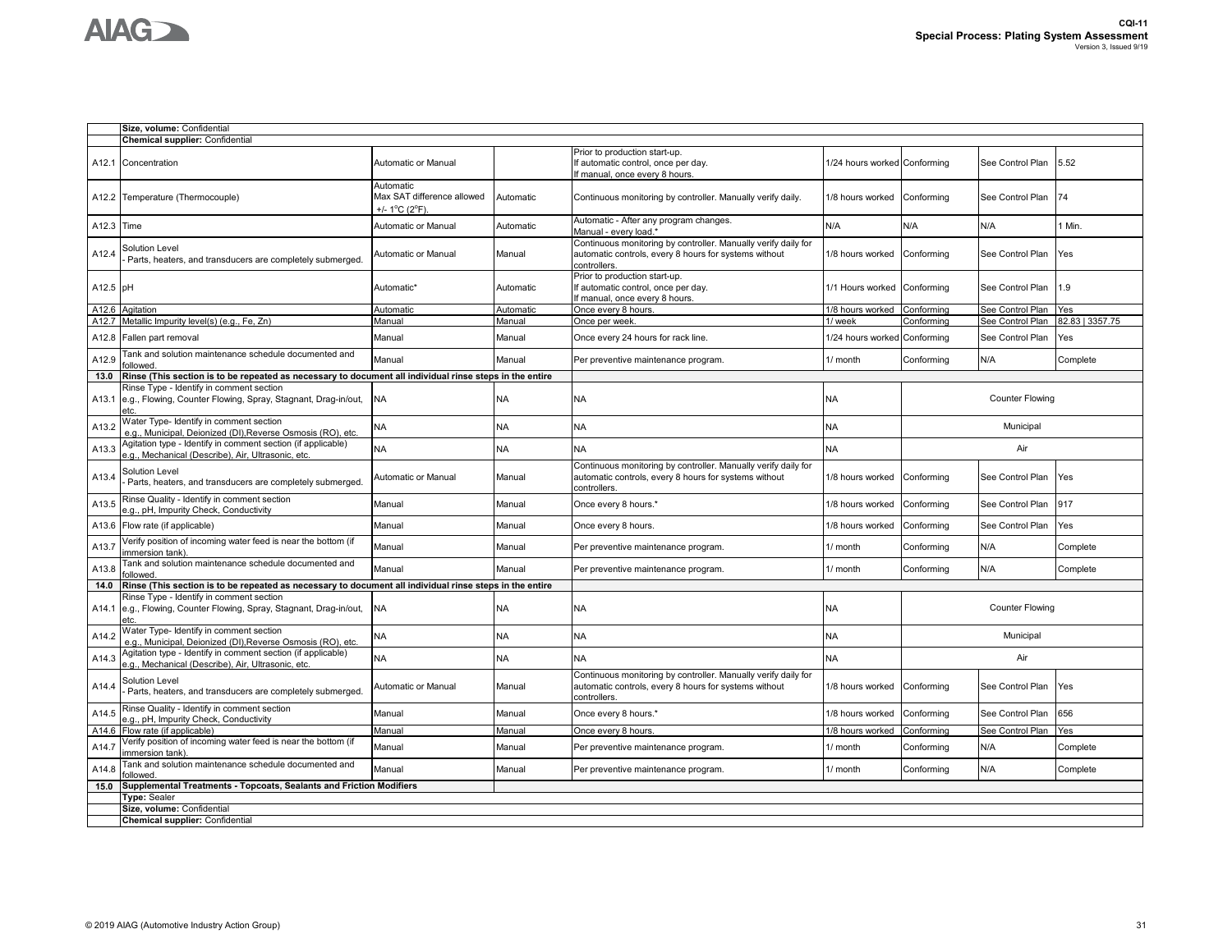| | | | | | | | | |
|---|---|---|---|---|---|---|---|---|
| | **Size, volume:** Confidential | | | | | | | |
| | **Chemical supplier:** Confidential | | | | | | | |
| A12.1 | Concentration | Automatic or Manual | | Prior to production start-up. If automatic control, once per day. If manual, once every 8 hours. | 1/24 hours worked | Conforming | See Control Plan | 5.52 |
| A12.2 | Temperature (Thermocouple) | Automatic Max SAT difference allowed +/- 1°C (2°F). | Automatic | Continuous monitoring by controller. Manually verify daily. | 1/8 hours worked | Conforming | See Control Plan | 74 |
| A12.3 | Time | Automatic or Manual | Automatic | Automatic - After any program changes. Manual - every load.* | N/A | N/A | N/A | 1 Min. |
| A12.4 | Solution Level - Parts, heaters, and transducers are completely submerged. | Automatic or Manual | Manual | Continuous monitoring by controller. Manually verify daily for automatic controls, every 8 hours for systems without controllers. | 1/8 hours worked | Conforming | See Control Plan | Yes |
| A12.5 | pH | Automatic* | Automatic | Prior to production start-up. If automatic control, once per day. If manual, once every 8 hours. | 1/1 Hours worked | Conforming | See Control Plan | 1.9 |
| A12.6 | Agitation | Automatic | Automatic | Once every 8 hours. | 1/8 hours worked | Conforming | See Control Plan | Yes |
| A12.7 | Metallic Impurity level(s) (e.g., Fe, Zn) | Manual | Manual | Once per week. | 1/ week | Conforming | See Control Plan | 82.83 \| 3357.75 |
| A12.8 | Fallen part removal | Manual | Manual | Once every 24 hours for rack line. | 1/24 hours worked | Conforming | See Control Plan | Yes |
| A12.9 | Tank and solution maintenance schedule documented and followed. | Manual | Manual | Per preventive maintenance program. | 1/ month | Conforming | N/A | Complete |
| **13.0** | **Rinse (This section is to be repeated as necessary to document all individual rinse steps in the entire** | | | | | | | |
| A13.1 | Rinse Type - Identify in comment section e.g., Flowing, Counter Flowing, Spray, Stagnant, Drag-in/out, etc. | NA | NA | NA | NA | Counter Flowing | | |
| A13.2 | Water Type- Identify in comment section e.g., Municipal, Deionized (DI),Reverse Osmosis (RO), etc. | NA | NA | NA | NA | Municipal | | |
| A13.3 | Agitation type - Identify in comment section (if applicable) e.g., Mechanical (Describe), Air, Ultrasonic, etc. | NA | NA | NA | NA | Air | | |
| A13.4 | Solution Level - Parts, heaters, and transducers are completely submerged. | Automatic or Manual | Manual | Continuous monitoring by controller. Manually verify daily for automatic controls, every 8 hours for systems without controllers. | 1/8 hours worked | Conforming | See Control Plan | Yes |
| A13.5 | Rinse Quality - Identify in comment section e.g., pH, Impurity Check, Conductivity | Manual | Manual | Once every 8 hours.* | 1/8 hours worked | Conforming | See Control Plan | 917 |
| A13.6 | Flow rate (if applicable) | Manual | Manual | Once every 8 hours. | 1/8 hours worked | Conforming | See Control Plan | Yes |
| A13.7 | Verify position of incoming water feed is near the bottom (if immersion tank). | Manual | Manual | Per preventive maintenance program. | 1/ month | Conforming | N/A | Complete |
| A13.8 | Tank and solution maintenance schedule documented and followed. | Manual | Manual | Per preventive maintenance program. | 1/ month | Conforming | N/A | Complete |
| **14.0** | **Rinse (This section is to be repeated as necessary to document all individual rinse steps in the entire** | | | | | | | |
| A14.1 | Rinse Type - Identify in comment section e.g., Flowing, Counter Flowing, Spray, Stagnant, Drag-in/out, etc. | NA | NA | NA | NA | Counter Flowing | | |
| A14.2 | Water Type- Identify in comment section e.g., Municipal, Deionized (DI),Reverse Osmosis (RO), etc. | NA | NA | NA | NA | Municipal | | |
| A14.3 | Agitation type - Identify in comment section (if applicable) e.g., Mechanical (Describe), Air, Ultrasonic, etc. | NA | NA | NA | NA | Air | | |
| A14.4 | Solution Level - Parts, heaters, and transducers are completely submerged. | Automatic or Manual | Manual | Continuous monitoring by controller. Manually verify daily for automatic controls, every 8 hours for systems without controllers. | 1/8 hours worked | Conforming | See Control Plan | Yes |
| A14.5 | Rinse Quality - Identify in comment section e.g., pH, Impurity Check, Conductivity | Manual | Manual | Once every 8 hours.* | 1/8 hours worked | Conforming | See Control Plan | 656 |
| A14.6 | Flow rate (if applicable) | Manual | Manual | Once every 8 hours. | 1/8 hours worked | Conforming | See Control Plan | Yes |
| A14.7 | Verify position of incoming water feed is near the bottom (if immersion tank). | Manual | Manual | Per preventive maintenance program. | 1/ month | Conforming | N/A | Complete |
| A14.8 | Tank and solution maintenance schedule documented and followed. | Manual | Manual | Per preventive maintenance program. | 1/ month | Conforming | N/A | Complete |
| **15.0** | **Supplemental Treatments - Topcoats, Sealants and Friction Modifiers** | | | | | | | |
| | **Type:** Sealer | | | | | | | |
| | **Size, volume:** Confidential | | | | | | | |
| | **Chemical supplier:** Confidential | | | | | | | |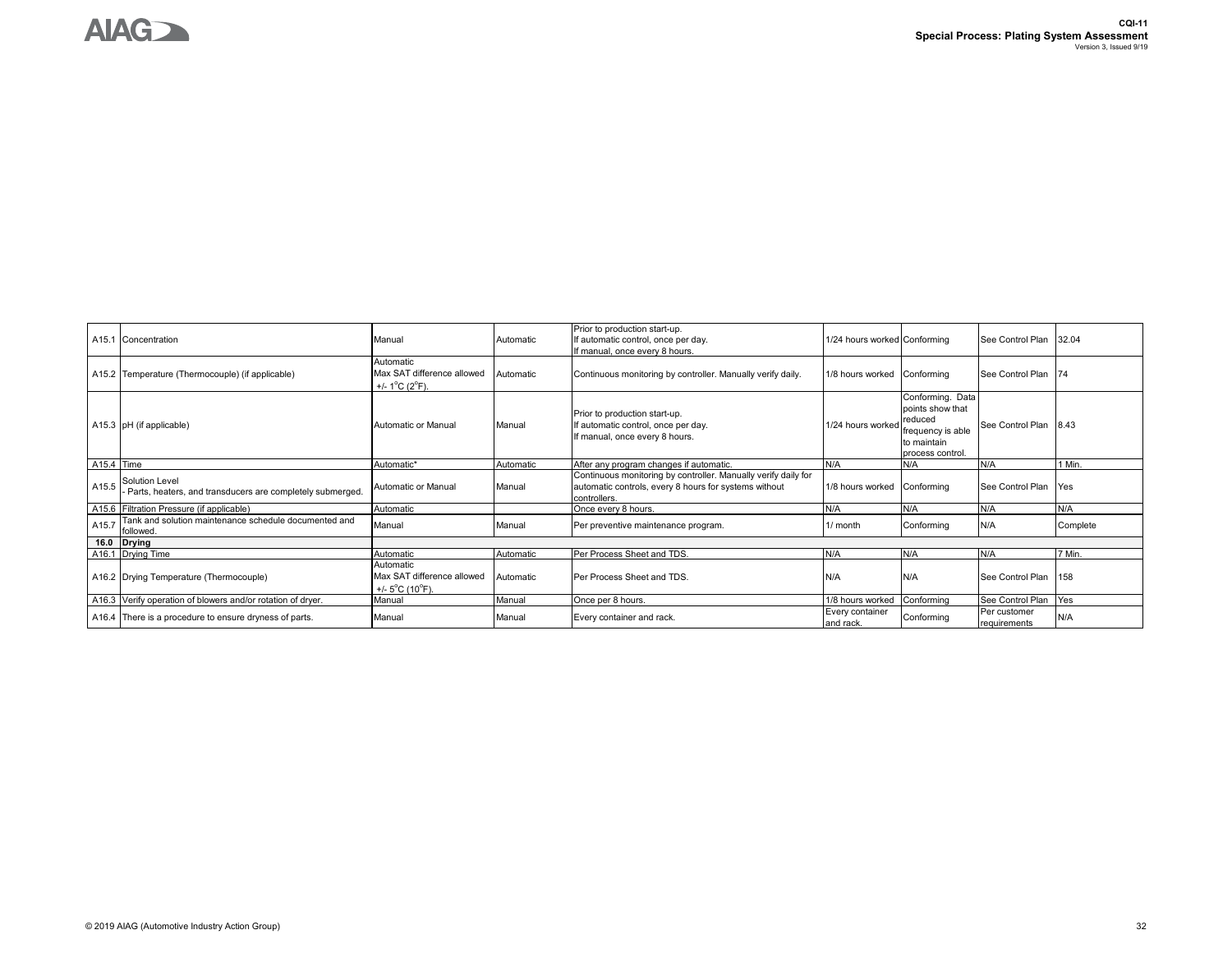| | | | | | | | | |
|---|---|---|---|---|---|---|---|---|
| A15.1 | Concentration | Manual | Automatic | Prior to production start-up.<br>If automatic control, once per day.<br>If manual, once every 8 hours. | 1/24 hours worked | Conforming | See Control Plan | 32.04 |
| A15.2 | Temperature (Thermocouple) (if applicable) | Automatic<br>Max SAT difference allowed +/- 1°C (2°F). | Automatic | Continuous monitoring by controller. Manually verify daily. | 1/8 hours worked | Conforming | See Control Plan | 74 |
| A15.3 | pH (if applicable) | Automatic or Manual | Manual | Prior to production start-up.<br>If automatic control, once per day.<br>If manual, once every 8 hours. | 1/24 hours worked | Conforming. Data points show that reduced frequency is able to maintain process control. | See Control Plan | 8.43 |
| A15.4 | Time | Automatic* | Automatic | After any program changes if automatic. | N/A | N/A | N/A | 1 Min. |
| A15.5 | Solution Level<br>- Parts, heaters, and transducers are completely submerged. | Automatic or Manual | Manual | Continuous monitoring by controller. Manually verify daily for automatic controls, every 8 hours for systems without controllers. | 1/8 hours worked | Conforming | See Control Plan | Yes |
| A15.6 | Filtration Pressure (if applicable) | Automatic | | Once every 8 hours. | N/A | N/A | N/A | N/A |
| A15.7 | Tank and solution maintenance schedule documented and followed. | Manual | Manual | Per preventive maintenance program. | 1/ month | Conforming | N/A | Complete |
| **16.0** | **Drying** | | | | | | | |
| A16.1 | Drying Time | Automatic | Automatic | Per Process Sheet and TDS. | N/A | N/A | N/A | 7 Min. |
| A16.2 | Drying Temperature (Thermocouple) | Automatic<br>Max SAT difference allowed +/- 5°C (10°F). | Automatic | Per Process Sheet and TDS. | N/A | N/A | See Control Plan | 158 |
| A16.3 | Verify operation of blowers and/or rotation of dryer. | Manual | Manual | Once per 8 hours. | 1/8 hours worked | Conforming | See Control Plan | Yes |
| A16.4 | There is a procedure to ensure dryness of parts. | Manual | Manual | Every container and rack. | Every container and rack. | Conforming | Per customer requirements | N/A |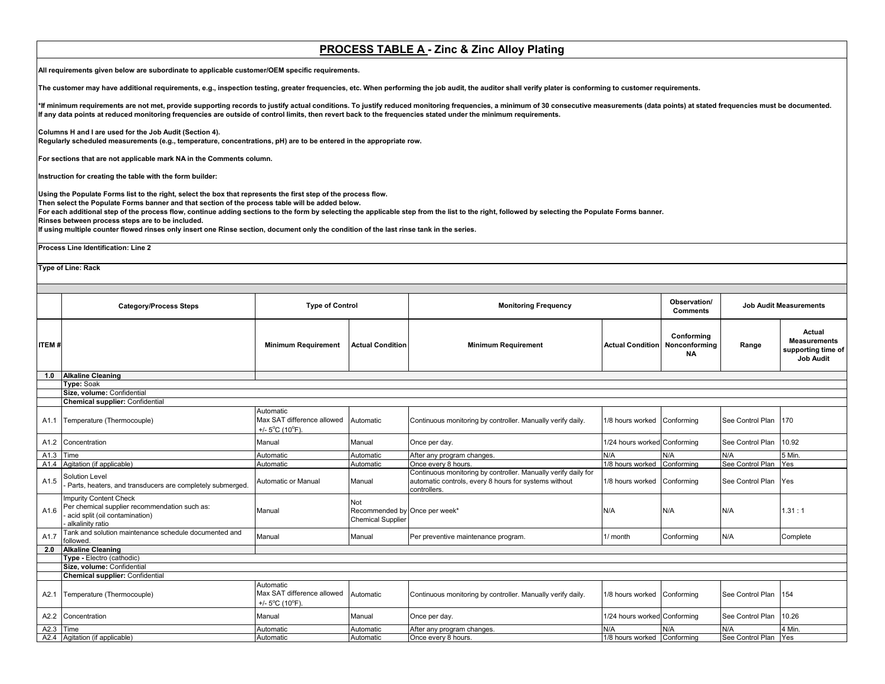## PROCESS TABLE A - Zinc & Zinc Alloy Plating

**All requirements given below are subordinate to applicable customer/OEM specific requirements.**

**The customer may have additional requirements, e.g., inspection testing, greater frequencies, etc. When performing the job audit, the auditor shall verify plater is conforming to customer requirements.**

**\*If minimum requirements are not met, provide supporting records to justify actual conditions. To justify reduced monitoring frequencies, a minimum of 30 consecutive measurements (data points) at stated frequencies must be documented. If any data points at reduced monitoring frequencies are outside of control limits, then revert back to the frequencies stated under the minimum requirements.**

**Columns H and I are used for the Job Audit (Section 4).**
**Regularly scheduled measurements (e.g., temperature, concentrations, pH) are to be entered in the appropriate row.**

**For sections that are not applicable mark NA in the Comments column.**

**Instruction for creating the table with the form builder:**

**Using the Populate Forms list to the right, select the box that represents the first step of the process flow.**
**Then select the Populate Forms banner and that section of the process table will be added below.**
**For each additional step of the process flow, continue adding sections to the form by selecting the applicable step from the list to the right, followed by selecting the Populate Forms banner.**
**Rinses between process steps are to be included.**
**If using multiple counter flowed rinses only insert one Rinse section, document only the condition of the last rinse tank in the series.**

**Process Line Identification: Line 2**

**Type of Line: Rack**

| | Category/Process Steps | Type of Control | | Monitoring Frequency | | Observation/ Comments | Job Audit Measurements | |
|---|---|---|---|---|---|---|---|---|
| **ITEM #** | | **Minimum Requirement** | **Actual Condition** | **Minimum Requirement** | **Actual Condition** | **Conforming Nonconforming NA** | **Range** | **Actual Measurements supporting time of Job Audit** |
| **1.0** | **Alkaline Cleaning** | | | | | | | |
| | **Type:** Soak | | | | | | | |
| | **Size, volume:** Confidential | | | | | | | |
| | **Chemical supplier:** Confidential | | | | | | | |
| A1.1 | Temperature (Thermocouple) | Automatic Max SAT difference allowed +/- 5°C (10°F). | Automatic | Continuous monitoring by controller. Manually verify daily. | 1/8 hours worked | Conforming | See Control Plan | 170 |
| A1.2 | Concentration | Manual | Manual | Once per day. | 1/24 hours worked | Conforming | See Control Plan | 10.92 |
| A1.3 | Time | Automatic | Automatic | After any program changes. | N/A | N/A | N/A | 5 Min. |
| A1.4 | Agitation (if applicable) | Automatic | Automatic | Once every 8 hours. | 1/8 hours worked | Conforming | See Control Plan | Yes |
| A1.5 | Solution Level - Parts, heaters, and transducers are completely submerged. | Automatic or Manual | Manual | Continuous monitoring by controller. Manually verify daily for automatic controls, every 8 hours for systems without controllers. | 1/8 hours worked | Conforming | See Control Plan | Yes |
| A1.6 | Impurity Content Check Per chemical supplier recommendation such as: - acid split (oil contamination) - alkalinity ratio | Manual | Not Recommended by Chemical Supplier | Once per week* | N/A | N/A | N/A | 1.31 : 1 |
| A1.7 | Tank and solution maintenance schedule documented and followed. | Manual | Manual | Per preventive maintenance program. | 1/ month | Conforming | N/A | Complete |
| **2.0** | **Alkaline Cleaning** | | | | | | | |
| | **Type -** Electro (cathodic) | | | | | | | |
| | **Size, volume:** Confidential | | | | | | | |
| | **Chemical supplier:** Confidential | | | | | | | |
| A2.1 | Temperature (Thermocouple) | Automatic Max SAT difference allowed +/- 5°C (10°F). | Automatic | Continuous monitoring by controller. Manually verify daily. | 1/8 hours worked | Conforming | See Control Plan | 154 |
| A2.2 | Concentration | Manual | Manual | Once per day. | 1/24 hours worked | Conforming | See Control Plan | 10.26 |
| A2.3 | Time | Automatic | Automatic | After any program changes. | N/A | N/A | N/A | 4 Min. |
| A2.4 | Agitation (if applicable) | Automatic | Automatic | Once every 8 hours. | 1/8 hours worked | Conforming | See Control Plan | Yes |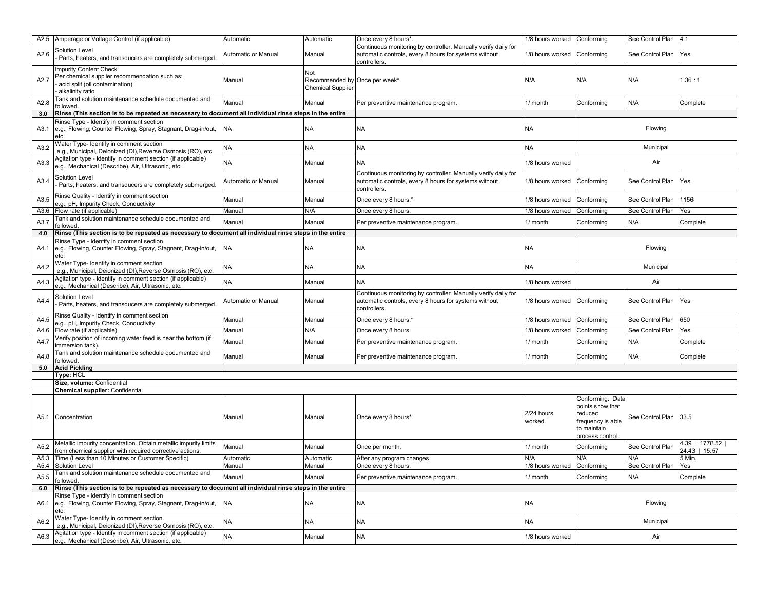| | | | | | | | | |
|---|---|---|---|---|---|---|---|---|
| A2.5 | Amperage or Voltage Control (if applicable) | Automatic | Automatic | Once every 8 hours*. | 1/8 hours worked | Conforming | See Control Plan | 4.1 |
| A2.6 | Solution Level<br>- Parts, heaters, and transducers are completely submerged. | Automatic or Manual | Manual | Continuous monitoring by controller. Manually verify daily for automatic controls, every 8 hours for systems without controllers. | 1/8 hours worked | Conforming | See Control Plan | Yes |
| A2.7 | Impurity Content Check<br>Per chemical supplier recommendation such as:<br>- acid split (oil contamination)<br>- alkalinity ratio | Manual | Not Recommended by Chemical Supplier | Once per week* | N/A | N/A | N/A | 1.36 : 1 |
| A2.8 | Tank and solution maintenance schedule documented and followed. | Manual | Manual | Per preventive maintenance program. | 1/ month | Conforming | N/A | Complete |
| **3.0** | **Rinse (This section is to be repeated as necessary to document all individual rinse steps in the entire** | | | | | | | |
| A3.1 | Rinse Type - Identify in comment section<br>e.g., Flowing, Counter Flowing, Spray, Stagnant, Drag-in/out, etc. | NA | NA | NA | NA | Flowing | | |
| A3.2 | Water Type- Identify in comment section<br>e.g., Municipal, Deionized (DI),Reverse Osmosis (RO), etc. | NA | NA | NA | NA | Municipal | | |
| A3.3 | Agitation type - Identify in comment section (if applicable)<br>e.g., Mechanical (Describe), Air, Ultrasonic, etc. | NA | Manual | NA | 1/8 hours worked | Air | | |
| A3.4 | Solution Level<br>- Parts, heaters, and transducers are completely submerged. | Automatic or Manual | Manual | Continuous monitoring by controller. Manually verify daily for automatic controls, every 8 hours for systems without controllers. | 1/8 hours worked | Conforming | See Control Plan | Yes |
| A3.5 | Rinse Quality - Identify in comment section<br>e.g., pH, Impurity Check, Conductivity | Manual | Manual | Once every 8 hours.* | 1/8 hours worked | Conforming | See Control Plan | 1156 |
| A3.6 | Flow rate (if applicable) | Manual | N/A | Once every 8 hours. | 1/8 hours worked | Conforming | See Control Plan | Yes |
| A3.7 | Tank and solution maintenance schedule documented and followed. | Manual | Manual | Per preventive maintenance program. | 1/ month | Conforming | N/A | Complete |
| **4.0** | **Rinse (This section is to be repeated as necessary to document all individual rinse steps in the entire** | | | | | | | |
| A4.1 | Rinse Type - Identify in comment section<br>e.g., Flowing, Counter Flowing, Spray, Stagnant, Drag-in/out, etc. | NA | NA | NA | NA | Flowing | | |
| A4.2 | Water Type- Identify in comment section<br>e.g., Municipal, Deionized (DI),Reverse Osmosis (RO), etc. | NA | NA | NA | NA | Municipal | | |
| A4.3 | Agitation type - Identify in comment section (if applicable)<br>e.g., Mechanical (Describe), Air, Ultrasonic, etc. | NA | Manual | NA | 1/8 hours worked | Air | | |
| A4.4 | Solution Level<br>- Parts, heaters, and transducers are completely submerged. | Automatic or Manual | Manual | Continuous monitoring by controller. Manually verify daily for automatic controls, every 8 hours for systems without controllers. | 1/8 hours worked | Conforming | See Control Plan | Yes |
| A4.5 | Rinse Quality - Identify in comment section<br>e.g., pH, Impurity Check, Conductivity | Manual | Manual | Once every 8 hours.* | 1/8 hours worked | Conforming | See Control Plan | 650 |
| A4.6 | Flow rate (if applicable) | Manual | N/A | Once every 8 hours. | 1/8 hours worked | Conforming | See Control Plan | Yes |
| A4.7 | Verify position of incoming water feed is near the bottom (if immersion tank). | Manual | Manual | Per preventive maintenance program. | 1/ month | Conforming | N/A | Complete |
| A4.8 | Tank and solution maintenance schedule documented and followed. | Manual | Manual | Per preventive maintenance program. | 1/ month | Conforming | N/A | Complete |
| **5.0** | **Acid Pickling** | | | | | | | |
| | **Type:** HCL | | | | | | | |
| | **Size, volume:** Confidential | | | | | | | |
| | **Chemical supplier:** Confidential | | | | | | | |
| A5.1 | Concentration | Manual | Manual | Once every 8 hours* | 2/24 hours worked. | Conforming. Data points show that reduced frequency is able to maintain process control. | See Control Plan | 33.5 |
| A5.2 | Metallic impurity concentration. Obtain metallic impurity limits from chemical supplier with required corrective actions. | Manual | Manual | Once per month. | 1/ month | Conforming | See Control Plan | 4.39 \| 1778.52 \| 24.43 \| 15.57 |
| A5.3 | Time (Less than 10 Minutes or Customer Specific) | Automatic | Automatic | After any program changes. | N/A | N/A | N/A | 5 Min. |
| A5.4 | Solution Level | Manual | Manual | Once every 8 hours. | 1/8 hours worked | Conforming | See Control Plan | Yes |
| A5.5 | Tank and solution maintenance schedule documented and followed. | Manual | Manual | Per preventive maintenance program. | 1/ month | Conforming | N/A | Complete |
| **6.0** | **Rinse (This section is to be repeated as necessary to document all individual rinse steps in the entire** | | | | | | | |
| A6.1 | Rinse Type - Identify in comment section<br>e.g., Flowing, Counter Flowing, Spray, Stagnant, Drag-in/out, etc. | NA | NA | NA | NA | Flowing | | |
| A6.2 | Water Type- Identify in comment section<br>e.g., Municipal, Deionized (DI),Reverse Osmosis (RO), etc. | NA | NA | NA | NA | Municipal | | |
| A6.3 | Agitation type - Identify in comment section (if applicable)<br>e.g., Mechanical (Describe), Air, Ultrasonic, etc. | NA | Manual | NA | 1/8 hours worked | Air | | |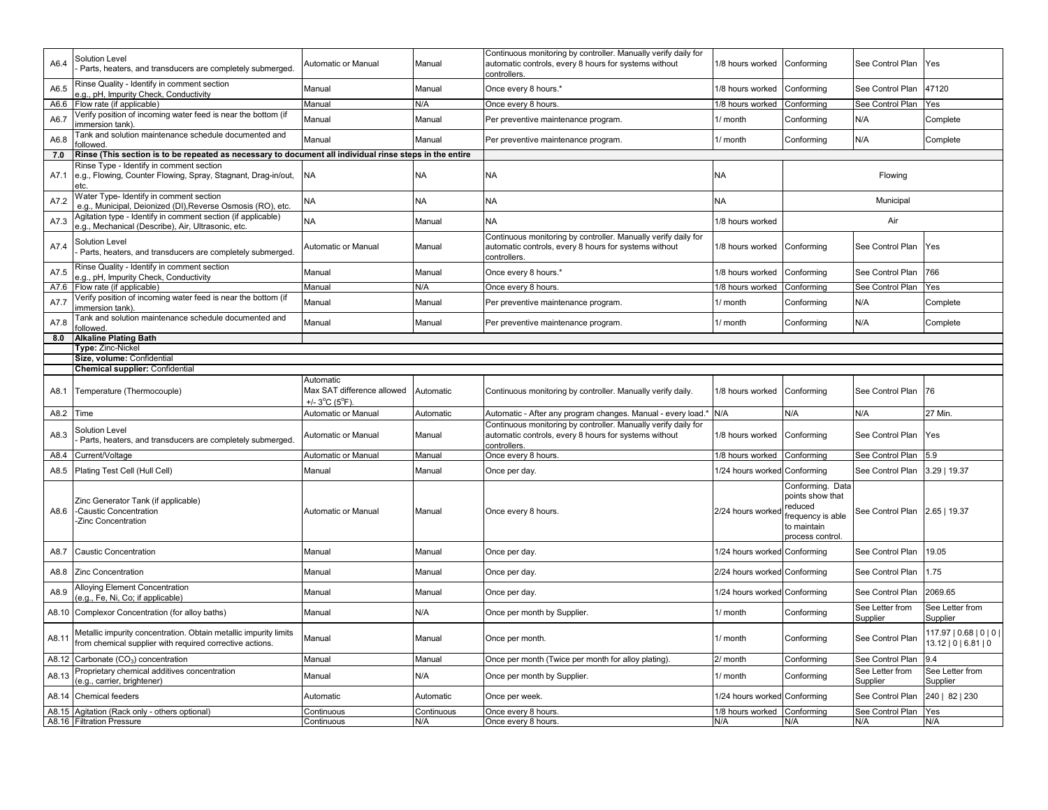| | | | | | | | | |
|---|---|---|---|---|---|---|---|---|
| A6.4 | Solution Level<br>- Parts, heaters, and transducers are completely submerged. | Automatic or Manual | Manual | Continuous monitoring by controller. Manually verify daily for automatic controls, every 8 hours for systems without controllers. | 1/8 hours worked | Conforming | See Control Plan | Yes |
| A6.5 | Rinse Quality - Identify in comment section<br>e.g., pH, Impurity Check, Conductivity | Manual | Manual | Once every 8 hours.* | 1/8 hours worked | Conforming | See Control Plan | 47120 |
| A6.6 | Flow rate (if applicable) | Manual | N/A | Once every 8 hours. | 1/8 hours worked | Conforming | See Control Plan | Yes |
| A6.7 | Verify position of incoming water feed is near the bottom (if immersion tank). | Manual | Manual | Per preventive maintenance program. | 1/ month | Conforming | N/A | Complete |
| A6.8 | Tank and solution maintenance schedule documented and followed. | Manual | Manual | Per preventive maintenance program. | 1/ month | Conforming | N/A | Complete |
| **7.0** | **Rinse (This section is to be repeated as necessary to document all individual rinse steps in the entire** | | | | | | | |
| A7.1 | Rinse Type - Identify in comment section<br>e.g., Flowing, Counter Flowing, Spray, Stagnant, Drag-in/out, etc. | NA | NA | NA | NA | Flowing | | |
| A7.2 | Water Type- Identify in comment section<br>e.g., Municipal, Deionized (DI),Reverse Osmosis (RO), etc. | NA | NA | NA | NA | Municipal | | |
| A7.3 | Agitation type - Identify in comment section (if applicable)<br>e.g., Mechanical (Describe), Air, Ultrasonic, etc. | NA | Manual | NA | 1/8 hours worked | Air | | |
| A7.4 | Solution Level<br>- Parts, heaters, and transducers are completely submerged. | Automatic or Manual | Manual | Continuous monitoring by controller. Manually verify daily for automatic controls, every 8 hours for systems without controllers. | 1/8 hours worked | Conforming | See Control Plan | Yes |
| A7.5 | Rinse Quality - Identify in comment section<br>e.g., pH, Impurity Check, Conductivity | Manual | Manual | Once every 8 hours.* | 1/8 hours worked | Conforming | See Control Plan | 766 |
| A7.6 | Flow rate (if applicable) | Manual | N/A | Once every 8 hours. | 1/8 hours worked | Conforming | See Control Plan | Yes |
| A7.7 | Verify position of incoming water feed is near the bottom (if immersion tank). | Manual | Manual | Per preventive maintenance program. | 1/ month | Conforming | N/A | Complete |
| A7.8 | Tank and solution maintenance schedule documented and followed. | Manual | Manual | Per preventive maintenance program. | 1/ month | Conforming | N/A | Complete |
| **8.0** | **Alkaline Plating Bath** | | | | | | | |
| | **Type:** Zinc-Nickel | | | | | | | |
| | **Size, volume:** Confidential | | | | | | | |
| | **Chemical supplier:** Confidential | | | | | | | |
| A8.1 | Temperature (Thermocouple) | Automatic<br>Max SAT difference allowed +/- 3°C (5°F). | Automatic | Continuous monitoring by controller. Manually verify daily. | 1/8 hours worked | Conforming | See Control Plan | 76 |
| A8.2 | Time | Automatic or Manual | Automatic | Automatic - After any program changes. Manual - every load.* | N/A | N/A | N/A | 27 Min. |
| A8.3 | Solution Level<br>- Parts, heaters, and transducers are completely submerged. | Automatic or Manual | Manual | Continuous monitoring by controller. Manually verify daily for automatic controls, every 8 hours for systems without controllers. | 1/8 hours worked | Conforming | See Control Plan | Yes |
| A8.4 | Current/Voltage | Automatic or Manual | Manual | Once every 8 hours. | 1/8 hours worked | Conforming | See Control Plan | 5.9 |
| A8.5 | Plating Test Cell (Hull Cell) | Manual | Manual | Once per day. | 1/24 hours worked | Conforming | See Control Plan | 3.29 \| 19.37 |
| A8.6 | Zinc Generator Tank (if applicable)<br>-Caustic Concentration<br>-Zinc Concentration | Automatic or Manual | Manual | Once every 8 hours. | 2/24 hours worked | Conforming. Data points show that reduced frequency is able to maintain process control. | See Control Plan | 2.65 \| 19.37 |
| A8.7 | Caustic Concentration | Manual | Manual | Once per day. | 1/24 hours worked | Conforming | See Control Plan | 19.05 |
| A8.8 | Zinc Concentration | Manual | Manual | Once per day. | 2/24 hours worked | Conforming | See Control Plan | 1.75 |
| A8.9 | Alloying Element Concentration<br>(e.g., Fe, Ni, Co; if applicable) | Manual | Manual | Once per day. | 1/24 hours worked | Conforming | See Control Plan | 2069.65 |
| A8.10 | Complexor Concentration (for alloy baths) | Manual | N/A | Once per month by Supplier. | 1/ month | Conforming | See Letter from Supplier | See Letter from Supplier |
| A8.11 | Metallic impurity concentration. Obtain metallic impurity limits from chemical supplier with required corrective actions. | Manual | Manual | Once per month. | 1/ month | Conforming | See Control Plan | 117.97 \| 0.68 \| 0 \| 0 \| 13.12 \| 0 \| 6.81 \| 0 |
| A8.12 | Carbonate ($CO_3$) concentration | Manual | Manual | Once per month (Twice per month for alloy plating). | 2/ month | Conforming | See Control Plan | 9.4 |
| A8.13 | Proprietary chemical additives concentration<br>(e.g., carrier, brightener) | Manual | N/A | Once per month by Supplier. | 1/ month | Conforming | See Letter from Supplier | See Letter from Supplier |
| A8.14 | Chemical feeders | Automatic | Automatic | Once per week. | 1/24 hours worked | Conforming | See Control Plan | 240 \| 82 \| 230 |
| A8.15 | Agitation (Rack only - others optional) | Continuous | Continuous | Once every 8 hours. | 1/8 hours worked | Conforming | See Control Plan | Yes |
| A8.16 | Filtration Pressure | Continuous | N/A | Once every 8 hours. | N/A | N/A | N/A | N/A |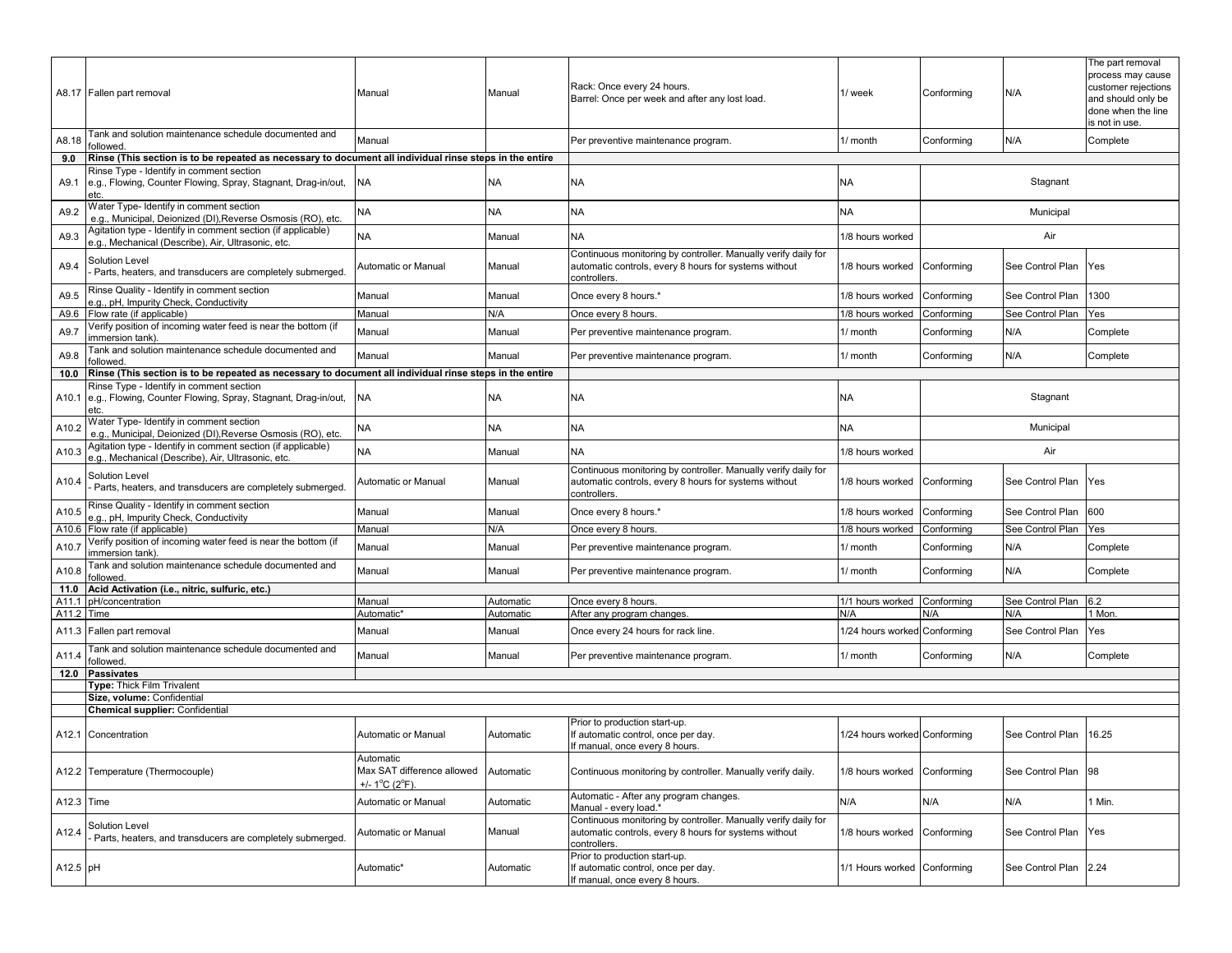| | | | | | | | | |
|---|---|---|---|---|---|---|---|---|
| A8.17 | Fallen part removal | Manual | Manual | Rack: Once every 24 hours.<br>Barrel: Once per week and after any lost load. | 1/ week | Conforming | N/A | The part removal process may cause customer rejections and should only be done when the line is not in use. |
| A8.18 | Tank and solution maintenance schedule documented and followed. | Manual | | Per preventive maintenance program. | 1/ month | Conforming | N/A | Complete |
| **9.0** | **Rinse (This section is to be repeated as necessary to document all individual rinse steps in the entire** | | | | | | | |
| A9.1 | Rinse Type - Identify in comment section<br>e.g., Flowing, Counter Flowing, Spray, Stagnant, Drag-in/out, etc. | NA | NA | NA | NA | Stagnant | | |
| A9.2 | Water Type- Identify in comment section<br>e.g., Municipal, Deionized (DI),Reverse Osmosis (RO), etc. | NA | NA | NA | NA | Municipal | | |
| A9.3 | Agitation type - Identify in comment section (if applicable)<br>e.g., Mechanical (Describe), Air, Ultrasonic, etc. | NA | Manual | NA | 1/8 hours worked | Air | | |
| A9.4 | Solution Level<br>- Parts, heaters, and transducers are completely submerged. | Automatic or Manual | Manual | Continuous monitoring by controller. Manually verify daily for automatic controls, every 8 hours for systems without controllers. | 1/8 hours worked | Conforming | See Control Plan | Yes |
| A9.5 | Rinse Quality - Identify in comment section<br>e.g., pH, Impurity Check, Conductivity | Manual | Manual | Once every 8 hours.* | 1/8 hours worked | Conforming | See Control Plan | 1300 |
| A9.6 | Flow rate (if applicable) | Manual | N/A | Once every 8 hours. | 1/8 hours worked | Conforming | See Control Plan | Yes |
| A9.7 | Verify position of incoming water feed is near the bottom (if immersion tank). | Manual | Manual | Per preventive maintenance program. | 1/ month | Conforming | N/A | Complete |
| A9.8 | Tank and solution maintenance schedule documented and followed. | Manual | Manual | Per preventive maintenance program. | 1/ month | Conforming | N/A | Complete |
| **10.0** | **Rinse (This section is to be repeated as necessary to document all individual rinse steps in the entire** | | | | | | | |
| A10.1 | Rinse Type - Identify in comment section<br>e.g., Flowing, Counter Flowing, Spray, Stagnant, Drag-in/out, etc. | NA | NA | NA | NA | Stagnant | | |
| A10.2 | Water Type- Identify in comment section<br>e.g., Municipal, Deionized (DI),Reverse Osmosis (RO), etc. | NA | NA | NA | NA | Municipal | | |
| A10.3 | Agitation type - Identify in comment section (if applicable)<br>e.g., Mechanical (Describe), Air, Ultrasonic, etc. | NA | Manual | NA | 1/8 hours worked | Air | | |
| A10.4 | Solution Level<br>- Parts, heaters, and transducers are completely submerged. | Automatic or Manual | Manual | Continuous monitoring by controller. Manually verify daily for automatic controls, every 8 hours for systems without controllers. | 1/8 hours worked | Conforming | See Control Plan | Yes |
| A10.5 | Rinse Quality - Identify in comment section<br>e.g., pH, Impurity Check, Conductivity | Manual | Manual | Once every 8 hours.* | 1/8 hours worked | Conforming | See Control Plan | 600 |
| A10.6 | Flow rate (if applicable) | Manual | N/A | Once every 8 hours. | 1/8 hours worked | Conforming | See Control Plan | Yes |
| A10.7 | Verify position of incoming water feed is near the bottom (if immersion tank). | Manual | Manual | Per preventive maintenance program. | 1/ month | Conforming | N/A | Complete |
| A10.8 | Tank and solution maintenance schedule documented and followed. | Manual | Manual | Per preventive maintenance program. | 1/ month | Conforming | N/A | Complete |
| **11.0** | **Acid Activation (i.e., nitric, sulfuric, etc.)** | | | | | | | |
| A11.1 | pH/concentration | Manual | Automatic | Once every 8 hours. | 1/1 hours worked | Conforming | See Control Plan | 6.2 |
| A11.2 | Time | Automatic* | Automatic | After any program changes. | N/A | N/A | N/A | 1 Mon. |
| A11.3 | Fallen part removal | Manual | Manual | Once every 24 hours for rack line. | 1/24 hours worked | Conforming | See Control Plan | Yes |
| A11.4 | Tank and solution maintenance schedule documented and followed. | Manual | Manual | Per preventive maintenance program. | 1/ month | Conforming | N/A | Complete |
| **12.0** | **Passivates** | | | | | | | |
| | **Type:** Thick Film Trivalent | | | | | | | |
| | **Size, volume:** Confidential | | | | | | | |
| | **Chemical supplier:** Confidential | | | | | | | |
| A12.1 | Concentration | Automatic or Manual | Automatic | Prior to production start-up.<br>If automatic control, once per day.<br>If manual, once every 8 hours. | 1/24 hours worked | Conforming | See Control Plan | 16.25 |
| A12.2 | Temperature (Thermocouple) | Automatic<br>Max SAT difference allowed +/- 1°C (2°F). | Automatic | Continuous monitoring by controller. Manually verify daily. | 1/8 hours worked | Conforming | See Control Plan | 98 |
| A12.3 | Time | Automatic or Manual | Automatic | Automatic - After any program changes.<br>Manual - every load.* | N/A | N/A | N/A | 1 Min. |
| A12.4 | Solution Level<br>- Parts, heaters, and transducers are completely submerged. | Automatic or Manual | Manual | Continuous monitoring by controller. Manually verify daily for automatic controls, every 8 hours for systems without controllers. | 1/8 hours worked | Conforming | See Control Plan | Yes |
| A12.5 | pH | Automatic* | Automatic | Prior to production start-up.<br>If automatic control, once per day.<br>If manual, once every 8 hours. | 1/1 Hours worked | Conforming | See Control Plan | 2.24 |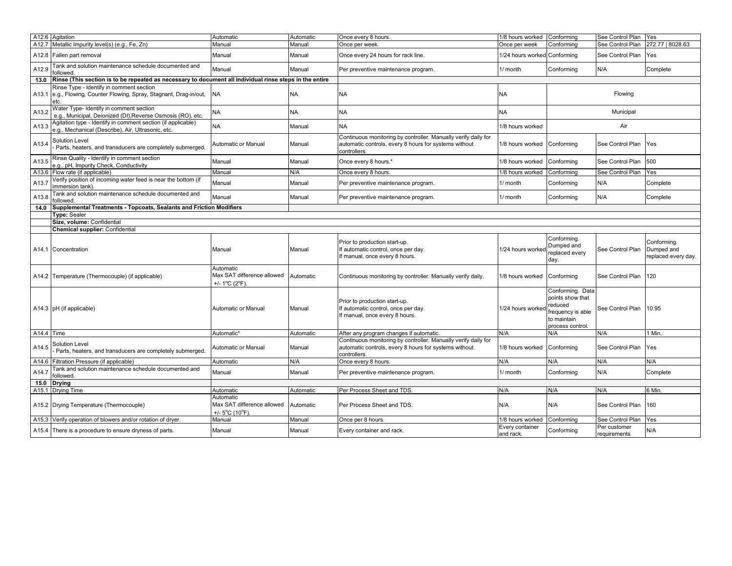| | | | | | | | | |
|---|---|---|---|---|---|---|---|---|
| A12.6 | Agitation | Automatic | Automatic | Once every 8 hours. | 1/8 hours worked | Conforming | See Control Plan | Yes |
| A12.7 | Metallic Impurity level(s) (e.g., Fe, Zn) | Manual | Manual | Once per week. | Once per week | Conforming | See Control Plan | 272.77 \| 8028.63 |
| A12.8 | Fallen part removal | Manual | Manual | Once every 24 hours for rack line. | 1/24 hours worked | Conforming | See Control Plan | Yes |
| A12.9 | Tank and solution maintenance schedule documented and followed. | Manual | Manual | Per preventive maintenance program. | 1/ month | Conforming | N/A | Complete |
| **13.0** | **Rinse (This section is to be repeated as necessary to document all individual rinse steps in the entire** | | | | | | | |
| A13.1 | Rinse Type - Identify in comment section e.g., Flowing, Counter Flowing, Spray, Stagnant, Drag-in/out, etc. | NA | NA | NA | NA | Flowing | | |
| A13.2 | Water Type- Identify in comment section e.g., Municipal, Deionized (DI),Reverse Osmosis (RO), etc. | NA | NA | NA | NA | Municipal | | |
| A13.3 | Agitation type - Identify in comment section (if applicable) e.g., Mechanical (Describe), Air, Ultrasonic, etc. | NA | Manual | NA | 1/8 hours worked | Air | | |
| A13.4 | Solution Level - Parts, heaters, and transducers are completely submerged. | Automatic or Manual | Manual | Continuous monitoring by controller. Manually verify daily for automatic controls, every 8 hours for systems without controllers. | 1/8 hours worked | Conforming | See Control Plan | Yes |
| A13.5 | Rinse Quality - Identify in comment section e.g., pH, Impurity Check, Conductivity | Manual | Manual | Once every 8 hours.* | 1/8 hours worked | Conforming | See Control Plan | 500 |
| A13.6 | Flow rate (if applicable) | Manual | N/A | Once every 8 hours. | 1/8 hours worked | Conforming | See Control Plan | Yes |
| A13.7 | Verify position of incoming water feed is near the bottom (if immersion tank). | Manual | Manual | Per preventive maintenance program. | 1/ month | Conforming | N/A | Complete |
| A13.8 | Tank and solution maintenance schedule documented and followed. | Manual | Manual | Per preventive maintenance program. | 1/ month | Conforming | N/A | Complete |
| **14.0** | **Supplemental Treatments - Topcoats, Sealants and Friction Modifiers** | | | | | | | |
| | **Type:** Sealer | | | | | | | |
| | **Size, volume:** Confidential | | | | | | | |
| | **Chemical supplier:** Confidential | | | | | | | |
| A14.1 | Concentration | Manual | Manual | Prior to production start-up. If automatic control, once per day. If manual, once every 8 hours. | 1/24 hours worked | Conforming. Dumped and replaced every day. | See Control Plan | Conforming. Dumped and replaced every day. |
| A14.2 | Temperature (Thermocouple) (if applicable) | Automatic Max SAT difference allowed +/- 1°C (2°F). | Automatic | Continuous monitoring by controller. Manually verify daily. | 1/8 hours worked | Conforming | See Control Plan | 120 |
| A14.3 | pH (if applicable) | Automatic or Manual | Manual | Prior to production start-up. If automatic control, once per day. If manual, once every 8 hours. | 1/24 hours worked | Conforming. Data points show that reduced frequency is able to maintain process control. | See Control Plan | 10.95 |
| A14.4 | Time | Automatic* | Automatic | After any program changes if automatic. | N/A | N/A | N/A | 1 Min. |
| A14.5 | Solution Level - Parts, heaters, and transducers are completely submerged. | Automatic or Manual | Manual | Continuous monitoring by controller. Manually verify daily for automatic controls, every 8 hours for systems without controllers. | 1/8 hours worked | Conforming | See Control Plan | Yes |
| A14.6 | Filtration Pressure (if applicable) | Automatic | N/A | Once every 8 hours. | N/A | N/A | N/A | N/A |
| A14.7 | Tank and solution maintenance schedule documented and followed. | Manual | Manual | Per preventive maintenance program. | 1/ month | Conforming | N/A | Complete |
| **15.0** | **Drying** | | | | | | | |
| A15.1 | Drying Time | Automatic | Automatic | Per Process Sheet and TDS. | N/A | N/A | N/A | 6 Min. |
| A15.2 | Drying Temperature (Thermocouple) | Automatic Max SAT difference allowed +/- 5°C (10°F). | Automatic | Per Process Sheet and TDS. | N/A | N/A | See Control Plan | 160 |
| A15.3 | Verify operation of blowers and/or rotation of dryer. | Manual | Manual | Once per 8 hours. | 1/8 hours worked | Conforming | See Control Plan | Yes |
| A15.4 | There is a procedure to ensure dryness of parts. | Manual | Manual | Every container and rack. | Every container and rack. | Conforming | Per customer requirements | N/A |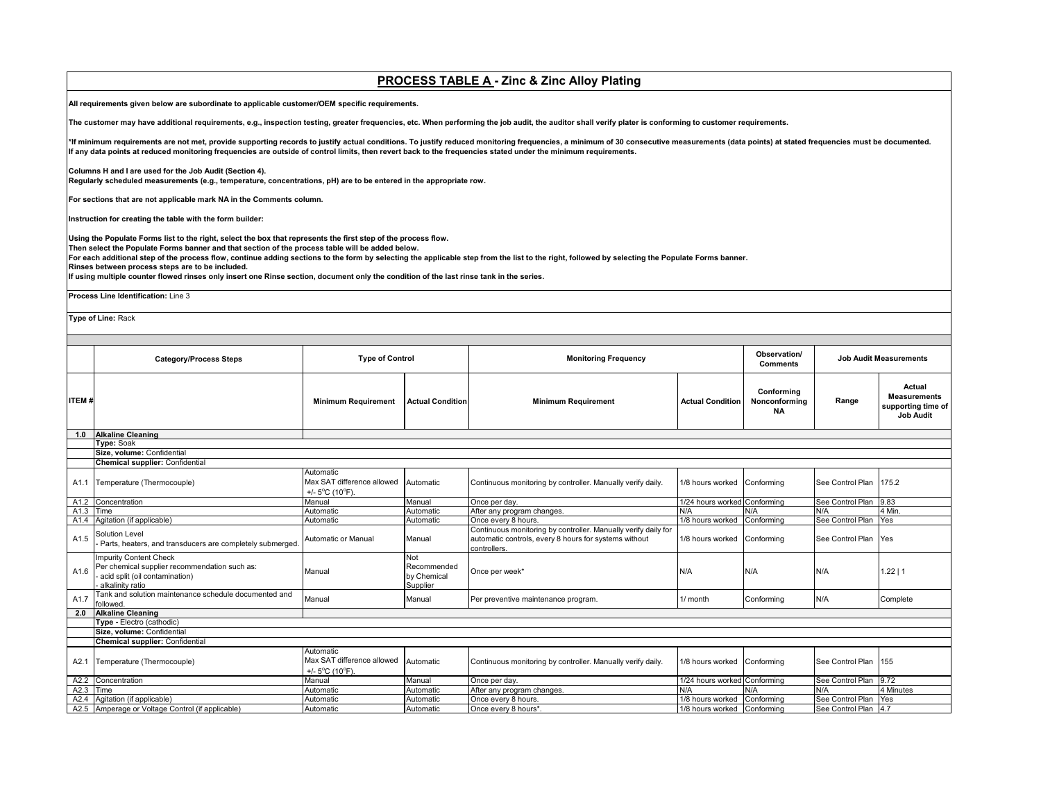## PROCESS TABLE A - Zinc & Zinc Alloy Plating

**All requirements given below are subordinate to applicable customer/OEM specific requirements.**

**The customer may have additional requirements, e.g., inspection testing, greater frequencies, etc. When performing the job audit, the auditor shall verify plater is conforming to customer requirements.**

**\*If minimum requirements are not met, provide supporting records to justify actual conditions. To justify reduced monitoring frequencies, a minimum of 30 consecutive measurements (data points) at stated frequencies must be documented. If any data points at reduced monitoring frequencies are outside of control limits, then revert back to the frequencies stated under the minimum requirements.**

**Columns H and I are used for the Job Audit (Section 4).**
**Regularly scheduled measurements (e.g., temperature, concentrations, pH) are to be entered in the appropriate row.**

**For sections that are not applicable mark NA in the Comments column.**

**Instruction for creating the table with the form builder:**

**Using the Populate Forms list to the right, select the box that represents the first step of the process flow.**
**Then select the Populate Forms banner and that section of the process table will be added below.**
**For each additional step of the process flow, continue adding sections to the form by selecting the applicable step from the list to the right, followed by selecting the Populate Forms banner.**
**Rinses between process steps are to be included.**
**If using multiple counter flowed rinses only insert one Rinse section, document only the condition of the last rinse tank in the series.**

**Process Line Identification:** Line 3

**Type of Line:** Rack

| | Category/Process Steps | Type of Control | | Monitoring Frequency | | Observation/ Comments | Job Audit Measurements | |
|---|---|---|---|---|---|---|---|---|
| ITEM # | | Minimum Requirement | Actual Condition | Minimum Requirement | Actual Condition | Conforming Nonconforming NA | Range | Actual Measurements supporting time of Job Audit |
| **1.0** | **Alkaline Cleaning** | | | | | | | |
| | **Type:** Soak | | | | | | | |
| | **Size, volume:** Confidential | | | | | | | |
| | **Chemical supplier:** Confidential | | | | | | | |
| A1.1 | Temperature (Thermocouple) | Automatic Max SAT difference allowed +/- 5°C (10°F). | Automatic | Continuous monitoring by controller. Manually verify daily. | 1/8 hours worked | Conforming | See Control Plan | 175.2 |
| A1.2 | Concentration | Manual | Manual | Once per day. | 1/24 hours worked | Conforming | See Control Plan | 9.83 |
| A1.3 | Time | Automatic | Automatic | After any program changes. | N/A | N/A | N/A | 4 Min. |
| A1.4 | Agitation (if applicable) | Automatic | Automatic | Once every 8 hours. | 1/8 hours worked | Conforming | See Control Plan | Yes |
| A1.5 | Solution Level - Parts, heaters, and transducers are completely submerged. | Automatic or Manual | Manual | Continuous monitoring by controller. Manually verify daily for automatic controls, every 8 hours for systems without controllers. | 1/8 hours worked | Conforming | See Control Plan | Yes |
| A1.6 | Impurity Content Check Per chemical supplier recommendation such as: - acid split (oil contamination) - alkalinity ratio | Manual | Not Recommended by Chemical Supplier | Once per week* | N/A | N/A | N/A | 1.22 \| 1 |
| A1.7 | Tank and solution maintenance schedule documented and followed. | Manual | Manual | Per preventive maintenance program. | 1/ month | Conforming | N/A | Complete |
| **2.0** | **Alkaline Cleaning** | | | | | | | |
| | **Type -** Electro (cathodic) | | | | | | | |
| | **Size, volume:** Confidential | | | | | | | |
| | **Chemical supplier:** Confidential | | | | | | | |
| A2.1 | Temperature (Thermocouple) | Automatic Max SAT difference allowed +/- 5°C (10°F). | Automatic | Continuous monitoring by controller. Manually verify daily. | 1/8 hours worked | Conforming | See Control Plan | 155 |
| A2.2 | Concentration | Manual | Manual | Once per day. | 1/24 hours worked | Conforming | See Control Plan | 9.72 |
| A2.3 | Time | Automatic | Automatic | After any program changes. | N/A | N/A | N/A | 4 Minutes |
| A2.4 | Agitation (if applicable) | Automatic | Automatic | Once every 8 hours. | 1/8 hours worked | Conforming | See Control Plan | Yes |
| A2.5 | Amperage or Voltage Control (if applicable) | Automatic | Automatic | Once every 8 hours*. | 1/8 hours worked | Conforming | See Control Plan | 4.7 |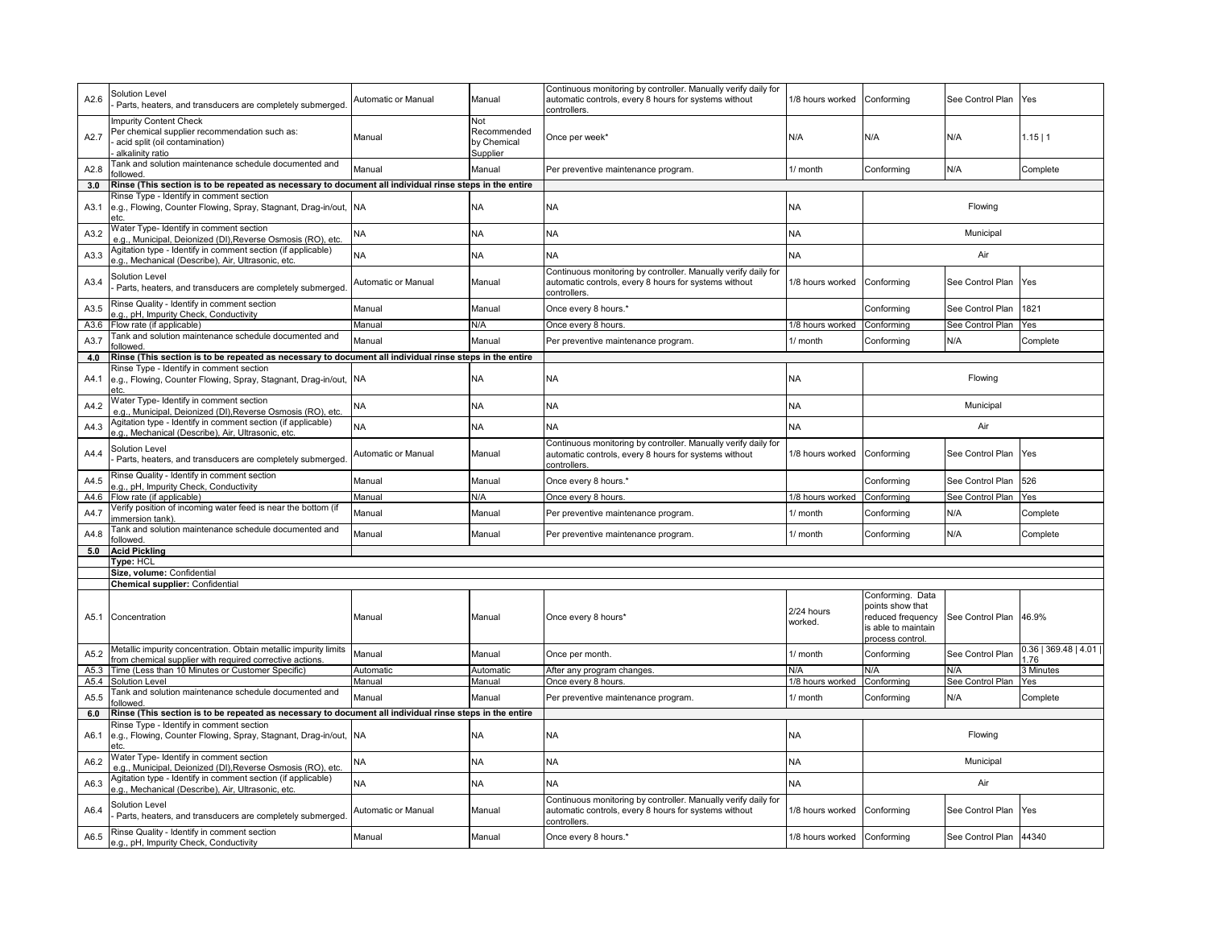| | | | | | | | | |
|---|---|---|---|---|---|---|---|---|
| A2.6 | Solution Level<br>- Parts, heaters, and transducers are completely submerged. | Automatic or Manual | Manual | Continuous monitoring by controller. Manually verify daily for automatic controls, every 8 hours for systems without controllers. | 1/8 hours worked | Conforming | See Control Plan | Yes |
| A2.7 | Impurity Content Check<br>Per chemical supplier recommendation such as:<br>- acid split (oil contamination)<br>- alkalinity ratio | Manual | Not Recommended by Chemical Supplier | Once per week* | N/A | N/A | N/A | 1.15 \| 1 |
| A2.8 | Tank and solution maintenance schedule documented and followed. | Manual | Manual | Per preventive maintenance program. | 1/ month | Conforming | N/A | Complete |
| **3.0** | **Rinse (This section is to be repeated as necessary to document all individual rinse steps in the entire** | | | | | | | |
| A3.1 | Rinse Type - Identify in comment section<br>e.g., Flowing, Counter Flowing, Spray, Stagnant, Drag-in/out, etc. | NA | NA | NA | NA | Flowing | | |
| A3.2 | Water Type- Identify in comment section<br>e.g., Municipal, Deionized (DI),Reverse Osmosis (RO), etc. | NA | NA | NA | NA | Municipal | | |
| A3.3 | Agitation type - Identify in comment section (if applicable)<br>e.g., Mechanical (Describe), Air, Ultrasonic, etc. | NA | NA | NA | NA | Air | | |
| A3.4 | Solution Level<br>- Parts, heaters, and transducers are completely submerged. | Automatic or Manual | Manual | Continuous monitoring by controller. Manually verify daily for automatic controls, every 8 hours for systems without controllers. | 1/8 hours worked | Conforming | See Control Plan | Yes |
| A3.5 | Rinse Quality - Identify in comment section<br>e.g., pH, Impurity Check, Conductivity | Manual | Manual | Once every 8 hours.* | | Conforming | See Control Plan | 1821 |
| A3.6 | Flow rate (if applicable) | Manual | N/A | Once every 8 hours. | 1/8 hours worked | Conforming | See Control Plan | Yes |
| A3.7 | Tank and solution maintenance schedule documented and followed. | Manual | Manual | Per preventive maintenance program. | 1/ month | Conforming | N/A | Complete |
| **4.0** | **Rinse (This section is to be repeated as necessary to document all individual rinse steps in the entire** | | | | | | | |
| A4.1 | Rinse Type - Identify in comment section<br>e.g., Flowing, Counter Flowing, Spray, Stagnant, Drag-in/out, etc. | NA | NA | NA | NA | Flowing | | |
| A4.2 | Water Type- Identify in comment section<br>e.g., Municipal, Deionized (DI),Reverse Osmosis (RO), etc. | NA | NA | NA | NA | Municipal | | |
| A4.3 | Agitation type - Identify in comment section (if applicable)<br>e.g., Mechanical (Describe), Air, Ultrasonic, etc. | NA | NA | NA | NA | Air | | |
| A4.4 | Solution Level<br>- Parts, heaters, and transducers are completely submerged. | Automatic or Manual | Manual | Continuous monitoring by controller. Manually verify daily for automatic controls, every 8 hours for systems without controllers. | 1/8 hours worked | Conforming | See Control Plan | Yes |
| A4.5 | Rinse Quality - Identify in comment section<br>e.g., pH, Impurity Check, Conductivity | Manual | Manual | Once every 8 hours.* | | Conforming | See Control Plan | 526 |
| A4.6 | Flow rate (if applicable) | Manual | N/A | Once every 8 hours. | 1/8 hours worked | Conforming | See Control Plan | Yes |
| A4.7 | Verify position of incoming water feed is near the bottom (if immersion tank). | Manual | Manual | Per preventive maintenance program. | 1/ month | Conforming | N/A | Complete |
| A4.8 | Tank and solution maintenance schedule documented and followed. | Manual | Manual | Per preventive maintenance program. | 1/ month | Conforming | N/A | Complete |
| **5.0** | **Acid Pickling** | | | | | | | |
| | **Type:** HCL | | | | | | | |
| | **Size, volume:** Confidential | | | | | | | |
| | **Chemical supplier:** Confidential | | | | | | | |
| A5.1 | Concentration | Manual | Manual | Once every 8 hours* | 2/24 hours worked. | Conforming. Data points show that reduced frequency is able to maintain process control. | See Control Plan | 46.9% |
| A5.2 | Metallic impurity concentration. Obtain metallic impurity limits from chemical supplier with required corrective actions. | Manual | Manual | Once per month. | 1/ month | Conforming | See Control Plan | 0.36 \| 369.48 \| 4.01 \| 1.76 |
| A5.3 | Time (Less than 10 Minutes or Customer Specific) | Automatic | Automatic | After any program changes. | N/A | N/A | N/A | 3 Minutes |
| A5.4 | Solution Level | Manual | Manual | Once every 8 hours. | 1/8 hours worked | Conforming | See Control Plan | Yes |
| A5.5 | Tank and solution maintenance schedule documented and followed. | Manual | Manual | Per preventive maintenance program. | 1/ month | Conforming | N/A | Complete |
| **6.0** | **Rinse (This section is to be repeated as necessary to document all individual rinse steps in the entire** | | | | | | | |
| A6.1 | Rinse Type - Identify in comment section<br>e.g., Flowing, Counter Flowing, Spray, Stagnant, Drag-in/out, etc. | NA | NA | NA | NA | Flowing | | |
| A6.2 | Water Type- Identify in comment section<br>e.g., Municipal, Deionized (DI),Reverse Osmosis (RO), etc. | NA | NA | NA | NA | Municipal | | |
| A6.3 | Agitation type - Identify in comment section (if applicable)<br>e.g., Mechanical (Describe), Air, Ultrasonic, etc. | NA | NA | NA | NA | Air | | |
| A6.4 | Solution Level<br>- Parts, heaters, and transducers are completely submerged. | Automatic or Manual | Manual | Continuous monitoring by controller. Manually verify daily for automatic controls, every 8 hours for systems without controllers. | 1/8 hours worked | Conforming | See Control Plan | Yes |
| A6.5 | Rinse Quality - Identify in comment section<br>e.g., pH, Impurity Check, Conductivity | Manual | Manual | Once every 8 hours.* | 1/8 hours worked | Conforming | See Control Plan | 44340 |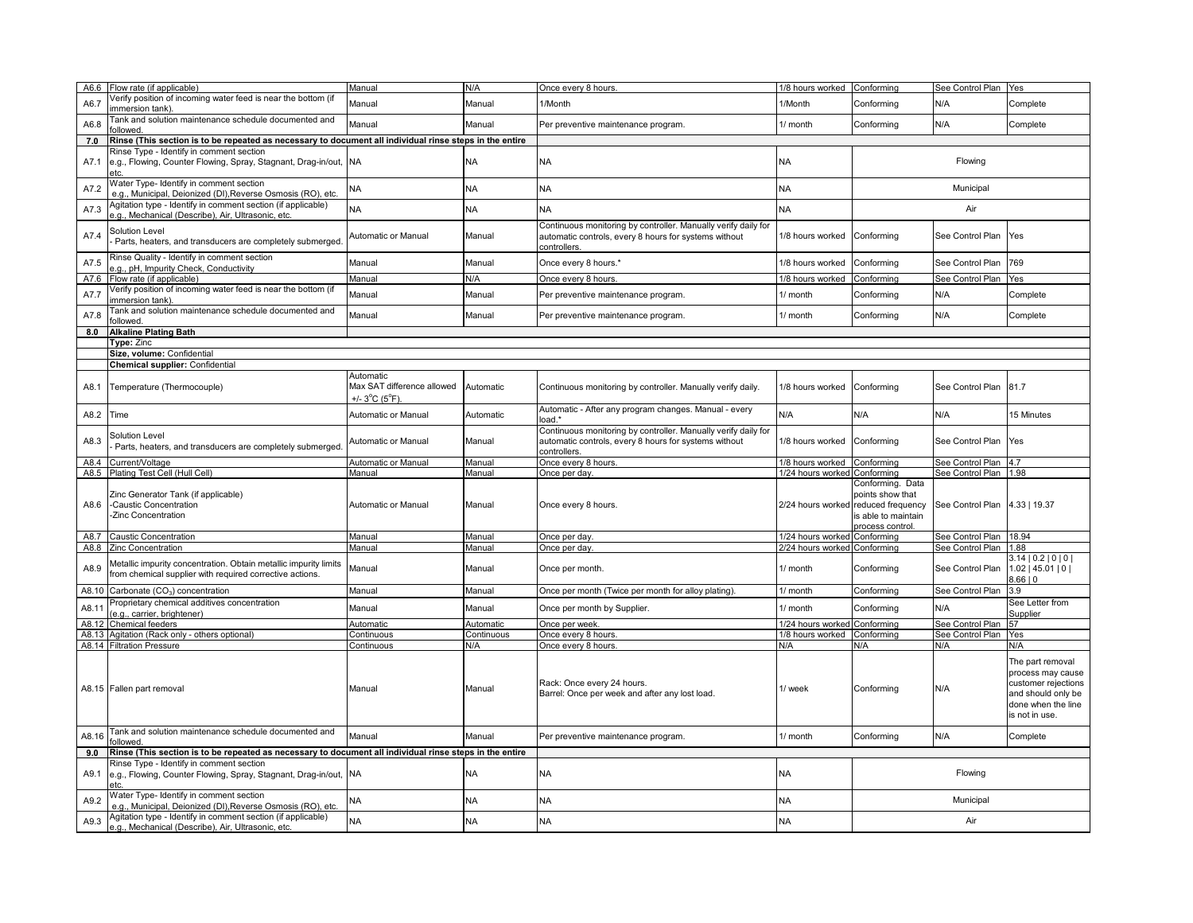| | | | | | | | | |
|---|---|---|---|---|---|---|---|---|
| A6.6 | Flow rate (if applicable) | Manual | N/A | Once every 8 hours. | 1/8 hours worked | Conforming | See Control Plan | Yes |
| A6.7 | Verify position of incoming water feed is near the bottom (if immersion tank). | Manual | Manual | 1/Month | 1/Month | Conforming | N/A | Complete |
| A6.8 | Tank and solution maintenance schedule documented and followed. | Manual | Manual | Per preventive maintenance program. | 1/ month | Conforming | N/A | Complete |
| **7.0** | **Rinse (This section is to be repeated as necessary to document all individual rinse steps in the entire** | | | | | | | |
| A7.1 | Rinse Type - Identify in comment section e.g., Flowing, Counter Flowing, Spray, Stagnant, Drag-in/out, etc. | NA | NA | NA | NA | Flowing | | |
| A7.2 | Water Type- Identify in comment section e.g., Municipal, Deionized (DI),Reverse Osmosis (RO), etc. | NA | NA | NA | NA | Municipal | | |
| A7.3 | Agitation type - Identify in comment section (if applicable) e.g., Mechanical (Describe), Air, Ultrasonic, etc. | NA | NA | NA | NA | Air | | |
| A7.4 | Solution Level - Parts, heaters, and transducers are completely submerged. | Automatic or Manual | Manual | Continuous monitoring by controller. Manually verify daily for automatic controls, every 8 hours for systems without controllers. | 1/8 hours worked | Conforming | See Control Plan | Yes |
| A7.5 | Rinse Quality - Identify in comment section e.g., pH, Impurity Check, Conductivity | Manual | Manual | Once every 8 hours.* | 1/8 hours worked | Conforming | See Control Plan | 769 |
| A7.6 | Flow rate (if applicable) | Manual | N/A | Once every 8 hours. | 1/8 hours worked | Conforming | See Control Plan | Yes |
| A7.7 | Verify position of incoming water feed is near the bottom (if immersion tank). | Manual | Manual | Per preventive maintenance program. | 1/ month | Conforming | N/A | Complete |
| A7.8 | Tank and solution maintenance schedule documented and followed. | Manual | Manual | Per preventive maintenance program. | 1/ month | Conforming | N/A | Complete |
| **8.0** | **Alkaline Plating Bath** | | | | | | | |
| | **Type:** Zinc | | | | | | | |
| | **Size, volume:** Confidential | | | | | | | |
| | **Chemical supplier:** Confidential | | | | | | | |
| A8.1 | Temperature (Thermocouple) | Automatic Max SAT difference allowed +/- 3°C (5°F). | Automatic | Continuous monitoring by controller. Manually verify daily. | 1/8 hours worked | Conforming | See Control Plan | 81.7 |
| A8.2 | Time | Automatic or Manual | Automatic | Automatic - After any program changes. Manual - every load.* | N/A | N/A | N/A | 15 Minutes |
| A8.3 | Solution Level - Parts, heaters, and transducers are completely submerged. | Automatic or Manual | Manual | Continuous monitoring by controller. Manually verify daily for automatic controls, every 8 hours for systems without controllers. | 1/8 hours worked | Conforming | See Control Plan | Yes |
| A8.4 | Current/Voltage | Automatic or Manual | Manual | Once every 8 hours. | 1/8 hours worked | Conforming | See Control Plan | 4.7 |
| A8.5 | Plating Test Cell (Hull Cell) | Manual | Manual | Once per day. | 1/24 hours worked | Conforming | See Control Plan | 1.98 |
| A8.6 | Zinc Generator Tank (if applicable) -Caustic Concentration -Zinc Concentration | Automatic or Manual | Manual | Once every 8 hours. | 2/24 hours worked | Conforming. Data points show that reduced frequency is able to maintain process control. | See Control Plan | 4.33 \| 19.37 |
| A8.7 | Caustic Concentration | Manual | Manual | Once per day. | 1/24 hours worked | Conforming | See Control Plan | 18.94 |
| A8.8 | Zinc Concentration | Manual | Manual | Once per day. | 2/24 hours worked | Conforming | See Control Plan | 1.88 |
| A8.9 | Metallic impurity concentration. Obtain metallic impurity limits from chemical supplier with required corrective actions. | Manual | Manual | Once per month. | 1/ month | Conforming | See Control Plan | 3.14 \| 0.2 \| 0 \| 0 \| 1.02 \| 45.01 \| 0 \| 8.66 \| 0 |
| A8.10 | Carbonate ($CO_3$) concentration | Manual | Manual | Once per month (Twice per month for alloy plating). | 1/ month | Conforming | See Control Plan | 3.9 |
| A8.11 | Proprietary chemical additives concentration (e.g., carrier, brightener) | Manual | Manual | Once per month by Supplier. | 1/ month | Conforming | N/A | See Letter from Supplier |
| A8.12 | Chemical feeders | Automatic | Automatic | Once per week. | 1/24 hours worked | Conforming | See Control Plan | 57 |
| A8.13 | Agitation (Rack only - others optional) | Continuous | Continuous | Once every 8 hours. | 1/8 hours worked | Conforming | See Control Plan | Yes |
| A8.14 | Filtration Pressure | Continuous | N/A | Once every 8 hours. | N/A | N/A | N/A | N/A |
| A8.15 | Fallen part removal | Manual | Manual | Rack: Once every 24 hours. Barrel: Once per week and after any lost load. | 1/ week | Conforming | N/A | The part removal process may cause customer rejections and should only be done when the line is not in use. |
| A8.16 | Tank and solution maintenance schedule documented and followed. | Manual | Manual | Per preventive maintenance program. | 1/ month | Conforming | N/A | Complete |
| **9.0** | **Rinse (This section is to be repeated as necessary to document all individual rinse steps in the entire** | | | | | | | |
| A9.1 | Rinse Type - Identify in comment section e.g., Flowing, Counter Flowing, Spray, Stagnant, Drag-in/out, etc. | NA | NA | NA | NA | Flowing | | |
| A9.2 | Water Type- Identify in comment section e.g., Municipal, Deionized (DI),Reverse Osmosis (RO), etc. | NA | NA | NA | NA | Municipal | | |
| A9.3 | Agitation type - Identify in comment section (if applicable) e.g., Mechanical (Describe), Air, Ultrasonic, etc. | NA | NA | NA | NA | Air | | |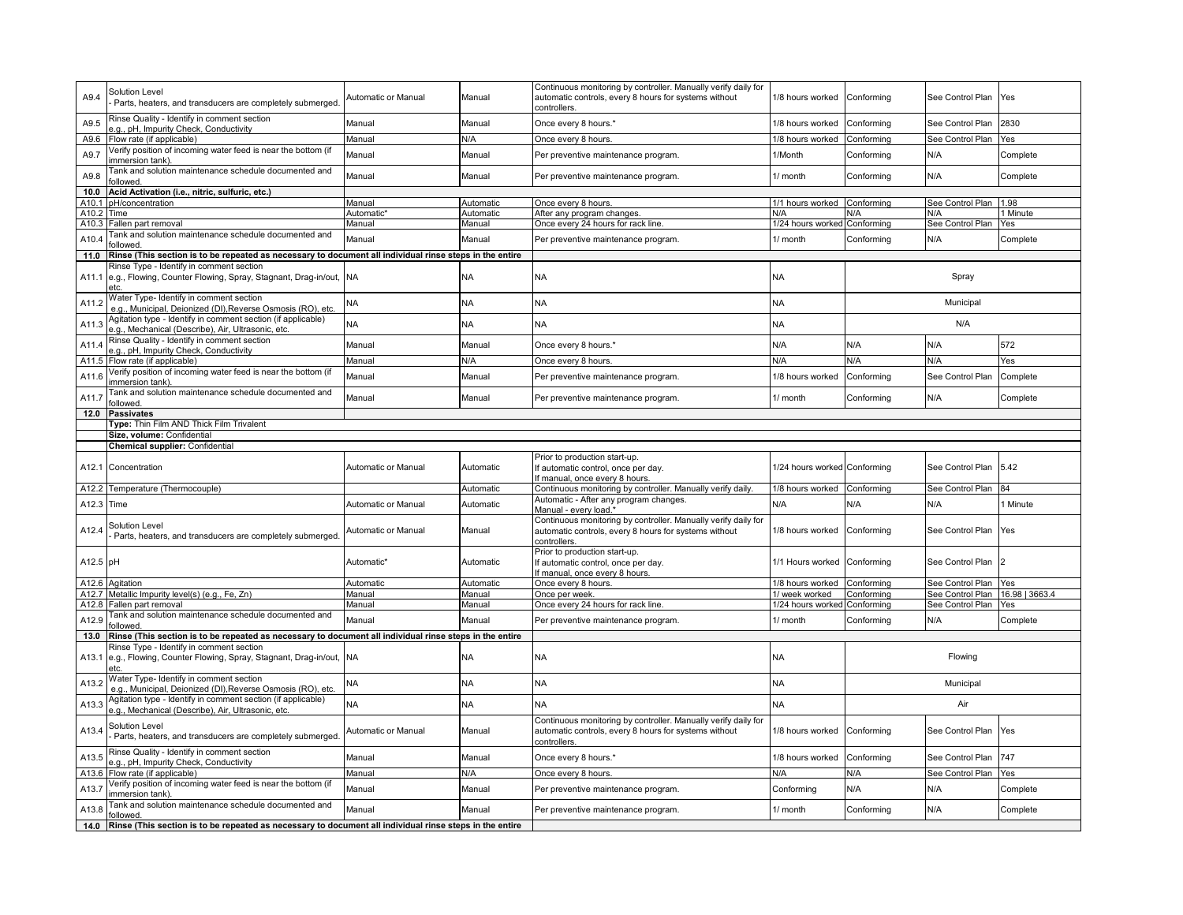| | | | | | | | | |
|---|---|---|---|---|---|---|---|---|
| A9.4 | Solution Level - Parts, heaters, and transducers are completely submerged. | Automatic or Manual | Manual | Continuous monitoring by controller. Manually verify daily for automatic controls, every 8 hours for systems without controllers. | 1/8 hours worked | Conforming | See Control Plan | Yes |
| A9.5 | Rinse Quality - Identify in comment section e.g., pH, Impurity Check, Conductivity | Manual | Manual | Once every 8 hours.* | 1/8 hours worked | Conforming | See Control Plan | 2830 |
| A9.6 | Flow rate (if applicable) | Manual | N/A | Once every 8 hours. | 1/8 hours worked | Conforming | See Control Plan | Yes |
| A9.7 | Verify position of incoming water feed is near the bottom (if immersion tank). | Manual | Manual | Per preventive maintenance program. | 1/Month | Conforming | N/A | Complete |
| A9.8 | Tank and solution maintenance schedule documented and followed. | Manual | Manual | Per preventive maintenance program. | 1/ month | Conforming | N/A | Complete |
| **10.0** | **Acid Activation (i.e., nitric, sulfuric, etc.)** | | | | | | | |
| A10.1 | pH/concentration | Manual | Automatic | Once every 8 hours. | 1/1 hours worked | Conforming | See Control Plan | 1.98 |
| A10.2 | Time | Automatic* | Automatic | After any program changes. | N/A | N/A | N/A | 1 Minute |
| A10.3 | Fallen part removal | Manual | Manual | Once every 24 hours for rack line. | 1/24 hours worked | Conforming | See Control Plan | Yes |
| A10.4 | Tank and solution maintenance schedule documented and followed. | Manual | Manual | Per preventive maintenance program. | 1/ month | Conforming | N/A | Complete |
| **11.0** | **Rinse (This section is to be repeated as necessary to document all individual rinse steps in the entire** | | | | | | | |
| A11.1 | Rinse Type - Identify in comment section e.g., Flowing, Counter Flowing, Spray, Stagnant, Drag-in/out, etc. | NA | NA | NA | NA | Spray | | |
| A11.2 | Water Type- Identify in comment section e.g., Municipal, Deionized (DI),Reverse Osmosis (RO), etc. | NA | NA | NA | NA | Municipal | | |
| A11.3 | Agitation type - Identify in comment section (if applicable) e.g., Mechanical (Describe), Air, Ultrasonic, etc. | NA | NA | NA | NA | N/A | | |
| A11.4 | Rinse Quality - Identify in comment section e.g., pH, Impurity Check, Conductivity | Manual | Manual | Once every 8 hours.* | N/A | N/A | N/A | 572 |
| A11.5 | Flow rate (if applicable) | Manual | N/A | Once every 8 hours. | N/A | N/A | N/A | Yes |
| A11.6 | Verify position of incoming water feed is near the bottom (if immersion tank). | Manual | Manual | Per preventive maintenance program. | 1/8 hours worked | Conforming | See Control Plan | Complete |
| A11.7 | Tank and solution maintenance schedule documented and followed. | Manual | Manual | Per preventive maintenance program. | 1/ month | Conforming | N/A | Complete |
| **12.0** | **Passivates** | | | | | | | |
| | **Type:** Thin Film AND Thick Film Trivalent | | | | | | | |
| | **Size, volume:** Confidential | | | | | | | |
| | **Chemical supplier:** Confidential | | | | | | | |
| A12.1 | Concentration | Automatic or Manual | Automatic | Prior to production start-up. If automatic control, once per day. If manual, once every 8 hours. | 1/24 hours worked | Conforming | See Control Plan | 5.42 |
| A12.2 | Temperature (Thermocouple) | | Automatic | Continuous monitoring by controller. Manually verify daily. | 1/8 hours worked | Conforming | See Control Plan | 84 |
| A12.3 | Time | Automatic or Manual | Automatic | Automatic - After any program changes. Manual - every load.* | N/A | N/A | N/A | 1 Minute |
| A12.4 | Solution Level - Parts, heaters, and transducers are completely submerged. | Automatic or Manual | Manual | Continuous monitoring by controller. Manually verify daily for automatic controls, every 8 hours for systems without controllers. | 1/8 hours worked | Conforming | See Control Plan | Yes |
| A12.5 | pH | Automatic* | Automatic | Prior to production start-up. If automatic control, once per day. If manual, once every 8 hours. | 1/1 Hours worked | Conforming | See Control Plan | 2 |
| A12.6 | Agitation | Automatic | Automatic | Once every 8 hours. | 1/8 hours worked | Conforming | See Control Plan | Yes |
| A12.7 | Metallic Impurity level(s) (e.g., Fe, Zn) | Manual | Manual | Once per week. | 1/ week worked | Conforming | See Control Plan | 16.98 \| 3663.4 |
| A12.8 | Fallen part removal | Manual | Manual | Once every 24 hours for rack line. | 1/24 hours worked | Conforming | See Control Plan | Yes |
| A12.9 | Tank and solution maintenance schedule documented and followed. | Manual | Manual | Per preventive maintenance program. | 1/ month | Conforming | N/A | Complete |
| **13.0** | **Rinse (This section is to be repeated as necessary to document all individual rinse steps in the entire** | | | | | | | |
| A13.1 | Rinse Type - Identify in comment section e.g., Flowing, Counter Flowing, Spray, Stagnant, Drag-in/out, etc. | NA | NA | NA | NA | Flowing | | |
| A13.2 | Water Type- Identify in comment section e.g., Municipal, Deionized (DI),Reverse Osmosis (RO), etc. | NA | NA | NA | NA | Municipal | | |
| A13.3 | Agitation type - Identify in comment section (if applicable) e.g., Mechanical (Describe), Air, Ultrasonic, etc. | NA | NA | NA | NA | Air | | |
| A13.4 | Solution Level - Parts, heaters, and transducers are completely submerged. | Automatic or Manual | Manual | Continuous monitoring by controller. Manually verify daily for automatic controls, every 8 hours for systems without controllers. | 1/8 hours worked | Conforming | See Control Plan | Yes |
| A13.5 | Rinse Quality - Identify in comment section e.g., pH, Impurity Check, Conductivity | Manual | Manual | Once every 8 hours.* | 1/8 hours worked | Conforming | See Control Plan | 747 |
| A13.6 | Flow rate (if applicable) | Manual | N/A | Once every 8 hours. | N/A | N/A | See Control Plan | Yes |
| A13.7 | Verify position of incoming water feed is near the bottom (if immersion tank). | Manual | Manual | Per preventive maintenance program. | Conforming | N/A | N/A | Complete |
| A13.8 | Tank and solution maintenance schedule documented and followed. | Manual | Manual | Per preventive maintenance program. | 1/ month | Conforming | N/A | Complete |
| **14.0** | **Rinse (This section is to be repeated as necessary to document all individual rinse steps in the entire** | | | | | | | |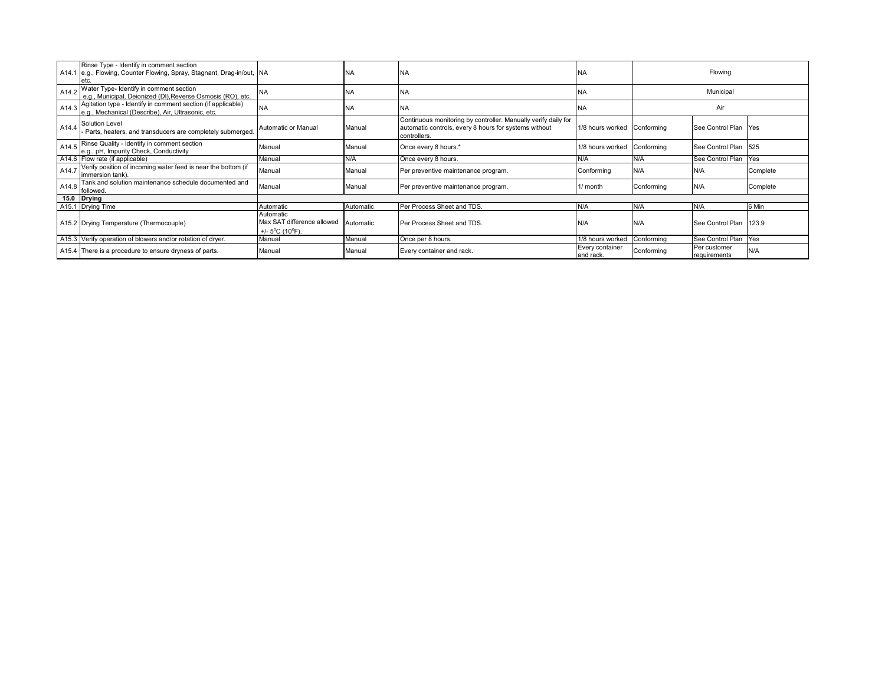| | | | | | | | | |
|---|---|---|---|---|---|---|---|---|
| A14.1 | Rinse Type - Identify in comment section e.g., Flowing, Counter Flowing, Spray, Stagnant, Drag-in/out, etc. | NA | NA | NA | NA | Flowing | | |
| A14.2 | Water Type- Identify in comment section e.g., Municipal, Deionized (DI),Reverse Osmosis (RO), etc. | NA | NA | NA | NA | Municipal | | |
| A14.3 | Agitation type - Identify in comment section (if applicable) e.g., Mechanical (Describe), Air, Ultrasonic, etc. | NA | NA | NA | NA | Air | | |
| A14.4 | Solution Level - Parts, heaters, and transducers are completely submerged. | Automatic or Manual | Manual | Continuous monitoring by controller. Manually verify daily for automatic controls, every 8 hours for systems without controllers. | 1/8 hours worked | Conforming | See Control Plan | Yes |
| A14.5 | Rinse Quality - Identify in comment section e.g., pH, Impurity Check, Conductivity | Manual | Manual | Once every 8 hours.* | 1/8 hours worked | Conforming | See Control Plan | 525 |
| A14.6 | Flow rate (if applicable) | Manual | N/A | Once every 8 hours. | N/A | N/A | See Control Plan | Yes |
| A14.7 | Verify position of incoming water feed is near the bottom (if immersion tank). | Manual | Manual | Per preventive maintenance program. | Conforming | N/A | N/A | Complete |
| A14.8 | Tank and solution maintenance schedule documented and followed. | Manual | Manual | Per preventive maintenance program. | 1/ month | Conforming | N/A | Complete |
| **15.0** | **Drying** | | | | | | | |
| A15.1 | Drying Time | Automatic | Automatic | Per Process Sheet and TDS. | N/A | N/A | N/A | 6 Min |
| A15.2 | Drying Temperature (Thermocouple) | Automatic Max SAT difference allowed +/- 5°C (10°F). | Automatic | Per Process Sheet and TDS. | N/A | N/A | See Control Plan | 123.9 |
| A15.3 | Verify operation of blowers and/or rotation of dryer. | Manual | Manual | Once per 8 hours. | 1/8 hours worked | Conforming | See Control Plan | Yes |
| A15.4 | There is a procedure to ensure dryness of parts. | Manual | Manual | Every container and rack. | Every container and rack. | Conforming | Per customer requirements | N/A |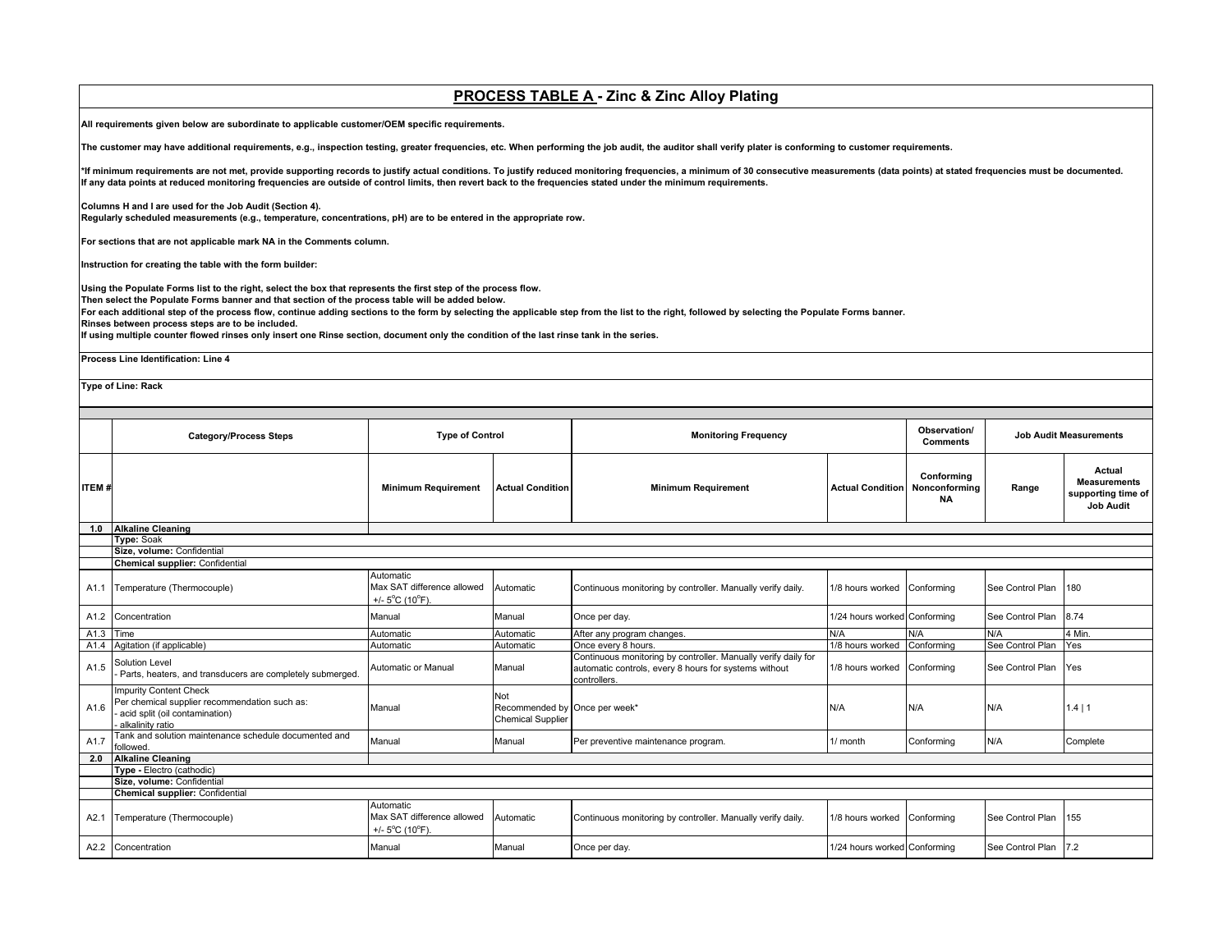## PROCESS TABLE A - Zinc & Zinc Alloy Plating

**All requirements given below are subordinate to applicable customer/OEM specific requirements.**

**The customer may have additional requirements, e.g., inspection testing, greater frequencies, etc. When performing the job audit, the auditor shall verify plater is conforming to customer requirements.**

**\*If minimum requirements are not met, provide supporting records to justify actual conditions. To justify reduced monitoring frequencies, a minimum of 30 consecutive measurements (data points) at stated frequencies must be documented. If any data points at reduced monitoring frequencies are outside of control limits, then revert back to the frequencies stated under the minimum requirements.**

**Columns H and I are used for the Job Audit (Section 4).**
**Regularly scheduled measurements (e.g., temperature, concentrations, pH) are to be entered in the appropriate row.**

**For sections that are not applicable mark NA in the Comments column.**

**Instruction for creating the table with the form builder:**

**Using the Populate Forms list to the right, select the box that represents the first step of the process flow.**
**Then select the Populate Forms banner and that section of the process table will be added below.**
**For each additional step of the process flow, continue adding sections to the form by selecting the applicable step from the list to the right, followed by selecting the Populate Forms banner.**
**Rinses between process steps are to be included.**
**If using multiple counter flowed rinses only insert one Rinse section, document only the condition of the last rinse tank in the series.**

**Process Line Identification: Line 4**

**Type of Line: Rack**

| | Category/Process Steps | Type of Control | | Monitoring Frequency | | Observation/ Comments | Job Audit Measurements | |
|---|---|---|---|---|---|---|---|---|
| ITEM # | | Minimum Requirement | Actual Condition | Minimum Requirement | Actual Condition | Conforming Nonconforming NA | Range | Actual Measurements supporting time of Job Audit |
| **1.0** | **Alkaline Cleaning** | | | | | | | |
| | **Type:** Soak | | | | | | | |
| | **Size, volume:** Confidential | | | | | | | |
| | **Chemical supplier:** Confidential | | | | | | | |
| A1.1 | Temperature (Thermocouple) | Automatic Max SAT difference allowed +/- 5°C (10°F). | Automatic | Continuous monitoring by controller. Manually verify daily. | 1/8 hours worked | Conforming | See Control Plan | 180 |
| A1.2 | Concentration | Manual | Manual | Once per day. | 1/24 hours worked | Conforming | See Control Plan | 8.74 |
| A1.3 | Time | Automatic | Automatic | After any program changes. | N/A | N/A | N/A | 4 Min. |
| A1.4 | Agitation (if applicable) | Automatic | Automatic | Once every 8 hours. | 1/8 hours worked | Conforming | See Control Plan | Yes |
| A1.5 | Solution Level - Parts, heaters, and transducers are completely submerged. | Automatic or Manual | Manual | Continuous monitoring by controller. Manually verify daily for automatic controls, every 8 hours for systems without controllers. | 1/8 hours worked | Conforming | See Control Plan | Yes |
| A1.6 | Impurity Content Check Per chemical supplier recommendation such as: - acid split (oil contamination) - alkalinity ratio | Manual | Not Recommended by Chemical Supplier | Once per week* | N/A | N/A | N/A | 1.4 \| 1 |
| A1.7 | Tank and solution maintenance schedule documented and followed. | Manual | Manual | Per preventive maintenance program. | 1/ month | Conforming | N/A | Complete |
| **2.0** | **Alkaline Cleaning** | | | | | | | |
| | **Type -** Electro (cathodic) | | | | | | | |
| | **Size, volume:** Confidential | | | | | | | |
| | **Chemical supplier:** Confidential | | | | | | | |
| A2.1 | Temperature (Thermocouple) | Automatic Max SAT difference allowed +/- 5°C (10°F). | Automatic | Continuous monitoring by controller. Manually verify daily. | 1/8 hours worked | Conforming | See Control Plan | 155 |
| A2.2 | Concentration | Manual | Manual | Once per day. | 1/24 hours worked | Conforming | See Control Plan | 7.2 |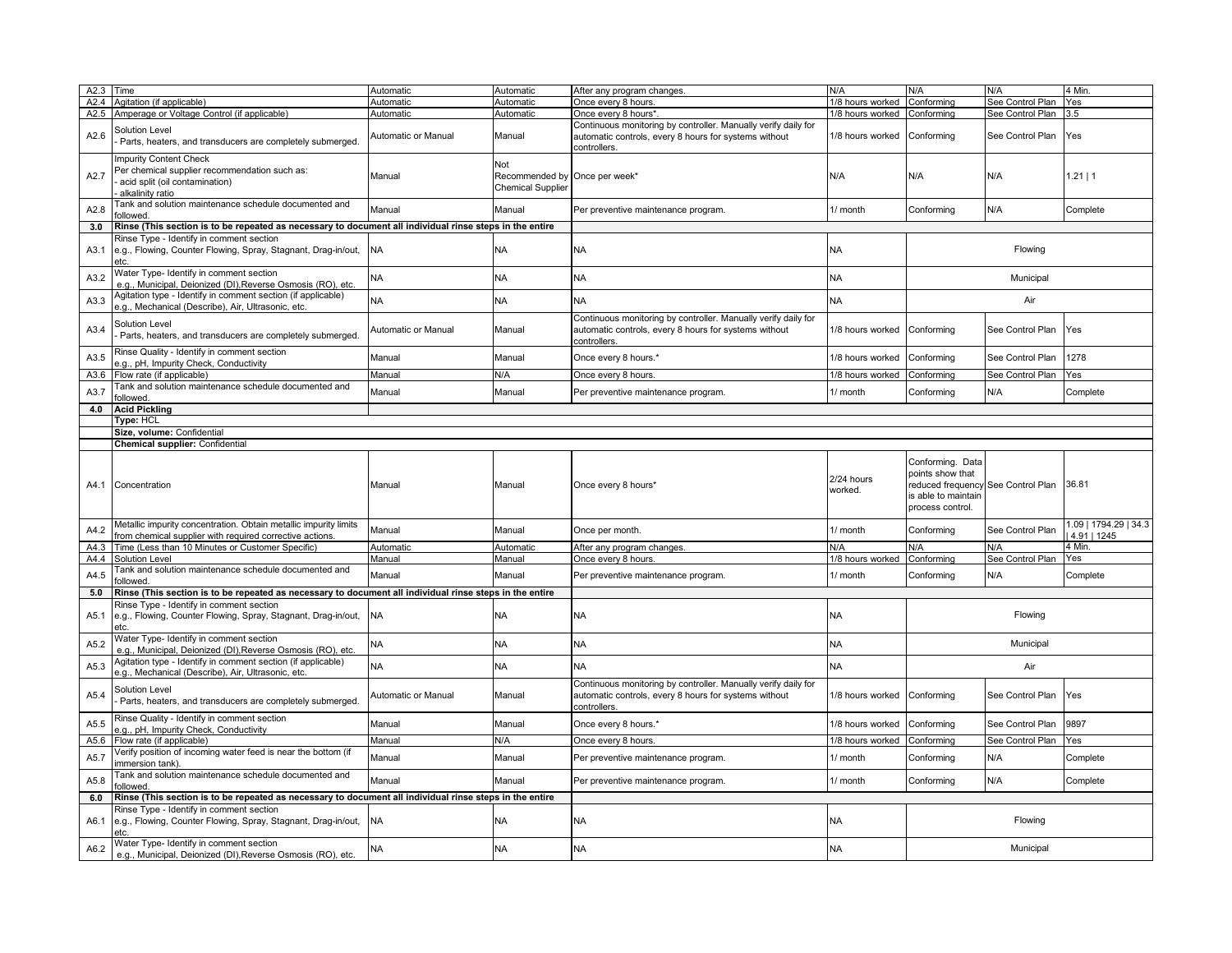| | | | | | | | | |
|---|---|---|---|---|---|---|---|---|
| A2.3 | Time | Automatic | Automatic | After any program changes. | N/A | N/A | N/A | 4 Min. |
| A2.4 | Agitation (if applicable) | Automatic | Automatic | Once every 8 hours. | 1/8 hours worked | Conforming | See Control Plan | Yes |
| A2.5 | Amperage or Voltage Control (if applicable) | Automatic | Automatic | Once every 8 hours*. | 1/8 hours worked | Conforming | See Control Plan | 3.5 |
| A2.6 | Solution Level<br>- Parts, heaters, and transducers are completely submerged. | Automatic or Manual | Manual | Continuous monitoring by controller. Manually verify daily for automatic controls, every 8 hours for systems without controllers. | 1/8 hours worked | Conforming | See Control Plan | Yes |
| A2.7 | Impurity Content Check<br>Per chemical supplier recommendation such as:<br>- acid split (oil contamination)<br>- alkalinity ratio | Manual | Not Recommended by Chemical Supplier | Once per week* | N/A | N/A | N/A | 1.21 \| 1 |
| A2.8 | Tank and solution maintenance schedule documented and followed. | Manual | Manual | Per preventive maintenance program. | 1/ month | Conforming | N/A | Complete |
| **3.0** | **Rinse (This section is to be repeated as necessary to document all individual rinse steps in the entire** | | | | | | | |
| A3.1 | Rinse Type - Identify in comment section<br>e.g., Flowing, Counter Flowing, Spray, Stagnant, Drag-in/out, etc. | NA | NA | NA | NA | Flowing | | |
| A3.2 | Water Type- Identify in comment section<br>e.g., Municipal, Deionized (DI),Reverse Osmosis (RO), etc. | NA | NA | NA | NA | Municipal | | |
| A3.3 | Agitation type - Identify in comment section (if applicable)<br>e.g., Mechanical (Describe), Air, Ultrasonic, etc. | NA | NA | NA | NA | Air | | |
| A3.4 | Solution Level<br>- Parts, heaters, and transducers are completely submerged. | Automatic or Manual | Manual | Continuous monitoring by controller. Manually verify daily for automatic controls, every 8 hours for systems without controllers. | 1/8 hours worked | Conforming | See Control Plan | Yes |
| A3.5 | Rinse Quality - Identify in comment section<br>e.g., pH, Impurity Check, Conductivity | Manual | Manual | Once every 8 hours.* | 1/8 hours worked | Conforming | See Control Plan | 1278 |
| A3.6 | Flow rate (if applicable) | Manual | N/A | Once every 8 hours. | 1/8 hours worked | Conforming | See Control Plan | Yes |
| A3.7 | Tank and solution maintenance schedule documented and followed. | Manual | Manual | Per preventive maintenance program. | 1/ month | Conforming | N/A | Complete |
| **4.0** | **Acid Pickling** | | | | | | | |
| | **Type:** HCL | | | | | | | |
| | **Size, volume:** Confidential | | | | | | | |
| | **Chemical supplier:** Confidential | | | | | | | |
| A4.1 | Concentration | Manual | Manual | Once every 8 hours* | 2/24 hours worked. | Conforming. Data points show that reduced frequency is able to maintain process control. | See Control Plan | 36.81 |
| A4.2 | Metallic impurity concentration. Obtain metallic impurity limits from chemical supplier with required corrective actions. | Manual | Manual | Once per month. | 1/ month | Conforming | See Control Plan | 1.09 \| 1794.29 \| 34.3 \| 4.91 \| 1245 |
| A4.3 | Time (Less than 10 Minutes or Customer Specific) | Automatic | Automatic | After any program changes. | N/A | N/A | N/A | 4 Min. |
| A4.4 | Solution Level | Manual | Manual | Once every 8 hours. | 1/8 hours worked | Conforming | See Control Plan | Yes |
| A4.5 | Tank and solution maintenance schedule documented and followed. | Manual | Manual | Per preventive maintenance program. | 1/ month | Conforming | N/A | Complete |
| **5.0** | **Rinse (This section is to be repeated as necessary to document all individual rinse steps in the entire** | | | | | | | |
| A5.1 | Rinse Type - Identify in comment section<br>e.g., Flowing, Counter Flowing, Spray, Stagnant, Drag-in/out, etc. | NA | NA | NA | NA | Flowing | | |
| A5.2 | Water Type- Identify in comment section<br>e.g., Municipal, Deionized (DI),Reverse Osmosis (RO), etc. | NA | NA | NA | NA | Municipal | | |
| A5.3 | Agitation type - Identify in comment section (if applicable)<br>e.g., Mechanical (Describe), Air, Ultrasonic, etc. | NA | NA | NA | NA | Air | | |
| A5.4 | Solution Level<br>- Parts, heaters, and transducers are completely submerged. | Automatic or Manual | Manual | Continuous monitoring by controller. Manually verify daily for automatic controls, every 8 hours for systems without controllers. | 1/8 hours worked | Conforming | See Control Plan | Yes |
| A5.5 | Rinse Quality - Identify in comment section<br>e.g., pH, Impurity Check, Conductivity | Manual | Manual | Once every 8 hours.* | 1/8 hours worked | Conforming | See Control Plan | 9897 |
| A5.6 | Flow rate (if applicable) | Manual | N/A | Once every 8 hours. | 1/8 hours worked | Conforming | See Control Plan | Yes |
| A5.7 | Verify position of incoming water feed is near the bottom (if immersion tank). | Manual | Manual | Per preventive maintenance program. | 1/ month | Conforming | N/A | Complete |
| A5.8 | Tank and solution maintenance schedule documented and followed. | Manual | Manual | Per preventive maintenance program. | 1/ month | Conforming | N/A | Complete |
| **6.0** | **Rinse (This section is to be repeated as necessary to document all individual rinse steps in the entire** | | | | | | | |
| A6.1 | Rinse Type - Identify in comment section<br>e.g., Flowing, Counter Flowing, Spray, Stagnant, Drag-in/out, etc. | NA | NA | NA | NA | Flowing | | |
| A6.2 | Water Type- Identify in comment section<br>e.g., Municipal, Deionized (DI),Reverse Osmosis (RO), etc. | NA | NA | NA | NA | Municipal | | |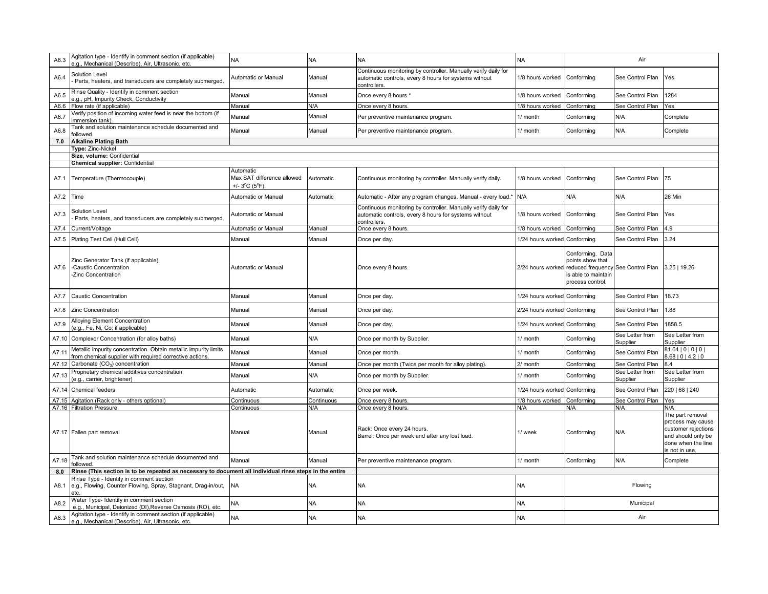| | | | | | | | | |
|---|---|---|---|---|---|---|---|---|
| A6.3 | Agitation type - Identify in comment section (if applicable) e.g., Mechanical (Describe), Air, Ultrasonic, etc. | NA | NA | NA | NA | Air | | |
| A6.4 | Solution Level - Parts, heaters, and transducers are completely submerged. | Automatic or Manual | Manual | Continuous monitoring by controller. Manually verify daily for automatic controls, every 8 hours for systems without controllers. | 1/8 hours worked | Conforming | See Control Plan | Yes |
| A6.5 | Rinse Quality - Identify in comment section e.g., pH, Impurity Check, Conductivity | Manual | Manual | Once every 8 hours.* | 1/8 hours worked | Conforming | See Control Plan | 1284 |
| A6.6 | Flow rate (if applicable) | Manual | N/A | Once every 8 hours. | 1/8 hours worked | Conforming | See Control Plan | Yes |
| A6.7 | Verify position of incoming water feed is near the bottom (if immersion tank). | Manual | Manual | Per preventive maintenance program. | 1/ month | Conforming | N/A | Complete |
| A6.8 | Tank and solution maintenance schedule documented and followed. | Manual | Manual | Per preventive maintenance program. | 1/ month | Conforming | N/A | Complete |
| **7.0** | **Alkaline Plating Bath** | | | | | | | |
| | **Type:** Zinc-Nickel | | | | | | | |
| | **Size, volume:** Confidential | | | | | | | |
| | **Chemical supplier:** Confidential | | | | | | | |
| A7.1 | Temperature (Thermocouple) | Automatic Max SAT difference allowed +/- 3°C (5°F). | Automatic | Continuous monitoring by controller. Manually verify daily. | 1/8 hours worked | Conforming | See Control Plan | 75 |
| A7.2 | Time | Automatic or Manual | Automatic | Automatic - After any program changes. Manual - every load.* | N/A | N/A | N/A | 26 Min |
| A7.3 | Solution Level - Parts, heaters, and transducers are completely submerged. | Automatic or Manual | | Continuous monitoring by controller. Manually verify daily for automatic controls, every 8 hours for systems without controllers. | 1/8 hours worked | Conforming | See Control Plan | Yes |
| A7.4 | Current/Voltage | Automatic or Manual | Manual | Once every 8 hours. | 1/8 hours worked | Conforming | See Control Plan | 4.9 |
| A7.5 | Plating Test Cell (Hull Cell) | Manual | Manual | Once per day. | 1/24 hours worked | Conforming | See Control Plan | 3.24 |
| A7.6 | Zinc Generator Tank (if applicable) -Caustic Concentration -Zinc Concentration | Automatic or Manual | | Once every 8 hours. | 2/24 hours worked | Conforming. Data points show that reduced frequency is able to maintain process control. | See Control Plan | 3.25 \| 19.26 |
| A7.7 | Caustic Concentration | Manual | Manual | Once per day. | 1/24 hours worked | Conforming | See Control Plan | 18.73 |
| A7.8 | Zinc Concentration | Manual | Manual | Once per day. | 2/24 hours worked | Conforming | See Control Plan | 1.88 |
| A7.9 | Alloying Element Concentration (e.g., Fe, Ni, Co; if applicable) | Manual | Manual | Once per day. | 1/24 hours worked | Conforming | See Control Plan | 1858.5 |
| A7.10 | Complexor Concentration (for alloy baths) | Manual | N/A | Once per month by Supplier. | 1/ month | Conforming | See Letter from Supplier | See Letter from Supplier |
| A7.11 | Metallic impurity concentration. Obtain metallic impurity limits from chemical supplier with required corrective actions. | Manual | Manual | Once per month. | 1/ month | Conforming | See Control Plan | 81.64 \| 0 \| 0 \| 0 \| 8.68 \| 0 \| 4.2 \| 0 |
| A7.12 | Carbonate ($CO_3$) concentration | Manual | Manual | Once per month (Twice per month for alloy plating). | 2/ month | Conforming | See Control Plan | 8.4 |
| A7.13 | Proprietary chemical additives concentration (e.g., carrier, brightener) | Manual | N/A | Once per month by Supplier. | 1/ month | Conforming | See Letter from Supplier | See Letter from Supplier |
| A7.14 | Chemical feeders | Automatic | Automatic | Once per week. | 1/24 hours worked | Conforming | See Control Plan | 220 \| 68 \| 240 |
| A7.15 | Agitation (Rack only - others optional) | Continuous | Continuous | Once every 8 hours. | 1/8 hours worked | Conforming | See Control Plan | Yes |
| A7.16 | Filtration Pressure | Continuous | N/A | Once every 8 hours. | N/A | N/A | N/A | N/A |
| A7.17 | Fallen part removal | Manual | Manual | Rack: Once every 24 hours. Barrel: Once per week and after any lost load. | 1/ week | Conforming | N/A | The part removal process may cause customer rejections and should only be done when the line is not in use. |
| A7.18 | Tank and solution maintenance schedule documented and followed. | Manual | Manual | Per preventive maintenance program. | 1/ month | Conforming | N/A | Complete |
| **8.0** | **Rinse (This section is to be repeated as necessary to document all individual rinse steps in the entire** | | | | | | | |
| A8.1 | Rinse Type - Identify in comment section e.g., Flowing, Counter Flowing, Spray, Stagnant, Drag-in/out, etc. | NA | NA | NA | NA | Flowing | | |
| A8.2 | Water Type- Identify in comment section e.g., Municipal, Deionized (DI),Reverse Osmosis (RO), etc. | NA | NA | NA | NA | Municipal | | |
| A8.3 | Agitation type - Identify in comment section (if applicable) e.g., Mechanical (Describe), Air, Ultrasonic, etc. | NA | NA | NA | NA | Air | | |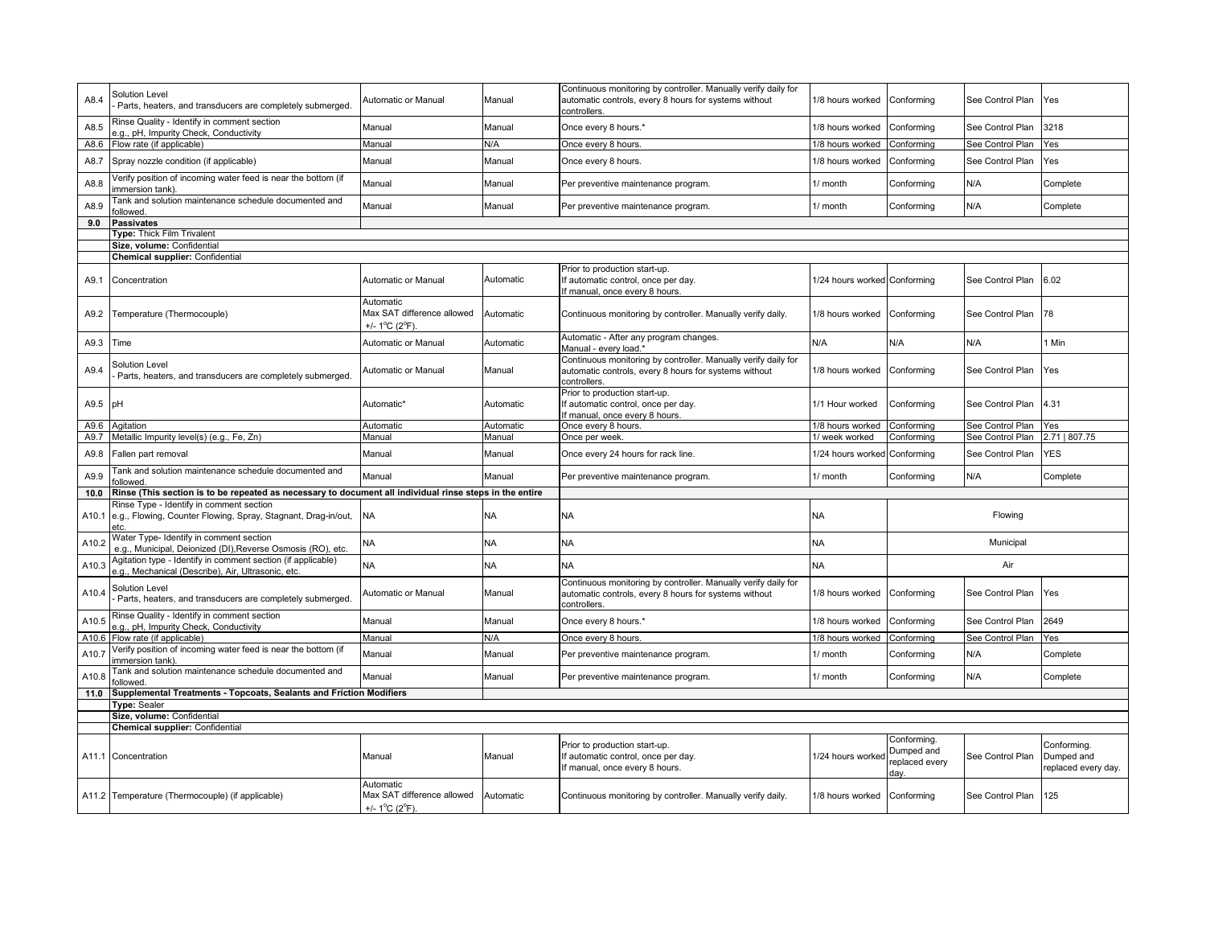| | | | | | | | | |
|---|---|---|---|---|---|---|---|---|
| A8.4 | Solution Level - Parts, heaters, and transducers are completely submerged. | Automatic or Manual | Manual | Continuous monitoring by controller. Manually verify daily for automatic controls, every 8 hours for systems without controllers. | 1/8 hours worked | Conforming | See Control Plan | Yes |
| A8.5 | Rinse Quality - Identify in comment section e.g., pH, Impurity Check, Conductivity | Manual | Manual | Once every 8 hours.* | 1/8 hours worked | Conforming | See Control Plan | 3218 |
| A8.6 | Flow rate (if applicable) | Manual | N/A | Once every 8 hours. | 1/8 hours worked | Conforming | See Control Plan | Yes |
| A8.7 | Spray nozzle condition (if applicable) | Manual | Manual | Once every 8 hours. | 1/8 hours worked | Conforming | See Control Plan | Yes |
| A8.8 | Verify position of incoming water feed is near the bottom (if immersion tank). | Manual | Manual | Per preventive maintenance program. | 1/ month | Conforming | N/A | Complete |
| A8.9 | Tank and solution maintenance schedule documented and followed. | Manual | Manual | Per preventive maintenance program. | 1/ month | Conforming | N/A | Complete |
| **9.0** | **Passivates** | | | | | | | |
| | **Type:** Thick Film Trivalent | | | | | | | |
| | **Size, volume:** Confidential | | | | | | | |
| | **Chemical supplier:** Confidential | | | | | | | |
| A9.1 | Concentration | Automatic or Manual | Automatic | Prior to production start-up. If automatic control, once per day. If manual, once every 8 hours. | 1/24 hours worked | Conforming | See Control Plan | 6.02 |
| A9.2 | Temperature (Thermocouple) | Automatic Max SAT difference allowed +/- 1°C (2°F). | Automatic | Continuous monitoring by controller. Manually verify daily. | 1/8 hours worked | Conforming | See Control Plan | 78 |
| A9.3 | Time | Automatic or Manual | Automatic | Automatic - After any program changes. Manual - every load.* | N/A | N/A | N/A | 1 Min |
| A9.4 | Solution Level - Parts, heaters, and transducers are completely submerged. | Automatic or Manual | Manual | Continuous monitoring by controller. Manually verify daily for automatic controls, every 8 hours for systems without controllers. | 1/8 hours worked | Conforming | See Control Plan | Yes |
| A9.5 | pH | Automatic* | Automatic | Prior to production start-up. If automatic control, once per day. If manual, once every 8 hours. | 1/1 Hour worked | Conforming | See Control Plan | 4.31 |
| A9.6 | Agitation | Automatic | Automatic | Once every 8 hours. | 1/8 hours worked | Conforming | See Control Plan | Yes |
| A9.7 | Metallic Impurity level(s) (e.g., Fe, Zn) | Manual | Manual | Once per week. | 1/ week worked | Conforming | See Control Plan | 2.71 \| 807.75 |
| A9.8 | Fallen part removal | Manual | Manual | Once every 24 hours for rack line. | 1/24 hours worked | Conforming | See Control Plan | YES |
| A9.9 | Tank and solution maintenance schedule documented and followed. | Manual | Manual | Per preventive maintenance program. | 1/ month | Conforming | N/A | Complete |
| **10.0** | **Rinse (This section is to be repeated as necessary to document all individual rinse steps in the entire** | | | | | | | |
| A10.1 | Rinse Type - Identify in comment section e.g., Flowing, Counter Flowing, Spray, Stagnant, Drag-in/out, etc. | NA | NA | NA | NA | Flowing | | |
| A10.2 | Water Type- Identify in comment section e.g., Municipal, Deionized (DI),Reverse Osmosis (RO), etc. | NA | NA | NA | NA | Municipal | | |
| A10.3 | Agitation type - Identify in comment section (if applicable) e.g., Mechanical (Describe), Air, Ultrasonic, etc. | NA | NA | NA | NA | Air | | |
| A10.4 | Solution Level - Parts, heaters, and transducers are completely submerged. | Automatic or Manual | Manual | Continuous monitoring by controller. Manually verify daily for automatic controls, every 8 hours for systems without controllers. | 1/8 hours worked | Conforming | See Control Plan | Yes |
| A10.5 | Rinse Quality - Identify in comment section e.g., pH, Impurity Check, Conductivity | Manual | Manual | Once every 8 hours.* | 1/8 hours worked | Conforming | See Control Plan | 2649 |
| A10.6 | Flow rate (if applicable) | Manual | N/A | Once every 8 hours. | 1/8 hours worked | Conforming | See Control Plan | Yes |
| A10.7 | Verify position of incoming water feed is near the bottom (if immersion tank). | Manual | Manual | Per preventive maintenance program. | 1/ month | Conforming | N/A | Complete |
| A10.8 | Tank and solution maintenance schedule documented and followed. | Manual | Manual | Per preventive maintenance program. | 1/ month | Conforming | N/A | Complete |
| **11.0** | **Supplemental Treatments - Topcoats, Sealants and Friction Modifiers** | | | | | | | |
| | **Type:** Sealer | | | | | | | |
| | **Size, volume:** Confidential | | | | | | | |
| | **Chemical supplier:** Confidential | | | | | | | |
| A11.1 | Concentration | Manual | Manual | Prior to production start-up. If automatic control, once per day. If manual, once every 8 hours. | 1/24 hours worked | Conforming. Dumped and replaced every day. | See Control Plan | Conforming. Dumped and replaced every day. |
| A11.2 | Temperature (Thermocouple) (if applicable) | Automatic Max SAT difference allowed +/- 1°C (2°F). | Automatic | Continuous monitoring by controller. Manually verify daily. | 1/8 hours worked | Conforming | See Control Plan | 125 |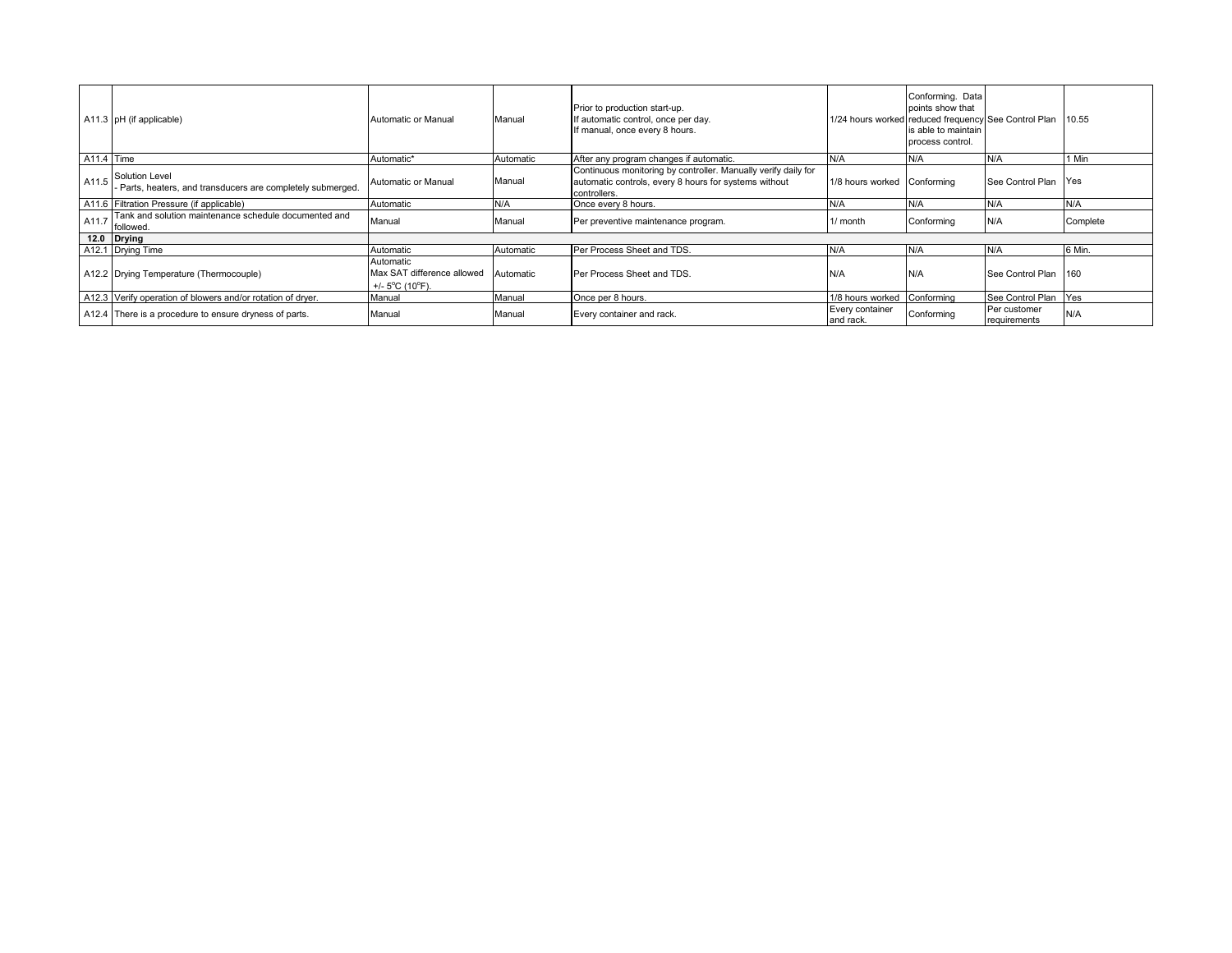| | | | | | | | | |
|---|---|---|---|---|---|---|---|---|
| A11.3 | pH (if applicable) | Automatic or Manual | Manual | Prior to production start-up.<br>If automatic control, once per day.<br>If manual, once every 8 hours. | 1/24 hours worked | Conforming. Data points show that reduced frequency is able to maintain process control. | See Control Plan | 10.55 |
| A11.4 | Time | Automatic* | Automatic | After any program changes if automatic. | N/A | N/A | N/A | 1 Min |
| A11.5 | Solution Level<br>- Parts, heaters, and transducers are completely submerged. | Automatic or Manual | Manual | Continuous monitoring by controller. Manually verify daily for automatic controls, every 8 hours for systems without controllers. | 1/8 hours worked | Conforming | See Control Plan | Yes |
| A11.6 | Filtration Pressure (if applicable) | Automatic | N/A | Once every 8 hours. | N/A | N/A | N/A | N/A |
| A11.7 | Tank and solution maintenance schedule documented and followed. | Manual | Manual | Per preventive maintenance program. | 1/ month | Conforming | N/A | Complete |
| **12.0** | **Drying** | | | | | | | |
| A12.1 | Drying Time | Automatic | Automatic | Per Process Sheet and TDS. | N/A | N/A | N/A | 6 Min. |
| A12.2 | Drying Temperature (Thermocouple) | Automatic<br>Max SAT difference allowed +/- 5°C (10°F). | Automatic | Per Process Sheet and TDS. | N/A | N/A | See Control Plan | 160 |
| A12.3 | Verify operation of blowers and/or rotation of dryer. | Manual | Manual | Once per 8 hours. | 1/8 hours worked | Conforming | See Control Plan | Yes |
| A12.4 | There is a procedure to ensure dryness of parts. | Manual | Manual | Every container and rack. | Every container and rack. | Conforming | Per customer requirements | N/A |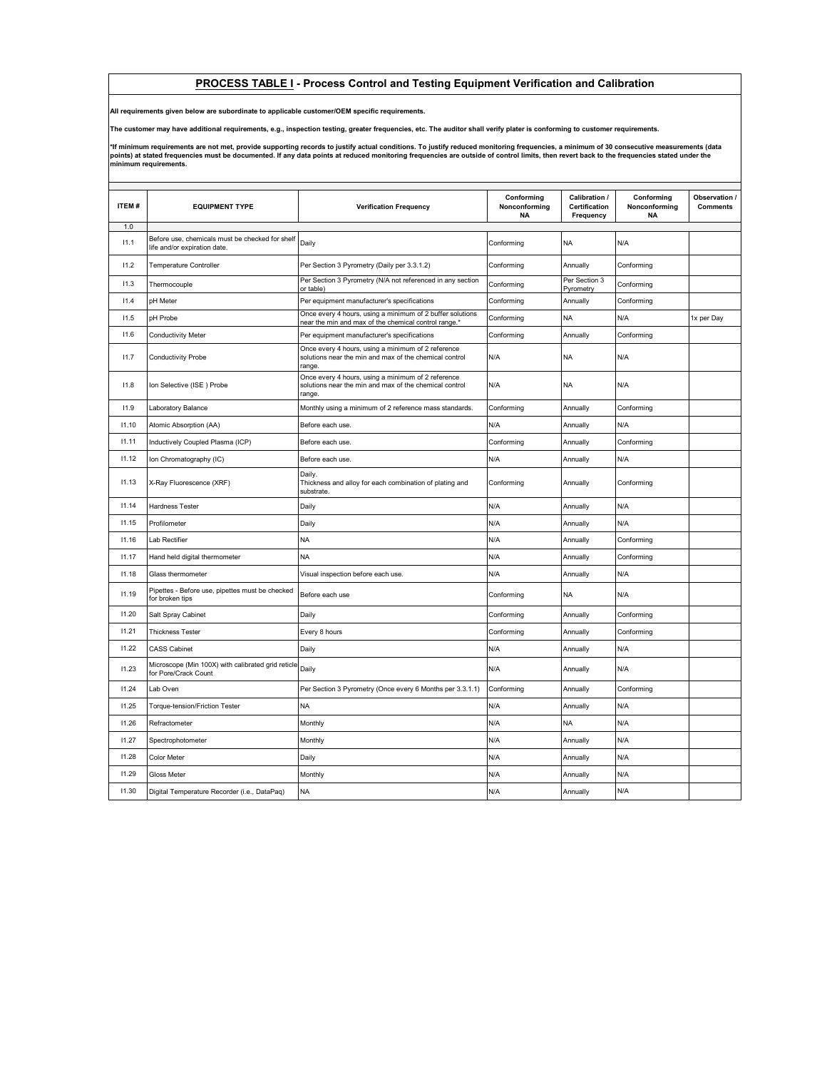## **PROCESS TABLE I** - Process Control and Testing Equipment Verification and Calibration

**All requirements given below are subordinate to applicable customer/OEM specific requirements.**

**The customer may have additional requirements, e.g., inspection testing, greater frequencies, etc. The auditor shall verify plater is conforming to customer requirements.**

**\*If minimum requirements are not met, provide supporting records to justify actual conditions. To justify reduced monitoring frequencies, a minimum of 30 consecutive measurements (data points) at stated frequencies must be documented. If any data points at reduced monitoring frequencies are outside of control limits, then revert back to the frequencies stated under the minimum requirements.**

| ITEM # | EQUIPMENT TYPE | Verification Frequency | Conforming Nonconforming NA | Calibration / Certification Frequency | Conforming Nonconforming NA | Observation / Comments |
|---|---|---|---|---|---|---|
| 1.0 | | | | | | |
| I1.1 | Before use, chemicals must be checked for shelf life and/or expiration date. | Daily | Conforming | NA | N/A | |
| I1.2 | Temperature Controller | Per Section 3 Pyrometry (Daily per 3.3.1.2) | Conforming | Annually | Conforming | |
| I1.3 | Thermocouple | Per Section 3 Pyrometry (N/A not referenced in any section or table) | Conforming | Per Section 3 Pyrometry | Conforming | |
| I1.4 | pH Meter | Per equipment manufacturer's specifications | Conforming | Annually | Conforming | |
| I1.5 | pH Probe | Once every 4 hours, using a minimum of 2 buffer solutions near the min and max of the chemical control range.* | Conforming | NA | N/A | 1x per Day |
| I1.6 | Conductivity Meter | Per equipment manufacturer's specifications | Conforming | Annually | Conforming | |
| I1.7 | Conductivity Probe | Once every 4 hours, using a minimum of 2 reference solutions near the min and max of the chemical control range. | N/A | NA | N/A | |
| I1.8 | Ion Selective (ISE ) Probe | Once every 4 hours, using a minimum of 2 reference solutions near the min and max of the chemical control range. | N/A | NA | N/A | |
| I1.9 | Laboratory Balance | Monthly using a minimum of 2 reference mass standards. | Conforming | Annually | Conforming | |
| I1.10 | Atomic Absorption (AA) | Before each use. | N/A | Annually | N/A | |
| I1.11 | Inductively Coupled Plasma (ICP) | Before each use. | Conforming | Annually | Conforming | |
| I1.12 | Ion Chromatography (IC) | Before each use. | N/A | Annually | N/A | |
| I1.13 | X-Ray Fluorescence (XRF) | Daily. Thickness and alloy for each combination of plating and substrate. | Conforming | Annually | Conforming | |
| I1.14 | Hardness Tester | Daily | N/A | Annually | N/A | |
| I1.15 | Profilometer | Daily | N/A | Annually | N/A | |
| I1.16 | Lab Rectifier | NA | N/A | Annually | Conforming | |
| I1.17 | Hand held digital thermometer | NA | N/A | Annually | Conforming | |
| I1.18 | Glass thermometer | Visual inspection before each use. | N/A | Annually | N/A | |
| I1.19 | Pipettes - Before use, pipettes must be checked for broken tips | Before each use | Conforming | NA | N/A | |
| I1.20 | Salt Spray Cabinet | Daily | Conforming | Annually | Conforming | |
| I1.21 | Thickness Tester | Every 8 hours | Conforming | Annually | Conforming | |
| I1.22 | CASS Cabinet | Daily | N/A | Annually | N/A | |
| I1.23 | Microscope (Min 100X) with calibrated grid reticle for Pore/Crack Count | Daily | N/A | Annually | N/A | |
| I1.24 | Lab Oven | Per Section 3 Pyrometry (Once every 6 Months per 3.3.1.1) | Conforming | Annually | Conforming | |
| I1.25 | Torque-tension/Friction Tester | NA | N/A | Annually | N/A | |
| I1.26 | Refractometer | Monthly | N/A | NA | N/A | |
| I1.27 | Spectrophotometer | Monthly | N/A | Annually | N/A | |
| I1.28 | Color Meter | Daily | N/A | Annually | N/A | |
| I1.29 | Gloss Meter | Monthly | N/A | Annually | N/A | |
| I1.30 | Digital Temperature Recorder (i.e., DataPaq) | NA | N/A | Annually | N/A | |